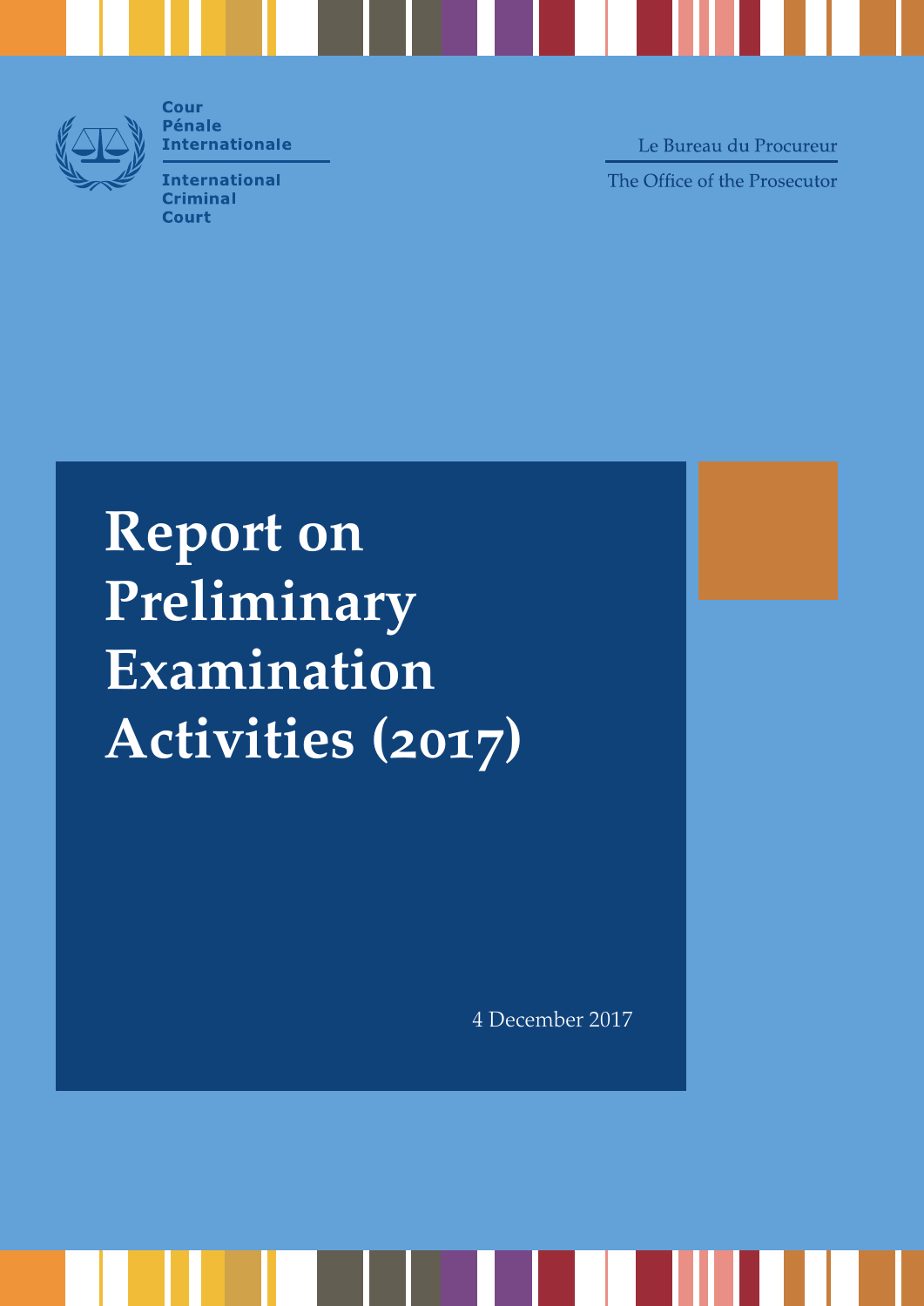Cour Pénale Internationale

International Criminal Court

Le Bureau du Procureur

The Office of the Prosecutor

# Report on Preliminary Examination Activities (2017)

4 December 2017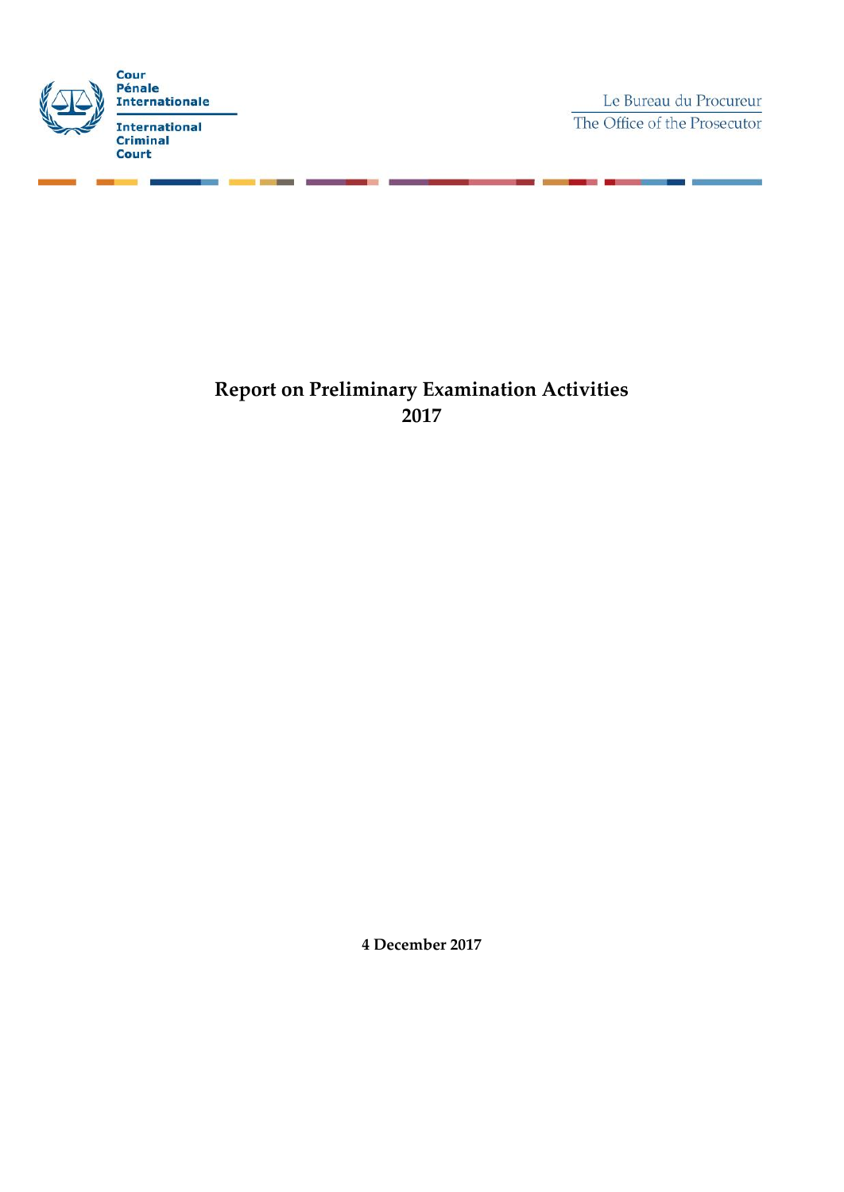Cour Pénale Internationale

International Criminal Court

Le Bureau du Procureur

The Office of the Prosecutor

# Report on Preliminary Examination Activities 2017

**4 December 2017**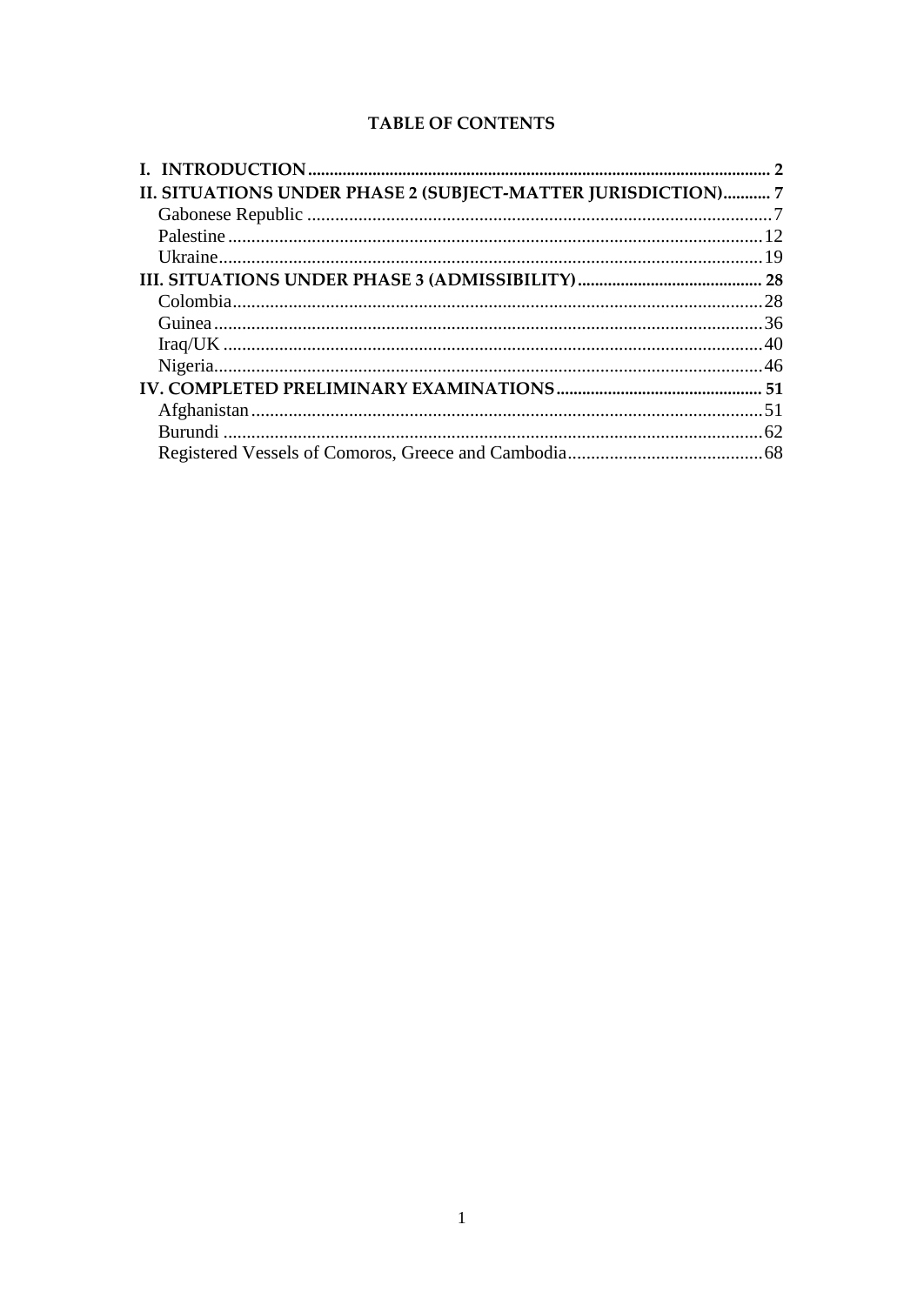## TABLE OF CONTENTS

**I. INTRODUCTION** .......... 2

**II. SITUATIONS UNDER PHASE 2 (SUBJECT-MATTER JURISDICTION)** .......... 7

- Gabonese Republic .......... 7
- Palestine .......... 12
- Ukraine .......... 19

**III. SITUATIONS UNDER PHASE 3 (ADMISSIBILITY)** .......... 28

- Colombia .......... 28
- Guinea .......... 36
- Iraq/UK .......... 40
- Nigeria .......... 46

**IV. COMPLETED PRELIMINARY EXAMINATIONS** .......... 51

- Afghanistan .......... 51
- Burundi .......... 62
- Registered Vessels of Comoros, Greece and Cambodia .......... 68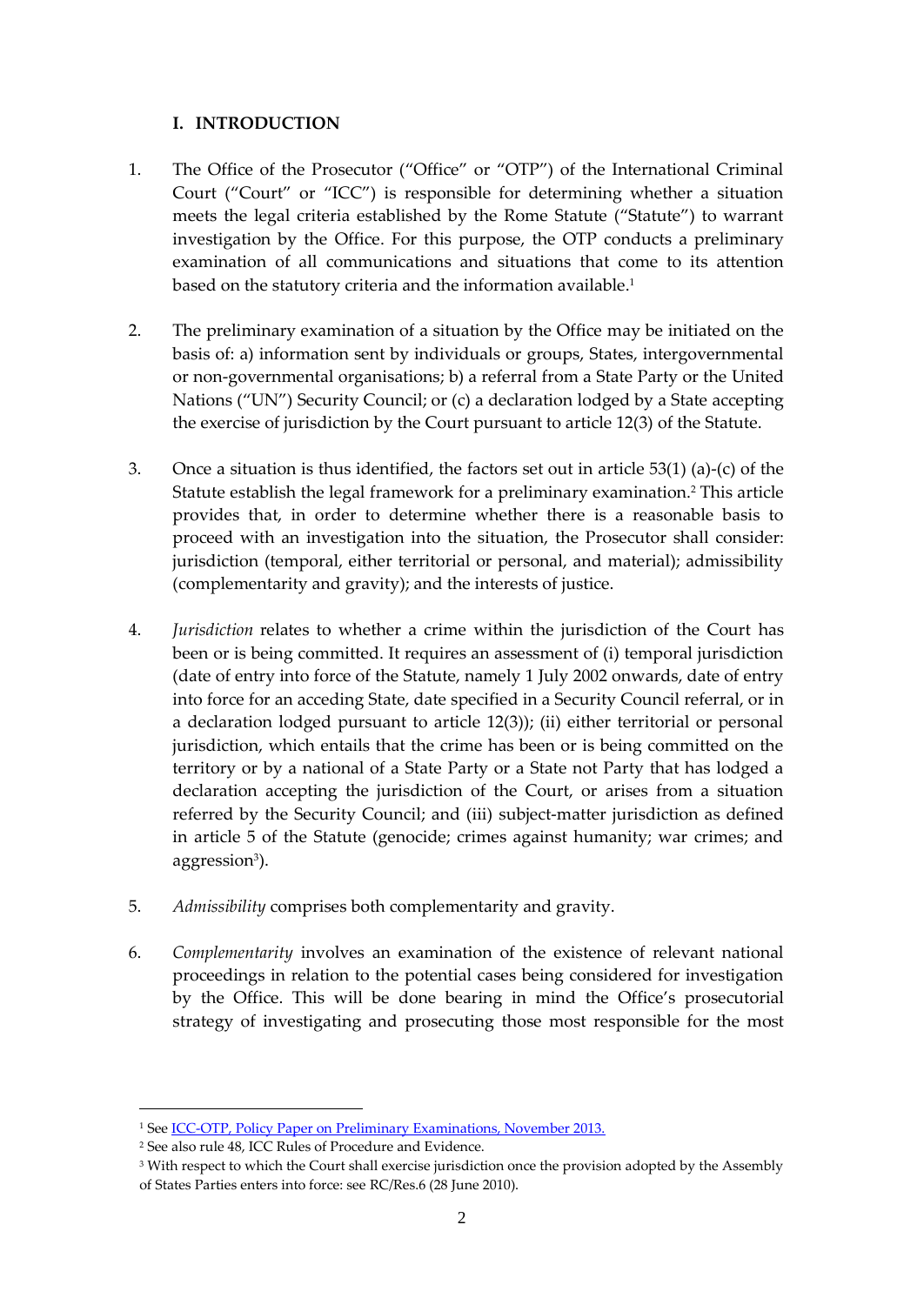## I. INTRODUCTION

1. The Office of the Prosecutor ("Office" or "OTP") of the International Criminal Court ("Court" or "ICC") is responsible for determining whether a situation meets the legal criteria established by the Rome Statute ("Statute") to warrant investigation by the Office. For this purpose, the OTP conducts a preliminary examination of all communications and situations that come to its attention based on the statutory criteria and the information available.[1]

2. The preliminary examination of a situation by the Office may be initiated on the basis of: a) information sent by individuals or groups, States, intergovernmental or non-governmental organisations; b) a referral from a State Party or the United Nations ("UN") Security Council; or (c) a declaration lodged by a State accepting the exercise of jurisdiction by the Court pursuant to article 12(3) of the Statute.

3. Once a situation is thus identified, the factors set out in article 53(1) (a)-(c) of the Statute establish the legal framework for a preliminary examination.[2] This article provides that, in order to determine whether there is a reasonable basis to proceed with an investigation into the situation, the Prosecutor shall consider: jurisdiction (temporal, either territorial or personal, and material); admissibility (complementarity and gravity); and the interests of justice.

4. *Jurisdiction* relates to whether a crime within the jurisdiction of the Court has been or is being committed. It requires an assessment of (i) temporal jurisdiction (date of entry into force of the Statute, namely 1 July 2002 onwards, date of entry into force for an acceding State, date specified in a Security Council referral, or in a declaration lodged pursuant to article 12(3)); (ii) either territorial or personal jurisdiction, which entails that the crime has been or is being committed on the territory or by a national of a State Party or a State not Party that has lodged a declaration accepting the jurisdiction of the Court, or arises from a situation referred by the Security Council; and (iii) subject-matter jurisdiction as defined in article 5 of the Statute (genocide; crimes against humanity; war crimes; and aggression[3]).

5. *Admissibility* comprises both complementarity and gravity.

6. *Complementarity* involves an examination of the existence of relevant national proceedings in relation to the potential cases being considered for investigation by the Office. This will be done bearing in mind the Office's prosecutorial strategy of investigating and prosecuting those most responsible for the most

---

[1] See ICC-OTP, Policy Paper on Preliminary Examinations, November 2013.

[2] See also rule 48, ICC Rules of Procedure and Evidence.

[3] With respect to which the Court shall exercise jurisdiction once the provision adopted by the Assembly of States Parties enters into force: see RC/Res.6 (28 June 2010).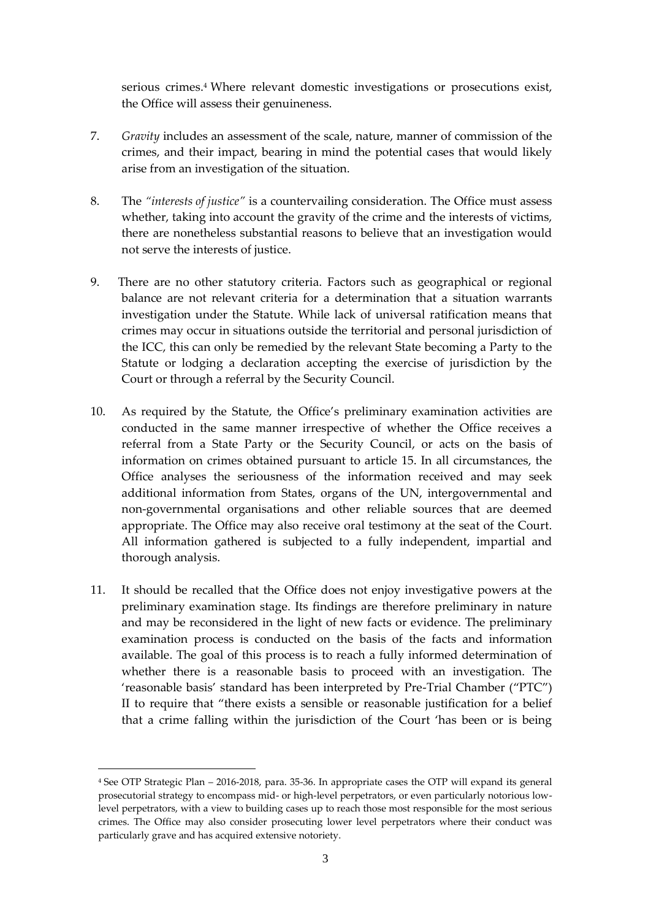serious crimes.[4] Where relevant domestic investigations or prosecutions exist, the Office will assess their genuineness.

7. *Gravity* includes an assessment of the scale, nature, manner of commission of the crimes, and their impact, bearing in mind the potential cases that would likely arise from an investigation of the situation.

8. The *"interests of justice"* is a countervailing consideration. The Office must assess whether, taking into account the gravity of the crime and the interests of victims, there are nonetheless substantial reasons to believe that an investigation would not serve the interests of justice.

9. There are no other statutory criteria. Factors such as geographical or regional balance are not relevant criteria for a determination that a situation warrants investigation under the Statute. While lack of universal ratification means that crimes may occur in situations outside the territorial and personal jurisdiction of the ICC, this can only be remedied by the relevant State becoming a Party to the Statute or lodging a declaration accepting the exercise of jurisdiction by the Court or through a referral by the Security Council.

10. As required by the Statute, the Office's preliminary examination activities are conducted in the same manner irrespective of whether the Office receives a referral from a State Party or the Security Council, or acts on the basis of information on crimes obtained pursuant to article 15. In all circumstances, the Office analyses the seriousness of the information received and may seek additional information from States, organs of the UN, intergovernmental and non-governmental organisations and other reliable sources that are deemed appropriate. The Office may also receive oral testimony at the seat of the Court. All information gathered is subjected to a fully independent, impartial and thorough analysis.

11. It should be recalled that the Office does not enjoy investigative powers at the preliminary examination stage. Its findings are therefore preliminary in nature and may be reconsidered in the light of new facts or evidence. The preliminary examination process is conducted on the basis of the facts and information available. The goal of this process is to reach a fully informed determination of whether there is a reasonable basis to proceed with an investigation. The 'reasonable basis' standard has been interpreted by Pre-Trial Chamber ("PTC") II to require that "there exists a sensible or reasonable justification for a belief that a crime falling within the jurisdiction of the Court 'has been or is being

---

[4] See OTP Strategic Plan – 2016-2018, para. 35-36. In appropriate cases the OTP will expand its general prosecutorial strategy to encompass mid- or high-level perpetrators, or even particularly notorious low-level perpetrators, with a view to building cases up to reach those most responsible for the most serious crimes. The Office may also consider prosecuting lower level perpetrators where their conduct was particularly grave and has acquired extensive notoriety.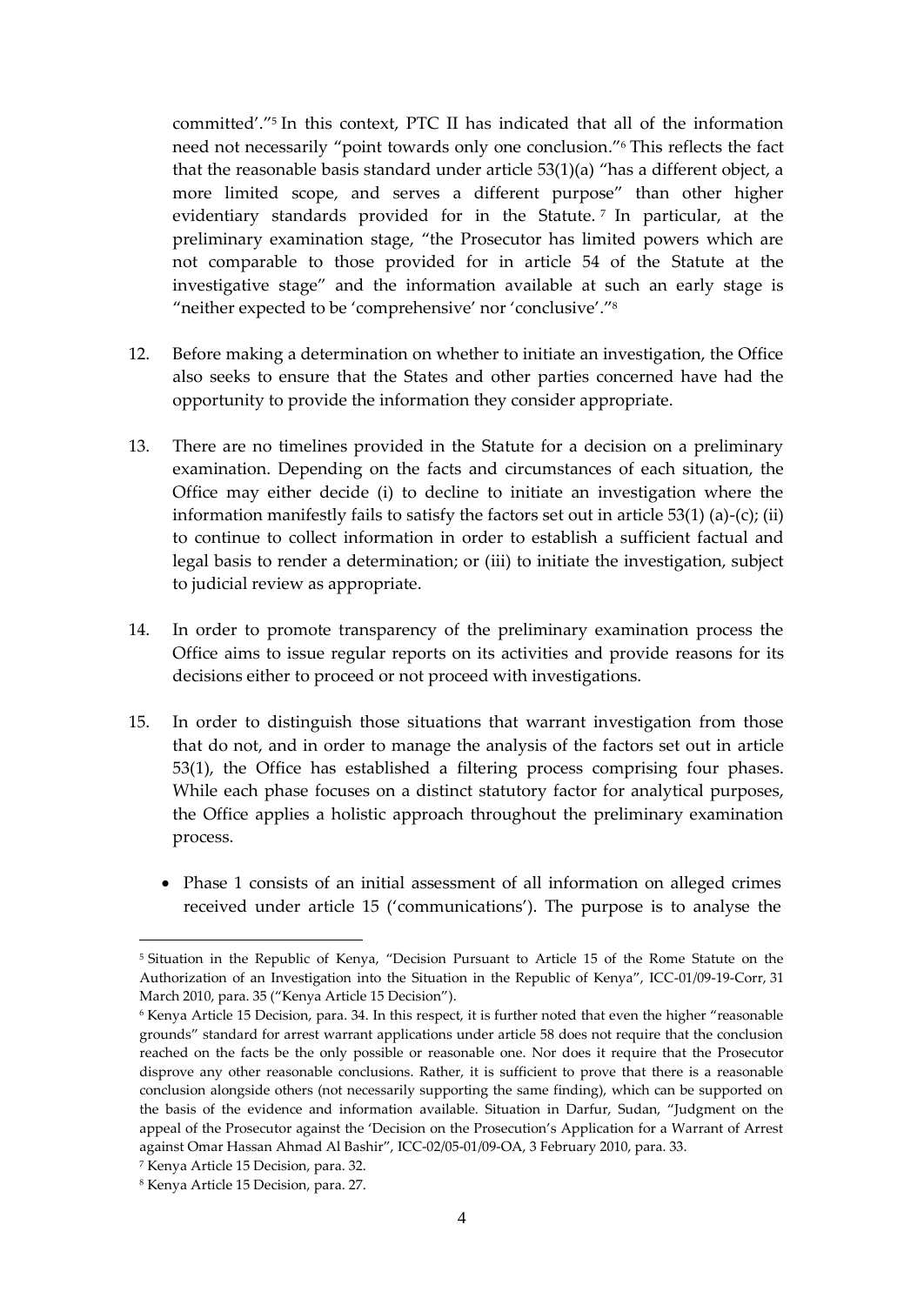committed'."[5] In this context, PTC II has indicated that all of the information need not necessarily "point towards only one conclusion."[6] This reflects the fact that the reasonable basis standard under article 53(1)(a) "has a different object, a more limited scope, and serves a different purpose" than other higher evidentiary standards provided for in the Statute.[7] In particular, at the preliminary examination stage, "the Prosecutor has limited powers which are not comparable to those provided for in article 54 of the Statute at the investigative stage" and the information available at such an early stage is "neither expected to be 'comprehensive' nor 'conclusive'."[8]

12. Before making a determination on whether to initiate an investigation, the Office also seeks to ensure that the States and other parties concerned have had the opportunity to provide the information they consider appropriate.

13. There are no timelines provided in the Statute for a decision on a preliminary examination. Depending on the facts and circumstances of each situation, the Office may either decide (i) to decline to initiate an investigation where the information manifestly fails to satisfy the factors set out in article 53(1) (a)-(c); (ii) to continue to collect information in order to establish a sufficient factual and legal basis to render a determination; or (iii) to initiate the investigation, subject to judicial review as appropriate.

14. In order to promote transparency of the preliminary examination process the Office aims to issue regular reports on its activities and provide reasons for its decisions either to proceed or not proceed with investigations.

15. In order to distinguish those situations that warrant investigation from those that do not, and in order to manage the analysis of the factors set out in article 53(1), the Office has established a filtering process comprising four phases. While each phase focuses on a distinct statutory factor for analytical purposes, the Office applies a holistic approach throughout the preliminary examination process.

- Phase 1 consists of an initial assessment of all information on alleged crimes received under article 15 ('communications'). The purpose is to analyse the

---

[5] Situation in the Republic of Kenya, "Decision Pursuant to Article 15 of the Rome Statute on the Authorization of an Investigation into the Situation in the Republic of Kenya", ICC-01/09-19-Corr, 31 March 2010, para. 35 ("Kenya Article 15 Decision").

[6] Kenya Article 15 Decision, para. 34. In this respect, it is further noted that even the higher "reasonable grounds" standard for arrest warrant applications under article 58 does not require that the conclusion reached on the facts be the only possible or reasonable one. Nor does it require that the Prosecutor disprove any other reasonable conclusions. Rather, it is sufficient to prove that there is a reasonable conclusion alongside others (not necessarily supporting the same finding), which can be supported on the basis of the evidence and information available. Situation in Darfur, Sudan, "Judgment on the appeal of the Prosecutor against the 'Decision on the Prosecution's Application for a Warrant of Arrest against Omar Hassan Ahmad Al Bashir", ICC-02/05-01/09-OA, 3 February 2010, para. 33.

[7] Kenya Article 15 Decision, para. 32.

[8] Kenya Article 15 Decision, para. 27.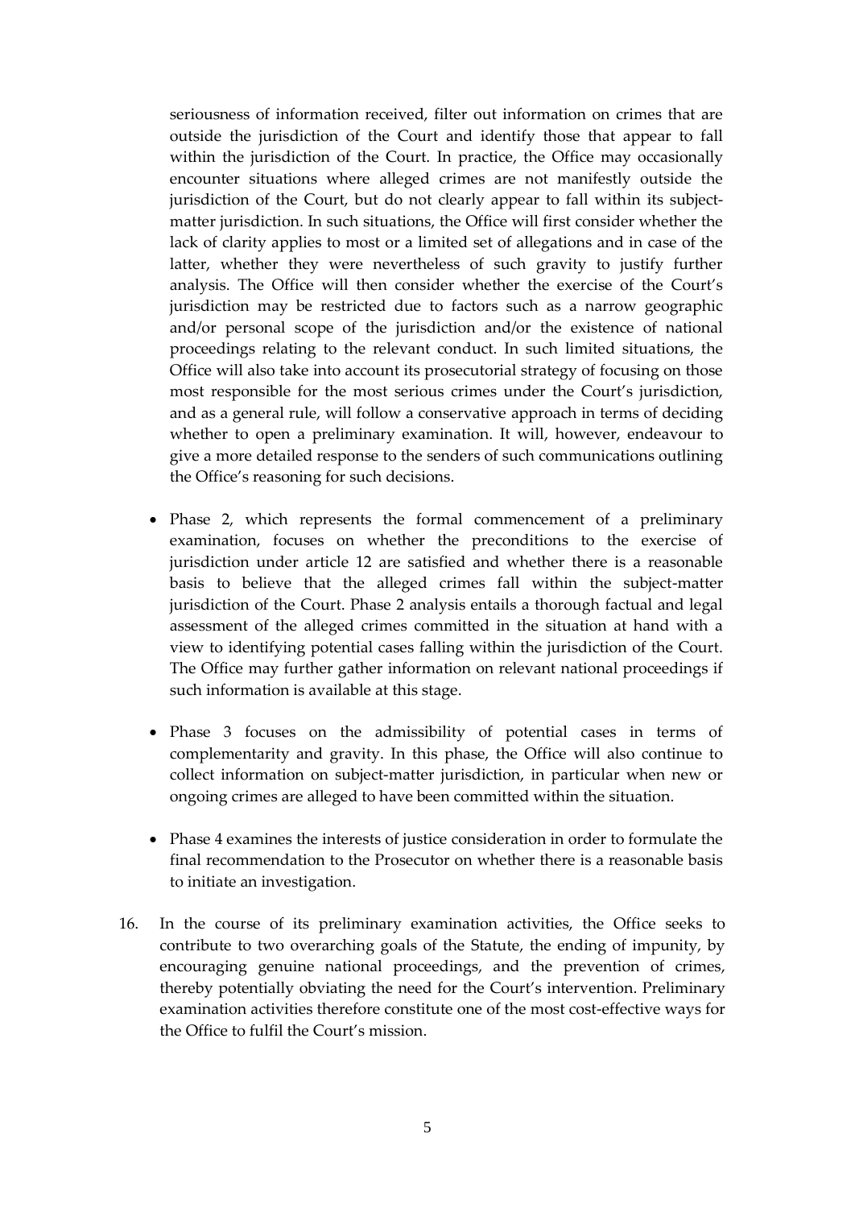seriousness of information received, filter out information on crimes that are outside the jurisdiction of the Court and identify those that appear to fall within the jurisdiction of the Court. In practice, the Office may occasionally encounter situations where alleged crimes are not manifestly outside the jurisdiction of the Court, but do not clearly appear to fall within its subject-matter jurisdiction. In such situations, the Office will first consider whether the lack of clarity applies to most or a limited set of allegations and in case of the latter, whether they were nevertheless of such gravity to justify further analysis. The Office will then consider whether the exercise of the Court's jurisdiction may be restricted due to factors such as a narrow geographic and/or personal scope of the jurisdiction and/or the existence of national proceedings relating to the relevant conduct. In such limited situations, the Office will also take into account its prosecutorial strategy of focusing on those most responsible for the most serious crimes under the Court's jurisdiction, and as a general rule, will follow a conservative approach in terms of deciding whether to open a preliminary examination. It will, however, endeavour to give a more detailed response to the senders of such communications outlining the Office's reasoning for such decisions.

- Phase 2, which represents the formal commencement of a preliminary examination, focuses on whether the preconditions to the exercise of jurisdiction under article 12 are satisfied and whether there is a reasonable basis to believe that the alleged crimes fall within the subject-matter jurisdiction of the Court. Phase 2 analysis entails a thorough factual and legal assessment of the alleged crimes committed in the situation at hand with a view to identifying potential cases falling within the jurisdiction of the Court. The Office may further gather information on relevant national proceedings if such information is available at this stage.

- Phase 3 focuses on the admissibility of potential cases in terms of complementarity and gravity. In this phase, the Office will also continue to collect information on subject-matter jurisdiction, in particular when new or ongoing crimes are alleged to have been committed within the situation.

- Phase 4 examines the interests of justice consideration in order to formulate the final recommendation to the Prosecutor on whether there is a reasonable basis to initiate an investigation.

16. In the course of its preliminary examination activities, the Office seeks to contribute to two overarching goals of the Statute, the ending of impunity, by encouraging genuine national proceedings, and the prevention of crimes, thereby potentially obviating the need for the Court's intervention. Preliminary examination activities therefore constitute one of the most cost-effective ways for the Office to fulfil the Court's mission.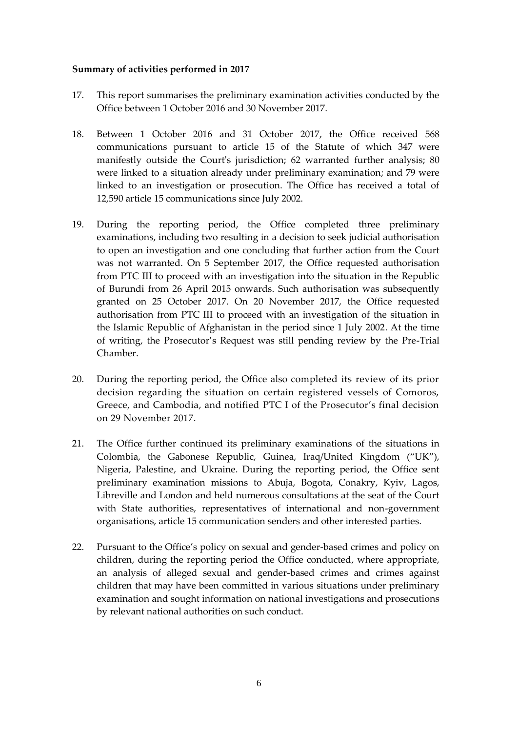**Summary of activities performed in 2017**

17. This report summarises the preliminary examination activities conducted by the Office between 1 October 2016 and 30 November 2017.

18. Between 1 October 2016 and 31 October 2017, the Office received 568 communications pursuant to article 15 of the Statute of which 347 were manifestly outside the Court's jurisdiction; 62 warranted further analysis; 80 were linked to a situation already under preliminary examination; and 79 were linked to an investigation or prosecution. The Office has received a total of 12,590 article 15 communications since July 2002.

19. During the reporting period, the Office completed three preliminary examinations, including two resulting in a decision to seek judicial authorisation to open an investigation and one concluding that further action from the Court was not warranted. On 5 September 2017, the Office requested authorisation from PTC III to proceed with an investigation into the situation in the Republic of Burundi from 26 April 2015 onwards. Such authorisation was subsequently granted on 25 October 2017. On 20 November 2017, the Office requested authorisation from PTC III to proceed with an investigation of the situation in the Islamic Republic of Afghanistan in the period since 1 July 2002. At the time of writing, the Prosecutor's Request was still pending review by the Pre-Trial Chamber.

20. During the reporting period, the Office also completed its review of its prior decision regarding the situation on certain registered vessels of Comoros, Greece, and Cambodia, and notified PTC I of the Prosecutor's final decision on 29 November 2017.

21. The Office further continued its preliminary examinations of the situations in Colombia, the Gabonese Republic, Guinea, Iraq/United Kingdom ("UK"), Nigeria, Palestine, and Ukraine. During the reporting period, the Office sent preliminary examination missions to Abuja, Bogota, Conakry, Kyiv, Lagos, Libreville and London and held numerous consultations at the seat of the Court with State authorities, representatives of international and non-government organisations, article 15 communication senders and other interested parties.

22. Pursuant to the Office's policy on sexual and gender-based crimes and policy on children, during the reporting period the Office conducted, where appropriate, an analysis of alleged sexual and gender-based crimes and crimes against children that may have been committed in various situations under preliminary examination and sought information on national investigations and prosecutions by relevant national authorities on such conduct.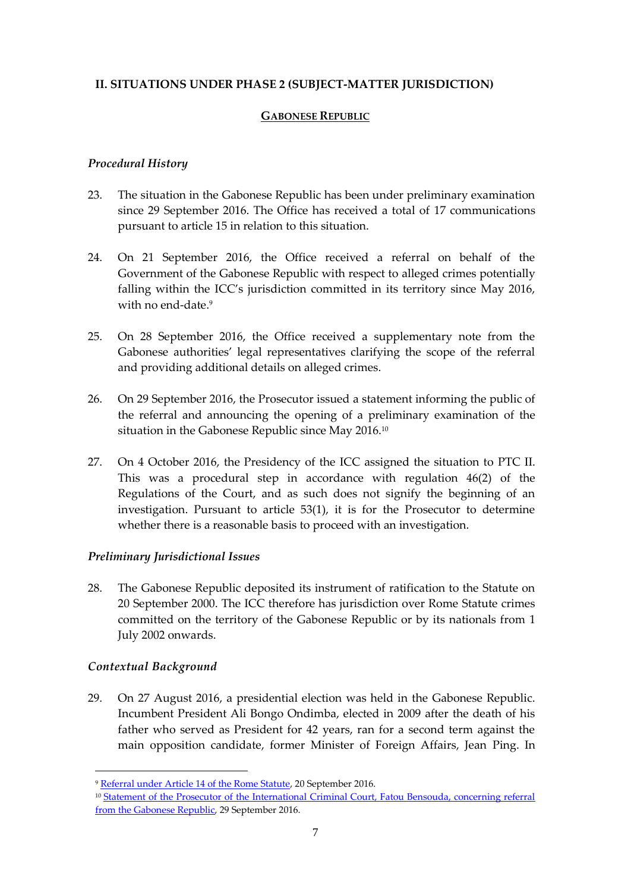## II. SITUATIONS UNDER PHASE 2 (SUBJECT-MATTER JURISDICTION)

### GABONESE REPUBLIC

*Procedural History*

23. The situation in the Gabonese Republic has been under preliminary examination since 29 September 2016. The Office has received a total of 17 communications pursuant to article 15 in relation to this situation.

24. On 21 September 2016, the Office received a referral on behalf of the Government of the Gabonese Republic with respect to alleged crimes potentially falling within the ICC's jurisdiction committed in its territory since May 2016, with no end-date.[9]

25. On 28 September 2016, the Office received a supplementary note from the Gabonese authorities' legal representatives clarifying the scope of the referral and providing additional details on alleged crimes.

26. On 29 September 2016, the Prosecutor issued a statement informing the public of the referral and announcing the opening of a preliminary examination of the situation in the Gabonese Republic since May 2016.[10]

27. On 4 October 2016, the Presidency of the ICC assigned the situation to PTC II. This was a procedural step in accordance with regulation 46(2) of the Regulations of the Court, and as such does not signify the beginning of an investigation. Pursuant to article 53(1), it is for the Prosecutor to determine whether there is a reasonable basis to proceed with an investigation.

*Preliminary Jurisdictional Issues*

28. The Gabonese Republic deposited its instrument of ratification to the Statute on 20 September 2000. The ICC therefore has jurisdiction over Rome Statute crimes committed on the territory of the Gabonese Republic or by its nationals from 1 July 2002 onwards.

*Contextual Background*

29. On 27 August 2016, a presidential election was held in the Gabonese Republic. Incumbent President Ali Bongo Ondimba, elected in 2009 after the death of his father who served as President for 42 years, ran for a second term against the main opposition candidate, former Minister of Foreign Affairs, Jean Ping. In

---

[9] Referral under Article 14 of the Rome Statute, 20 September 2016.

[10] Statement of the Prosecutor of the International Criminal Court, Fatou Bensouda, concerning referral from the Gabonese Republic, 29 September 2016.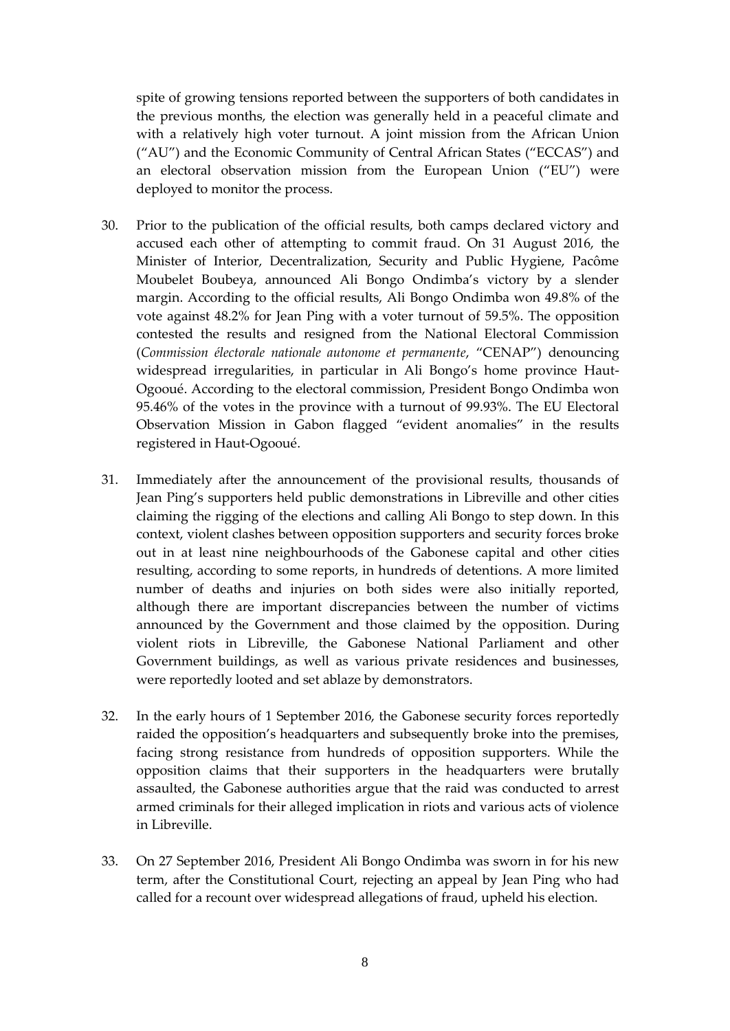spite of growing tensions reported between the supporters of both candidates in the previous months, the election was generally held in a peaceful climate and with a relatively high voter turnout. A joint mission from the African Union ("AU") and the Economic Community of Central African States ("ECCAS") and an electoral observation mission from the European Union ("EU") were deployed to monitor the process.

30. Prior to the publication of the official results, both camps declared victory and accused each other of attempting to commit fraud. On 31 August 2016, the Minister of Interior, Decentralization, Security and Public Hygiene, Pacôme Moubelet Boubeya, announced Ali Bongo Ondimba's victory by a slender margin. According to the official results, Ali Bongo Ondimba won 49.8% of the vote against 48.2% for Jean Ping with a voter turnout of 59.5%. The opposition contested the results and resigned from the National Electoral Commission (*Commission électorale nationale autonome et permanente*, "CENAP") denouncing widespread irregularities, in particular in Ali Bongo's home province Haut-Ogooué. According to the electoral commission, President Bongo Ondimba won 95.46% of the votes in the province with a turnout of 99.93%. The EU Electoral Observation Mission in Gabon flagged "evident anomalies" in the results registered in Haut-Ogooué.

31. Immediately after the announcement of the provisional results, thousands of Jean Ping's supporters held public demonstrations in Libreville and other cities claiming the rigging of the elections and calling Ali Bongo to step down. In this context, violent clashes between opposition supporters and security forces broke out in at least nine neighbourhoods of the Gabonese capital and other cities resulting, according to some reports, in hundreds of detentions. A more limited number of deaths and injuries on both sides were also initially reported, although there are important discrepancies between the number of victims announced by the Government and those claimed by the opposition. During violent riots in Libreville, the Gabonese National Parliament and other Government buildings, as well as various private residences and businesses, were reportedly looted and set ablaze by demonstrators.

32. In the early hours of 1 September 2016, the Gabonese security forces reportedly raided the opposition's headquarters and subsequently broke into the premises, facing strong resistance from hundreds of opposition supporters. While the opposition claims that their supporters in the headquarters were brutally assaulted, the Gabonese authorities argue that the raid was conducted to arrest armed criminals for their alleged implication in riots and various acts of violence in Libreville.

33. On 27 September 2016, President Ali Bongo Ondimba was sworn in for his new term, after the Constitutional Court, rejecting an appeal by Jean Ping who had called for a recount over widespread allegations of fraud, upheld his election.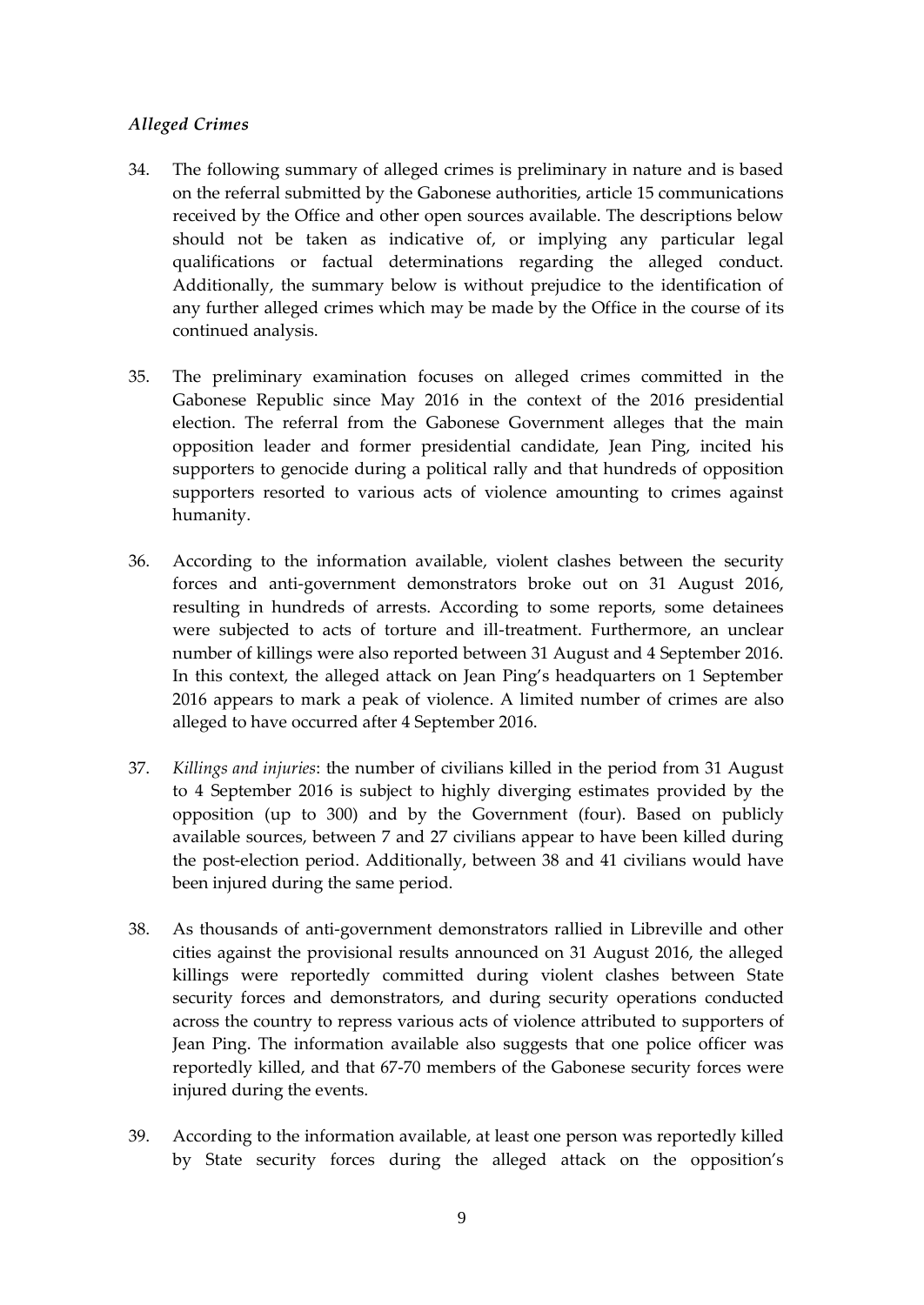### *Alleged Crimes*

34. The following summary of alleged crimes is preliminary in nature and is based on the referral submitted by the Gabonese authorities, article 15 communications received by the Office and other open sources available. The descriptions below should not be taken as indicative of, or implying any particular legal qualifications or factual determinations regarding the alleged conduct. Additionally, the summary below is without prejudice to the identification of any further alleged crimes which may be made by the Office in the course of its continued analysis.

35. The preliminary examination focuses on alleged crimes committed in the Gabonese Republic since May 2016 in the context of the 2016 presidential election. The referral from the Gabonese Government alleges that the main opposition leader and former presidential candidate, Jean Ping, incited his supporters to genocide during a political rally and that hundreds of opposition supporters resorted to various acts of violence amounting to crimes against humanity.

36. According to the information available, violent clashes between the security forces and anti-government demonstrators broke out on 31 August 2016, resulting in hundreds of arrests. According to some reports, some detainees were subjected to acts of torture and ill-treatment. Furthermore, an unclear number of killings were also reported between 31 August and 4 September 2016. In this context, the alleged attack on Jean Ping's headquarters on 1 September 2016 appears to mark a peak of violence. A limited number of crimes are also alleged to have occurred after 4 September 2016.

37. *Killings and injuries*: the number of civilians killed in the period from 31 August to 4 September 2016 is subject to highly diverging estimates provided by the opposition (up to 300) and by the Government (four). Based on publicly available sources, between 7 and 27 civilians appear to have been killed during the post-election period. Additionally, between 38 and 41 civilians would have been injured during the same period.

38. As thousands of anti-government demonstrators rallied in Libreville and other cities against the provisional results announced on 31 August 2016, the alleged killings were reportedly committed during violent clashes between State security forces and demonstrators, and during security operations conducted across the country to repress various acts of violence attributed to supporters of Jean Ping. The information available also suggests that one police officer was reportedly killed, and that 67-70 members of the Gabonese security forces were injured during the events.

39. According to the information available, at least one person was reportedly killed by State security forces during the alleged attack on the opposition's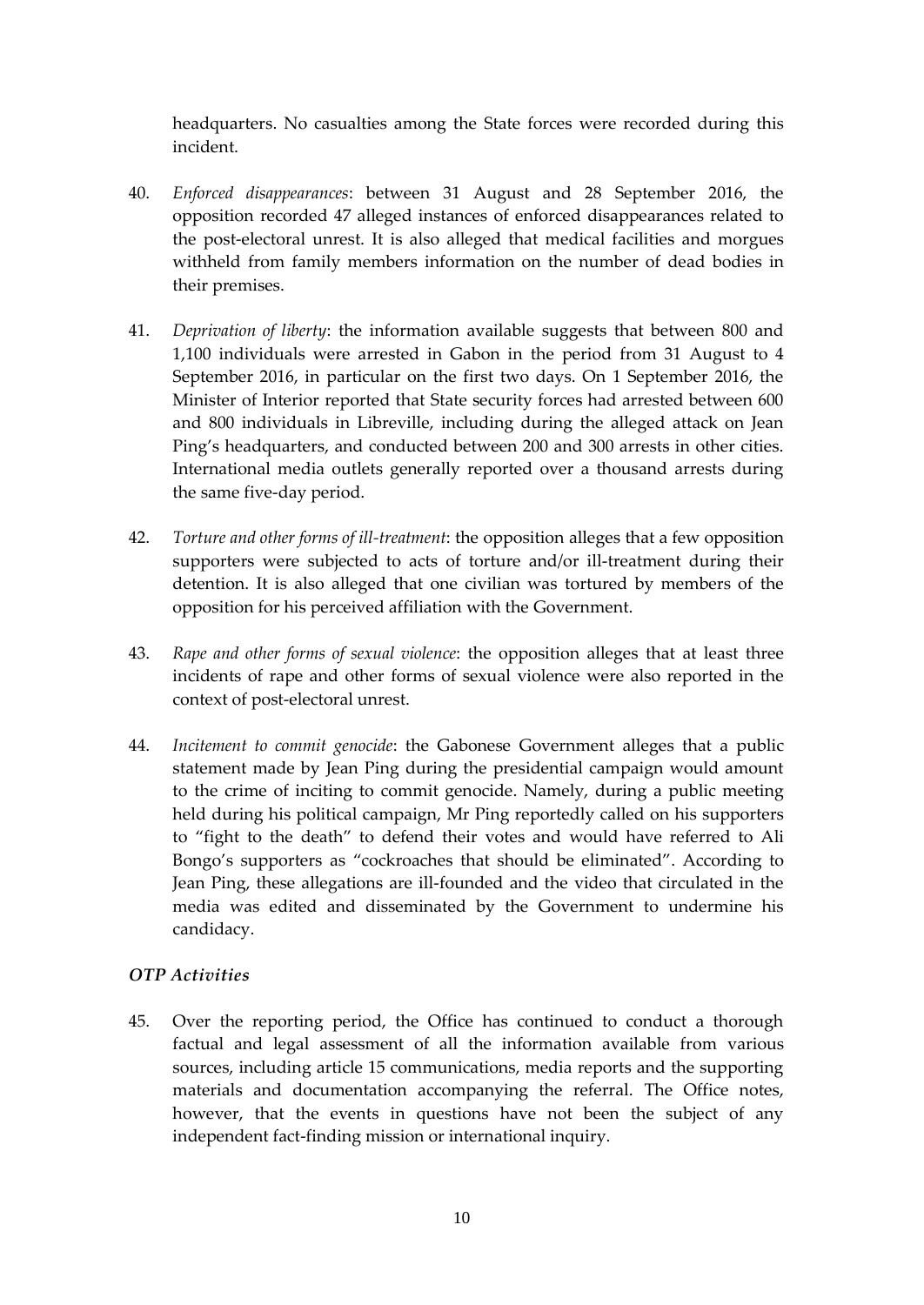headquarters. No casualties among the State forces were recorded during this incident.

40. *Enforced disappearances*: between 31 August and 28 September 2016, the opposition recorded 47 alleged instances of enforced disappearances related to the post-electoral unrest. It is also alleged that medical facilities and morgues withheld from family members information on the number of dead bodies in their premises.

41. *Deprivation of liberty*: the information available suggests that between 800 and 1,100 individuals were arrested in Gabon in the period from 31 August to 4 September 2016, in particular on the first two days. On 1 September 2016, the Minister of Interior reported that State security forces had arrested between 600 and 800 individuals in Libreville, including during the alleged attack on Jean Ping's headquarters, and conducted between 200 and 300 arrests in other cities. International media outlets generally reported over a thousand arrests during the same five-day period.

42. *Torture and other forms of ill-treatment*: the opposition alleges that a few opposition supporters were subjected to acts of torture and/or ill-treatment during their detention. It is also alleged that one civilian was tortured by members of the opposition for his perceived affiliation with the Government.

43. *Rape and other forms of sexual violence*: the opposition alleges that at least three incidents of rape and other forms of sexual violence were also reported in the context of post-electoral unrest.

44. *Incitement to commit genocide*: the Gabonese Government alleges that a public statement made by Jean Ping during the presidential campaign would amount to the crime of inciting to commit genocide. Namely, during a public meeting held during his political campaign, Mr Ping reportedly called on his supporters to "fight to the death" to defend their votes and would have referred to Ali Bongo's supporters as "cockroaches that should be eliminated". According to Jean Ping, these allegations are ill-founded and the video that circulated in the media was edited and disseminated by the Government to undermine his candidacy.

### *OTP Activities*

45. Over the reporting period, the Office has continued to conduct a thorough factual and legal assessment of all the information available from various sources, including article 15 communications, media reports and the supporting materials and documentation accompanying the referral. The Office notes, however, that the events in questions have not been the subject of any independent fact-finding mission or international inquiry.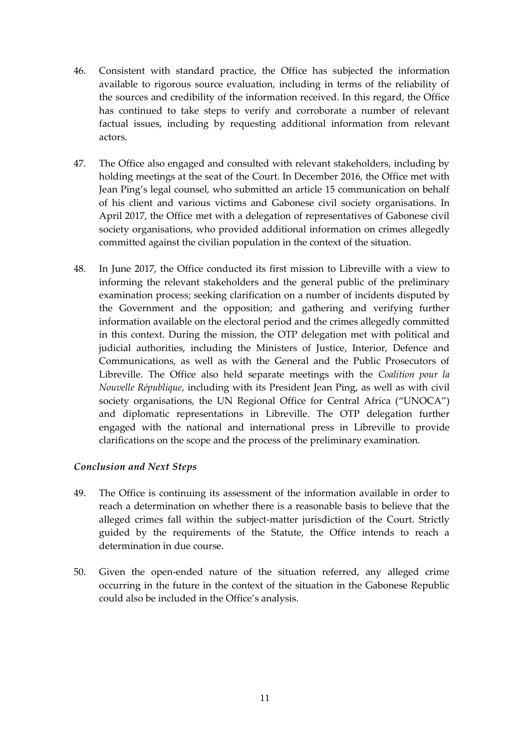46. Consistent with standard practice, the Office has subjected the information available to rigorous source evaluation, including in terms of the reliability of the sources and credibility of the information received. In this regard, the Office has continued to take steps to verify and corroborate a number of relevant factual issues, including by requesting additional information from relevant actors.

47. The Office also engaged and consulted with relevant stakeholders, including by holding meetings at the seat of the Court. In December 2016, the Office met with Jean Ping's legal counsel, who submitted an article 15 communication on behalf of his client and various victims and Gabonese civil society organisations. In April 2017, the Office met with a delegation of representatives of Gabonese civil society organisations, who provided additional information on crimes allegedly committed against the civilian population in the context of the situation.

48. In June 2017, the Office conducted its first mission to Libreville with a view to informing the relevant stakeholders and the general public of the preliminary examination process; seeking clarification on a number of incidents disputed by the Government and the opposition; and gathering and verifying further information available on the electoral period and the crimes allegedly committed in this context. During the mission, the OTP delegation met with political and judicial authorities, including the Ministers of Justice, Interior, Defence and Communications, as well as with the General and the Public Prosecutors of Libreville. The Office also held separate meetings with the *Coalition pour la Nouvelle République*, including with its President Jean Ping, as well as with civil society organisations, the UN Regional Office for Central Africa ("UNOCA") and diplomatic representations in Libreville. The OTP delegation further engaged with the national and international press in Libreville to provide clarifications on the scope and the process of the preliminary examination.

### *Conclusion and Next Steps*

49. The Office is continuing its assessment of the information available in order to reach a determination on whether there is a reasonable basis to believe that the alleged crimes fall within the subject-matter jurisdiction of the Court. Strictly guided by the requirements of the Statute, the Office intends to reach a determination in due course.

50. Given the open-ended nature of the situation referred, any alleged crime occurring in the future in the context of the situation in the Gabonese Republic could also be included in the Office's analysis.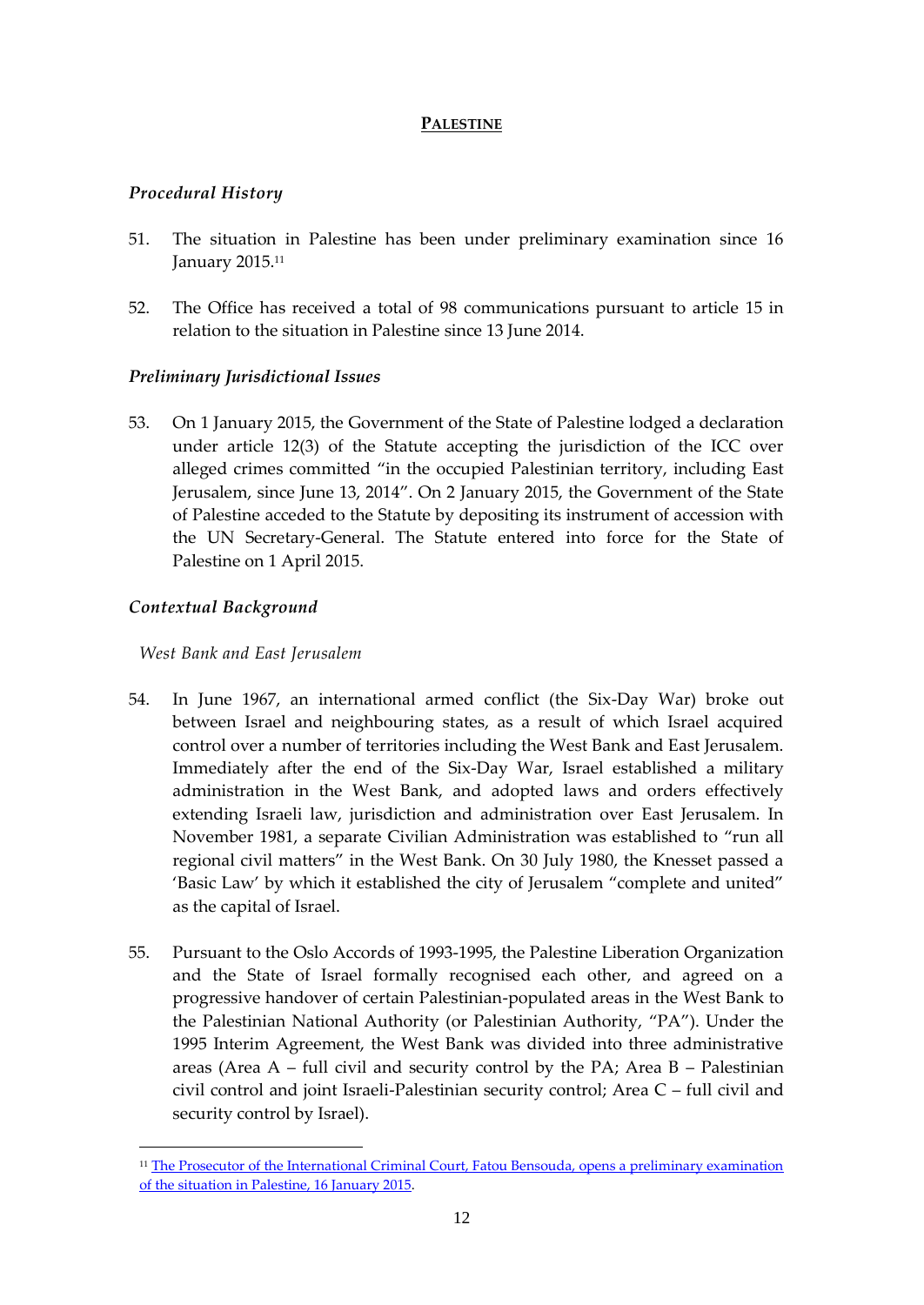## PALESTINE

### *Procedural History*

51. The situation in Palestine has been under preliminary examination since 16 January 2015.[11]

52. The Office has received a total of 98 communications pursuant to article 15 in relation to the situation in Palestine since 13 June 2014.

### *Preliminary Jurisdictional Issues*

53. On 1 January 2015, the Government of the State of Palestine lodged a declaration under article 12(3) of the Statute accepting the jurisdiction of the ICC over alleged crimes committed "in the occupied Palestinian territory, including East Jerusalem, since June 13, 2014". On 2 January 2015, the Government of the State of Palestine acceded to the Statute by depositing its instrument of accession with the UN Secretary-General. The Statute entered into force for the State of Palestine on 1 April 2015.

### *Contextual Background*

*West Bank and East Jerusalem*

54. In June 1967, an international armed conflict (the Six-Day War) broke out between Israel and neighbouring states, as a result of which Israel acquired control over a number of territories including the West Bank and East Jerusalem. Immediately after the end of the Six-Day War, Israel established a military administration in the West Bank, and adopted laws and orders effectively extending Israeli law, jurisdiction and administration over East Jerusalem. In November 1981, a separate Civilian Administration was established to "run all regional civil matters" in the West Bank. On 30 July 1980, the Knesset passed a 'Basic Law' by which it established the city of Jerusalem "complete and united" as the capital of Israel.

55. Pursuant to the Oslo Accords of 1993-1995, the Palestine Liberation Organization and the State of Israel formally recognised each other, and agreed on a progressive handover of certain Palestinian-populated areas in the West Bank to the Palestinian National Authority (or Palestinian Authority, "PA"). Under the 1995 Interim Agreement, the West Bank was divided into three administrative areas (Area A – full civil and security control by the PA; Area B – Palestinian civil control and joint Israeli-Palestinian security control; Area C – full civil and security control by Israel).

---

[11] The Prosecutor of the International Criminal Court, Fatou Bensouda, opens a preliminary examination of the situation in Palestine, 16 January 2015.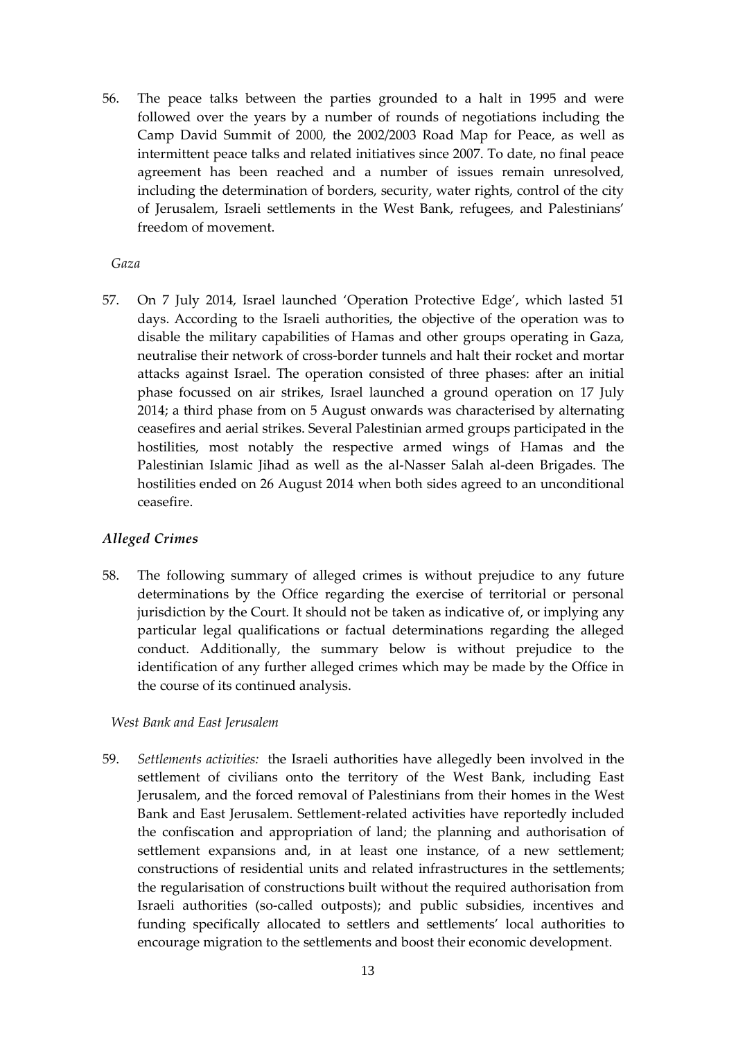56. The peace talks between the parties grounded to a halt in 1995 and were followed over the years by a number of rounds of negotiations including the Camp David Summit of 2000, the 2002/2003 Road Map for Peace, as well as intermittent peace talks and related initiatives since 2007. To date, no final peace agreement has been reached and a number of issues remain unresolved, including the determination of borders, security, water rights, control of the city of Jerusalem, Israeli settlements in the West Bank, refugees, and Palestinians' freedom of movement.

*Gaza*

57. On 7 July 2014, Israel launched 'Operation Protective Edge', which lasted 51 days. According to the Israeli authorities, the objective of the operation was to disable the military capabilities of Hamas and other groups operating in Gaza, neutralise their network of cross-border tunnels and halt their rocket and mortar attacks against Israel. The operation consisted of three phases: after an initial phase focussed on air strikes, Israel launched a ground operation on 17 July 2014; a third phase from on 5 August onwards was characterised by alternating ceasefires and aerial strikes. Several Palestinian armed groups participated in the hostilities, most notably the respective armed wings of Hamas and the Palestinian Islamic Jihad as well as the al-Nasser Salah al-deen Brigades. The hostilities ended on 26 August 2014 when both sides agreed to an unconditional ceasefire.

### *Alleged Crimes*

58. The following summary of alleged crimes is without prejudice to any future determinations by the Office regarding the exercise of territorial or personal jurisdiction by the Court. It should not be taken as indicative of, or implying any particular legal qualifications or factual determinations regarding the alleged conduct. Additionally, the summary below is without prejudice to the identification of any further alleged crimes which may be made by the Office in the course of its continued analysis.

*West Bank and East Jerusalem*

59. *Settlements activities:* the Israeli authorities have allegedly been involved in the settlement of civilians onto the territory of the West Bank, including East Jerusalem, and the forced removal of Palestinians from their homes in the West Bank and East Jerusalem. Settlement-related activities have reportedly included the confiscation and appropriation of land; the planning and authorisation of settlement expansions and, in at least one instance, of a new settlement; constructions of residential units and related infrastructures in the settlements; the regularisation of constructions built without the required authorisation from Israeli authorities (so-called outposts); and public subsidies, incentives and funding specifically allocated to settlers and settlements' local authorities to encourage migration to the settlements and boost their economic development.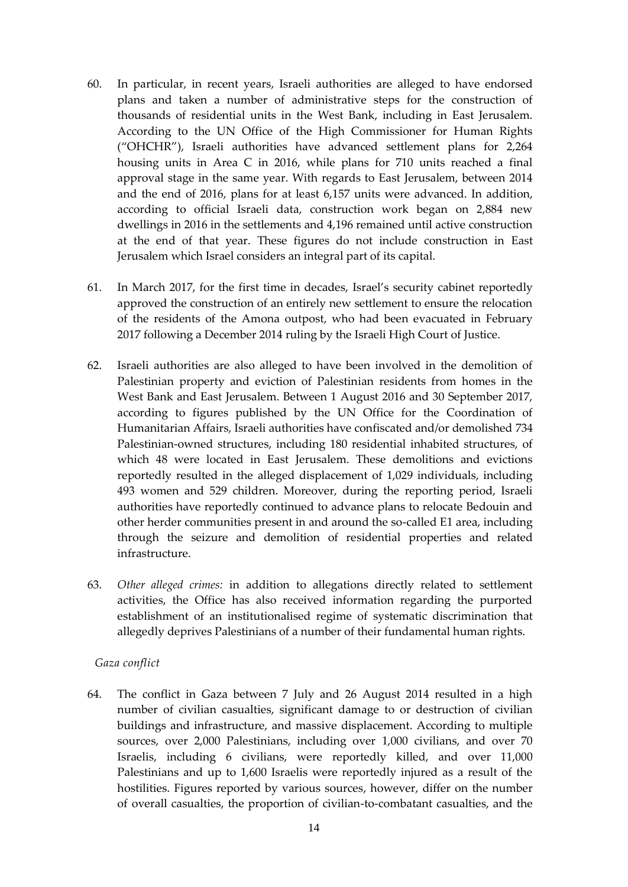60. In particular, in recent years, Israeli authorities are alleged to have endorsed plans and taken a number of administrative steps for the construction of thousands of residential units in the West Bank, including in East Jerusalem. According to the UN Office of the High Commissioner for Human Rights ("OHCHR"), Israeli authorities have advanced settlement plans for 2,264 housing units in Area C in 2016, while plans for 710 units reached a final approval stage in the same year. With regards to East Jerusalem, between 2014 and the end of 2016, plans for at least 6,157 units were advanced. In addition, according to official Israeli data, construction work began on 2,884 new dwellings in 2016 in the settlements and 4,196 remained until active construction at the end of that year. These figures do not include construction in East Jerusalem which Israel considers an integral part of its capital.

61. In March 2017, for the first time in decades, Israel's security cabinet reportedly approved the construction of an entirely new settlement to ensure the relocation of the residents of the Amona outpost, who had been evacuated in February 2017 following a December 2014 ruling by the Israeli High Court of Justice.

62. Israeli authorities are also alleged to have been involved in the demolition of Palestinian property and eviction of Palestinian residents from homes in the West Bank and East Jerusalem. Between 1 August 2016 and 30 September 2017, according to figures published by the UN Office for the Coordination of Humanitarian Affairs, Israeli authorities have confiscated and/or demolished 734 Palestinian-owned structures, including 180 residential inhabited structures, of which 48 were located in East Jerusalem. These demolitions and evictions reportedly resulted in the alleged displacement of 1,029 individuals, including 493 women and 529 children. Moreover, during the reporting period, Israeli authorities have reportedly continued to advance plans to relocate Bedouin and other herder communities present in and around the so-called E1 area, including through the seizure and demolition of residential properties and related infrastructure.

63. *Other alleged crimes:* in addition to allegations directly related to settlement activities, the Office has also received information regarding the purported establishment of an institutionalised regime of systematic discrimination that allegedly deprives Palestinians of a number of their fundamental human rights.

*Gaza conflict*

64. The conflict in Gaza between 7 July and 26 August 2014 resulted in a high number of civilian casualties, significant damage to or destruction of civilian buildings and infrastructure, and massive displacement. According to multiple sources, over 2,000 Palestinians, including over 1,000 civilians, and over 70 Israelis, including 6 civilians, were reportedly killed, and over 11,000 Palestinians and up to 1,600 Israelis were reportedly injured as a result of the hostilities. Figures reported by various sources, however, differ on the number of overall casualties, the proportion of civilian-to-combatant casualties, and the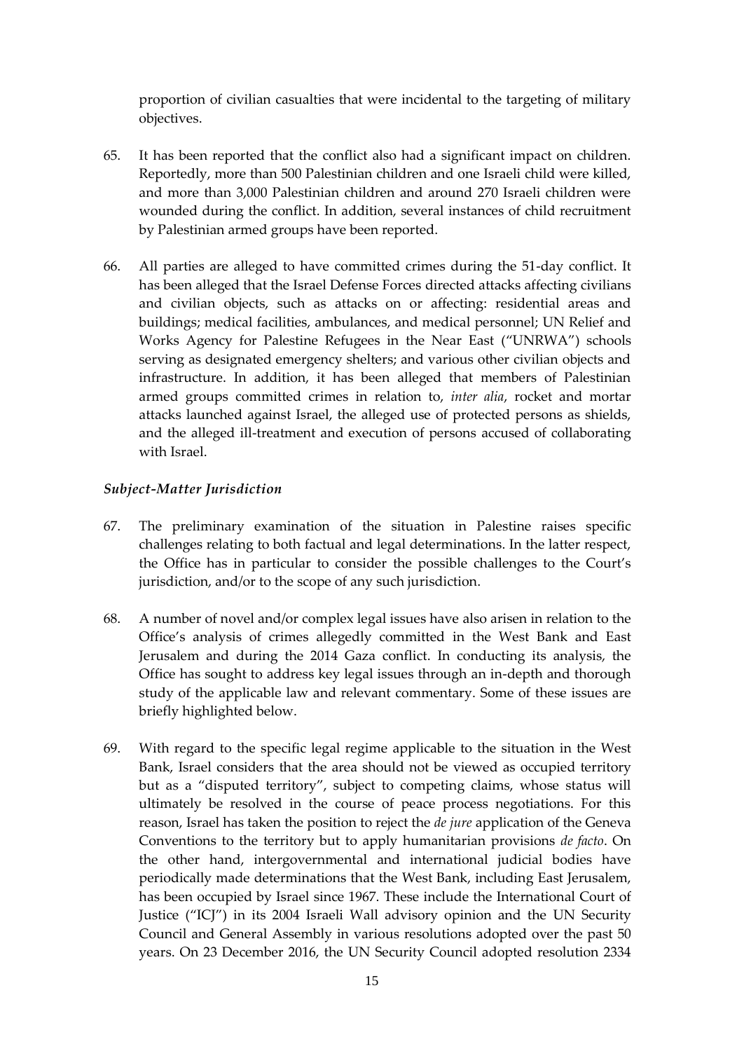proportion of civilian casualties that were incidental to the targeting of military objectives.

65. It has been reported that the conflict also had a significant impact on children. Reportedly, more than 500 Palestinian children and one Israeli child were killed, and more than 3,000 Palestinian children and around 270 Israeli children were wounded during the conflict. In addition, several instances of child recruitment by Palestinian armed groups have been reported.

66. All parties are alleged to have committed crimes during the 51-day conflict. It has been alleged that the Israel Defense Forces directed attacks affecting civilians and civilian objects, such as attacks on or affecting: residential areas and buildings; medical facilities, ambulances, and medical personnel; UN Relief and Works Agency for Palestine Refugees in the Near East ("UNRWA") schools serving as designated emergency shelters; and various other civilian objects and infrastructure. In addition, it has been alleged that members of Palestinian armed groups committed crimes in relation to, *inter alia*, rocket and mortar attacks launched against Israel, the alleged use of protected persons as shields, and the alleged ill-treatment and execution of persons accused of collaborating with Israel.

### *Subject-Matter Jurisdiction*

67. The preliminary examination of the situation in Palestine raises specific challenges relating to both factual and legal determinations. In the latter respect, the Office has in particular to consider the possible challenges to the Court's jurisdiction, and/or to the scope of any such jurisdiction.

68. A number of novel and/or complex legal issues have also arisen in relation to the Office's analysis of crimes allegedly committed in the West Bank and East Jerusalem and during the 2014 Gaza conflict. In conducting its analysis, the Office has sought to address key legal issues through an in-depth and thorough study of the applicable law and relevant commentary. Some of these issues are briefly highlighted below.

69. With regard to the specific legal regime applicable to the situation in the West Bank, Israel considers that the area should not be viewed as occupied territory but as a "disputed territory", subject to competing claims, whose status will ultimately be resolved in the course of peace process negotiations. For this reason, Israel has taken the position to reject the *de jure* application of the Geneva Conventions to the territory but to apply humanitarian provisions *de facto*. On the other hand, intergovernmental and international judicial bodies have periodically made determinations that the West Bank, including East Jerusalem, has been occupied by Israel since 1967. These include the International Court of Justice ("ICJ") in its 2004 Israeli Wall advisory opinion and the UN Security Council and General Assembly in various resolutions adopted over the past 50 years. On 23 December 2016, the UN Security Council adopted resolution 2334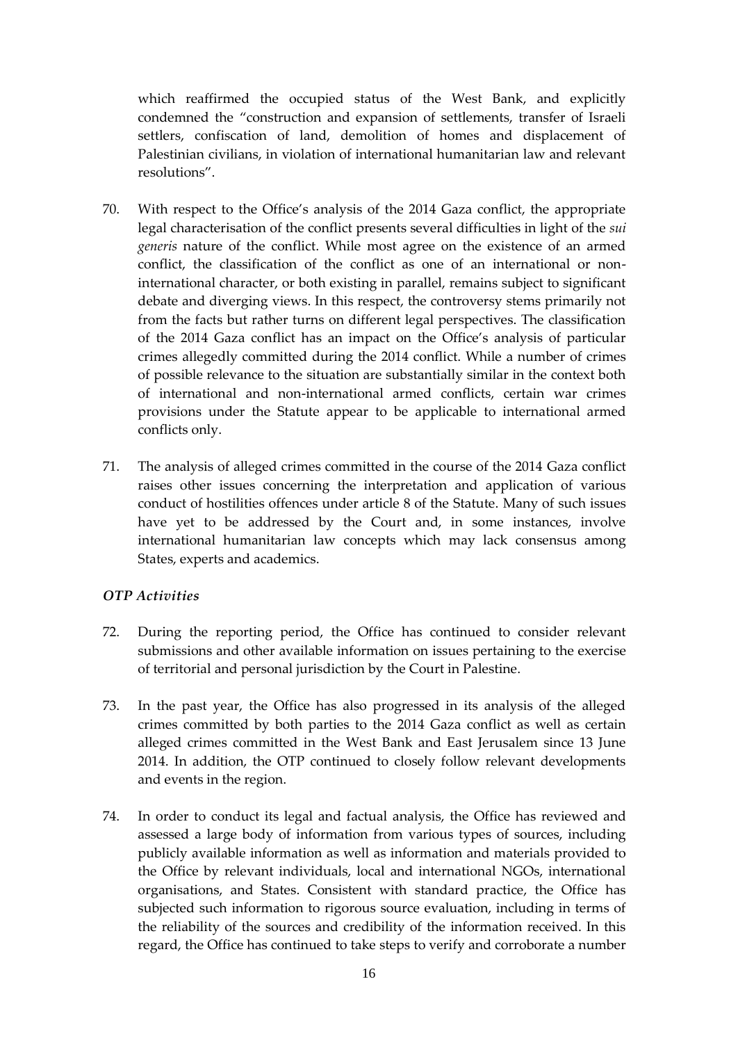which reaffirmed the occupied status of the West Bank, and explicitly condemned the "construction and expansion of settlements, transfer of Israeli settlers, confiscation of land, demolition of homes and displacement of Palestinian civilians, in violation of international humanitarian law and relevant resolutions".

70. With respect to the Office's analysis of the 2014 Gaza conflict, the appropriate legal characterisation of the conflict presents several difficulties in light of the *sui generis* nature of the conflict. While most agree on the existence of an armed conflict, the classification of the conflict as one of an international or non-international character, or both existing in parallel, remains subject to significant debate and diverging views. In this respect, the controversy stems primarily not from the facts but rather turns on different legal perspectives. The classification of the 2014 Gaza conflict has an impact on the Office's analysis of particular crimes allegedly committed during the 2014 conflict. While a number of crimes of possible relevance to the situation are substantially similar in the context both of international and non-international armed conflicts, certain war crimes provisions under the Statute appear to be applicable to international armed conflicts only.

71. The analysis of alleged crimes committed in the course of the 2014 Gaza conflict raises other issues concerning the interpretation and application of various conduct of hostilities offences under article 8 of the Statute. Many of such issues have yet to be addressed by the Court and, in some instances, involve international humanitarian law concepts which may lack consensus among States, experts and academics.

*OTP Activities*

72. During the reporting period, the Office has continued to consider relevant submissions and other available information on issues pertaining to the exercise of territorial and personal jurisdiction by the Court in Palestine.

73. In the past year, the Office has also progressed in its analysis of the alleged crimes committed by both parties to the 2014 Gaza conflict as well as certain alleged crimes committed in the West Bank and East Jerusalem since 13 June 2014. In addition, the OTP continued to closely follow relevant developments and events in the region.

74. In order to conduct its legal and factual analysis, the Office has reviewed and assessed a large body of information from various types of sources, including publicly available information as well as information and materials provided to the Office by relevant individuals, local and international NGOs, international organisations, and States. Consistent with standard practice, the Office has subjected such information to rigorous source evaluation, including in terms of the reliability of the sources and credibility of the information received. In this regard, the Office has continued to take steps to verify and corroborate a number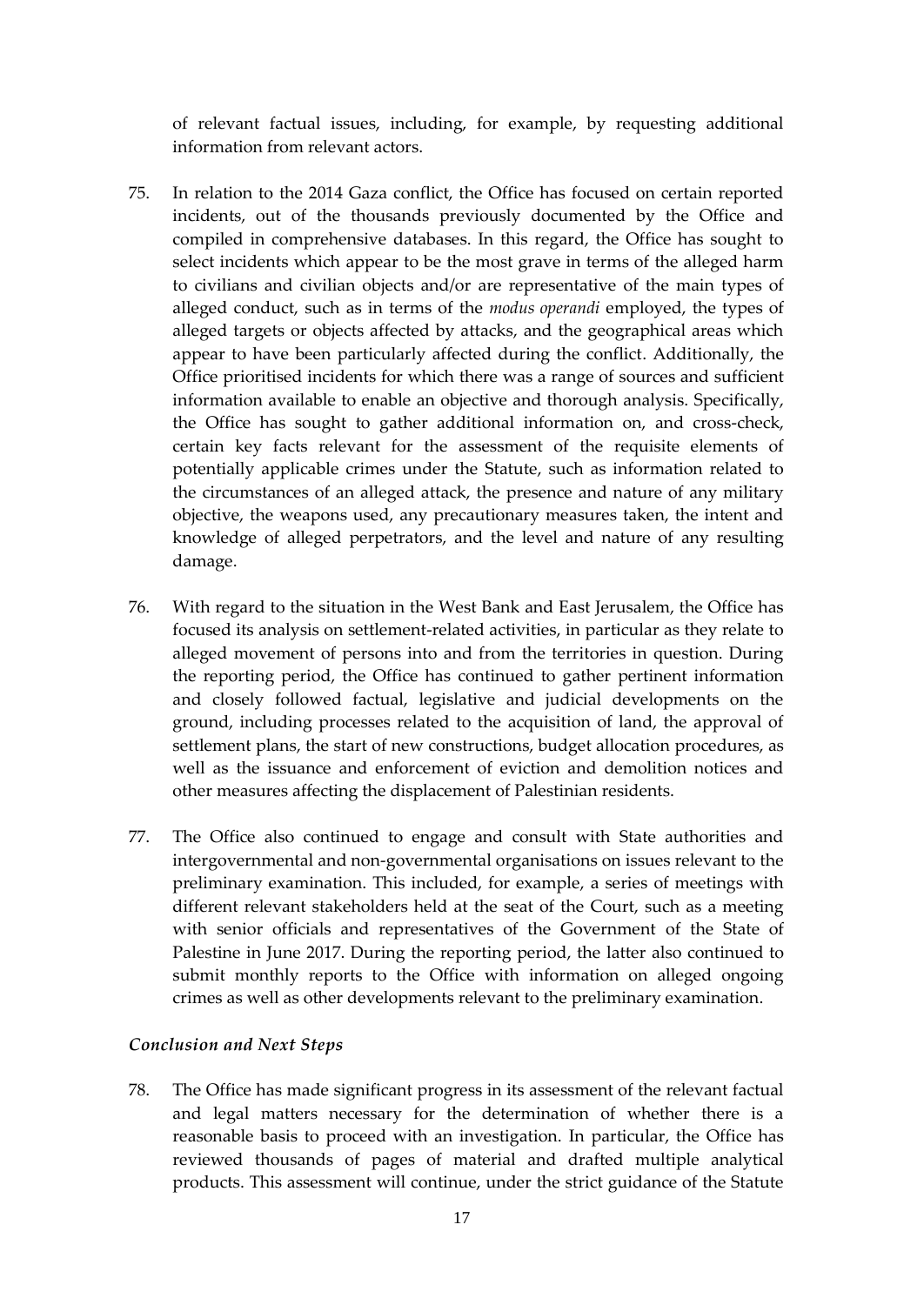of relevant factual issues, including, for example, by requesting additional information from relevant actors.

75. In relation to the 2014 Gaza conflict, the Office has focused on certain reported incidents, out of the thousands previously documented by the Office and compiled in comprehensive databases. In this regard, the Office has sought to select incidents which appear to be the most grave in terms of the alleged harm to civilians and civilian objects and/or are representative of the main types of alleged conduct, such as in terms of the *modus operandi* employed, the types of alleged targets or objects affected by attacks, and the geographical areas which appear to have been particularly affected during the conflict. Additionally, the Office prioritised incidents for which there was a range of sources and sufficient information available to enable an objective and thorough analysis. Specifically, the Office has sought to gather additional information on, and cross-check, certain key facts relevant for the assessment of the requisite elements of potentially applicable crimes under the Statute, such as information related to the circumstances of an alleged attack, the presence and nature of any military objective, the weapons used, any precautionary measures taken, the intent and knowledge of alleged perpetrators, and the level and nature of any resulting damage.

76. With regard to the situation in the West Bank and East Jerusalem, the Office has focused its analysis on settlement-related activities, in particular as they relate to alleged movement of persons into and from the territories in question. During the reporting period, the Office has continued to gather pertinent information and closely followed factual, legislative and judicial developments on the ground, including processes related to the acquisition of land, the approval of settlement plans, the start of new constructions, budget allocation procedures, as well as the issuance and enforcement of eviction and demolition notices and other measures affecting the displacement of Palestinian residents.

77. The Office also continued to engage and consult with State authorities and intergovernmental and non-governmental organisations on issues relevant to the preliminary examination. This included, for example, a series of meetings with different relevant stakeholders held at the seat of the Court, such as a meeting with senior officials and representatives of the Government of the State of Palestine in June 2017. During the reporting period, the latter also continued to submit monthly reports to the Office with information on alleged ongoing crimes as well as other developments relevant to the preliminary examination.

### *Conclusion and Next Steps*

78. The Office has made significant progress in its assessment of the relevant factual and legal matters necessary for the determination of whether there is a reasonable basis to proceed with an investigation. In particular, the Office has reviewed thousands of pages of material and drafted multiple analytical products. This assessment will continue, under the strict guidance of the Statute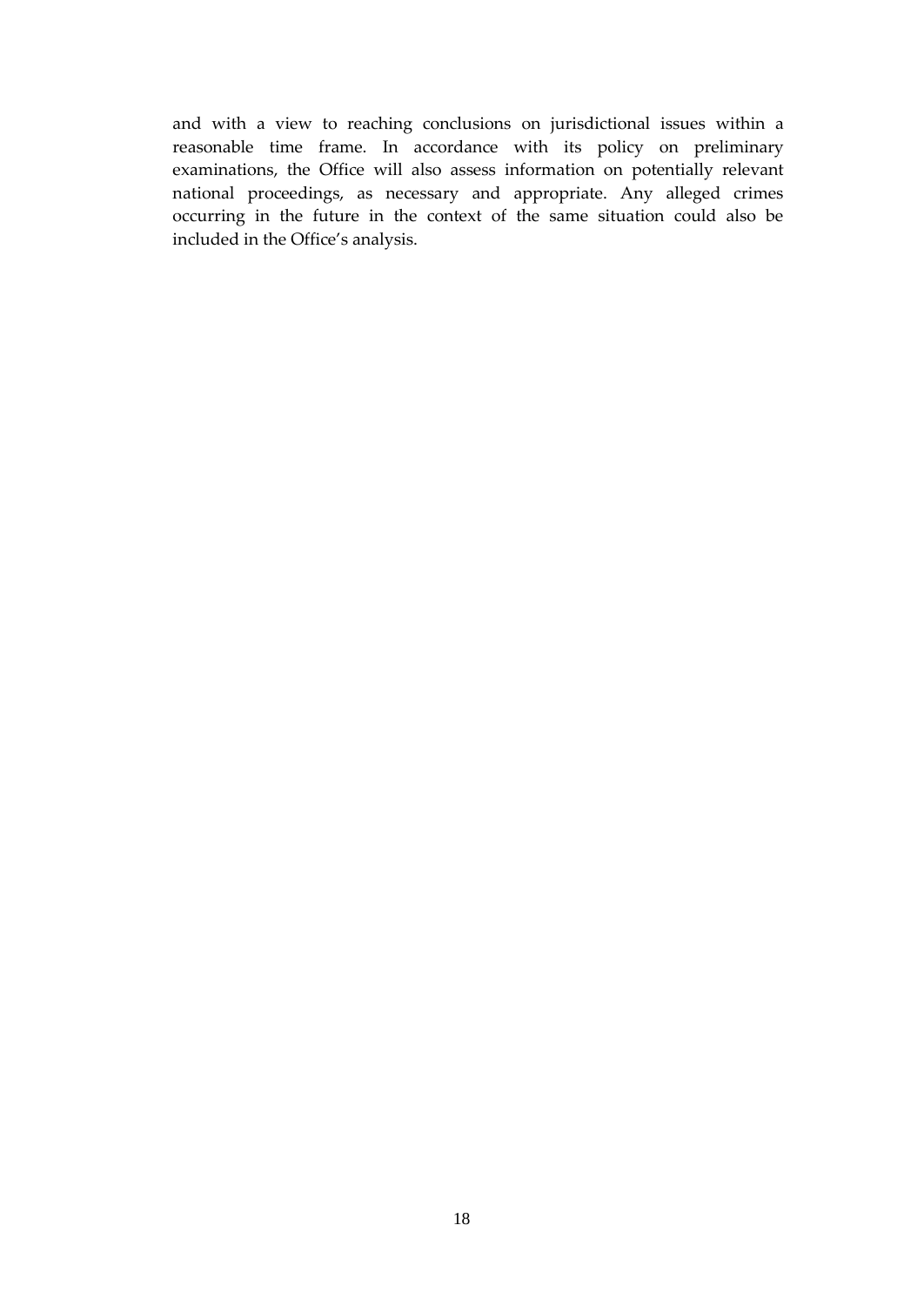and with a view to reaching conclusions on jurisdictional issues within a reasonable time frame. In accordance with its policy on preliminary examinations, the Office will also assess information on potentially relevant national proceedings, as necessary and appropriate. Any alleged crimes occurring in the future in the context of the same situation could also be included in the Office's analysis.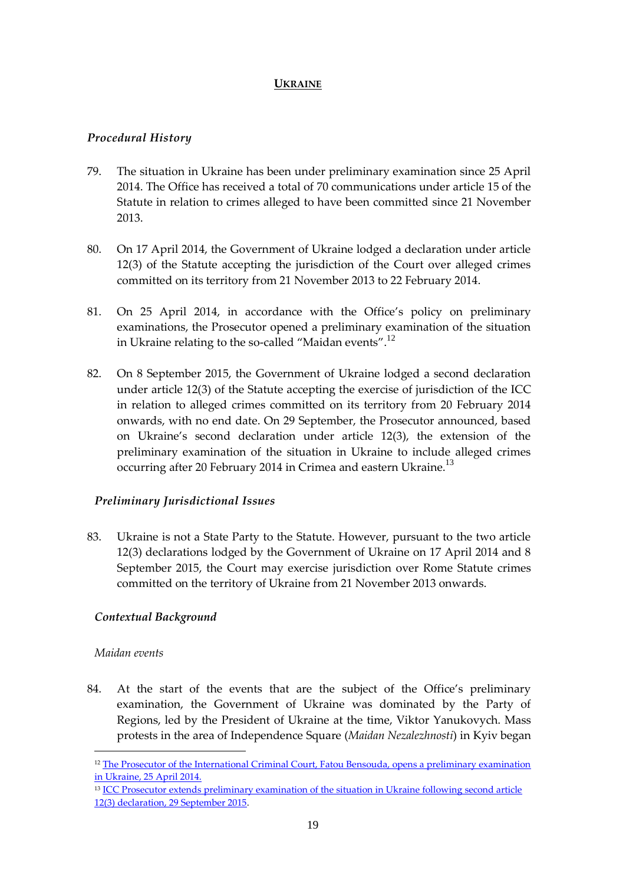## Ukraine

### *Procedural History*

79. The situation in Ukraine has been under preliminary examination since 25 April 2014. The Office has received a total of 70 communications under article 15 of the Statute in relation to crimes alleged to have been committed since 21 November 2013.

80. On 17 April 2014, the Government of Ukraine lodged a declaration under article 12(3) of the Statute accepting the jurisdiction of the Court over alleged crimes committed on its territory from 21 November 2013 to 22 February 2014.

81. On 25 April 2014, in accordance with the Office's policy on preliminary examinations, the Prosecutor opened a preliminary examination of the situation in Ukraine relating to the so-called "Maidan events".[12]

82. On 8 September 2015, the Government of Ukraine lodged a second declaration under article 12(3) of the Statute accepting the exercise of jurisdiction of the ICC in relation to alleged crimes committed on its territory from 20 February 2014 onwards, with no end date. On 29 September, the Prosecutor announced, based on Ukraine's second declaration under article 12(3), the extension of the preliminary examination of the situation in Ukraine to include alleged crimes occurring after 20 February 2014 in Crimea and eastern Ukraine.[13]

### *Preliminary Jurisdictional Issues*

83. Ukraine is not a State Party to the Statute. However, pursuant to the two article 12(3) declarations lodged by the Government of Ukraine on 17 April 2014 and 8 September 2015, the Court may exercise jurisdiction over Rome Statute crimes committed on the territory of Ukraine from 21 November 2013 onwards.

### *Contextual Background*

#### *Maidan events*

84. At the start of the events that are the subject of the Office's preliminary examination, the Government of Ukraine was dominated by the Party of Regions, led by the President of Ukraine at the time, Viktor Yanukovych. Mass protests in the area of Independence Square (*Maidan Nezalezhnosti*) in Kyiv began

---

[12] The Prosecutor of the International Criminal Court, Fatou Bensouda, opens a preliminary examination in Ukraine, 25 April 2014.

[13] ICC Prosecutor extends preliminary examination of the situation in Ukraine following second article 12(3) declaration, 29 September 2015.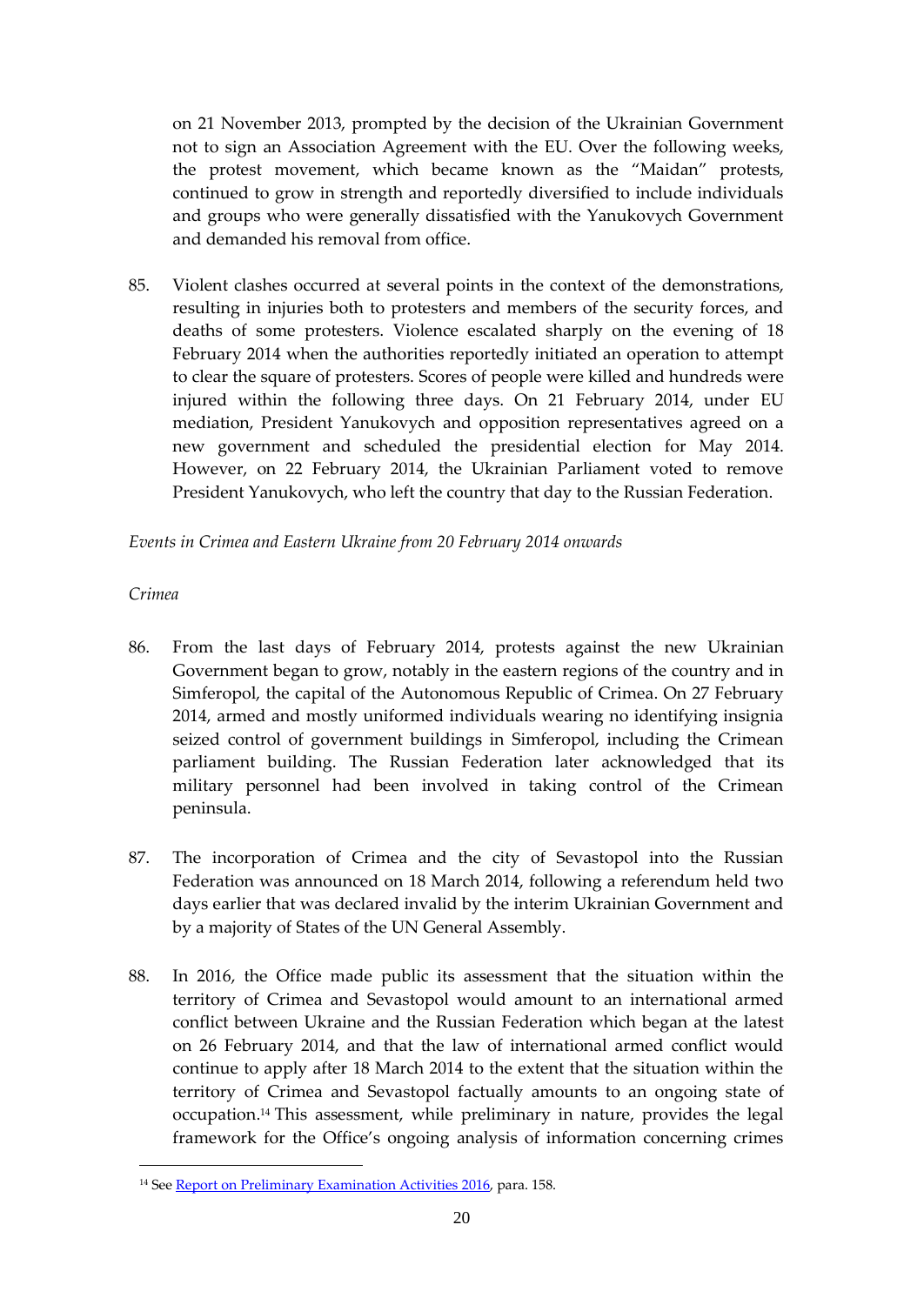on 21 November 2013, prompted by the decision of the Ukrainian Government not to sign an Association Agreement with the EU. Over the following weeks, the protest movement, which became known as the "Maidan" protests, continued to grow in strength and reportedly diversified to include individuals and groups who were generally dissatisfied with the Yanukovych Government and demanded his removal from office.

85. Violent clashes occurred at several points in the context of the demonstrations, resulting in injuries both to protesters and members of the security forces, and deaths of some protesters. Violence escalated sharply on the evening of 18 February 2014 when the authorities reportedly initiated an operation to attempt to clear the square of protesters. Scores of people were killed and hundreds were injured within the following three days. On 21 February 2014, under EU mediation, President Yanukovych and opposition representatives agreed on a new government and scheduled the presidential election for May 2014. However, on 22 February 2014, the Ukrainian Parliament voted to remove President Yanukovych, who left the country that day to the Russian Federation.

*Events in Crimea and Eastern Ukraine from 20 February 2014 onwards*

*Crimea*

86. From the last days of February 2014, protests against the new Ukrainian Government began to grow, notably in the eastern regions of the country and in Simferopol, the capital of the Autonomous Republic of Crimea. On 27 February 2014, armed and mostly uniformed individuals wearing no identifying insignia seized control of government buildings in Simferopol, including the Crimean parliament building. The Russian Federation later acknowledged that its military personnel had been involved in taking control of the Crimean peninsula.

87. The incorporation of Crimea and the city of Sevastopol into the Russian Federation was announced on 18 March 2014, following a referendum held two days earlier that was declared invalid by the interim Ukrainian Government and by a majority of States of the UN General Assembly.

88. In 2016, the Office made public its assessment that the situation within the territory of Crimea and Sevastopol would amount to an international armed conflict between Ukraine and the Russian Federation which began at the latest on 26 February 2014, and that the law of international armed conflict would continue to apply after 18 March 2014 to the extent that the situation within the territory of Crimea and Sevastopol factually amounts to an ongoing state of occupation.[14] This assessment, while preliminary in nature, provides the legal framework for the Office's ongoing analysis of information concerning crimes

[14] See Report on Preliminary Examination Activities 2016, para. 158.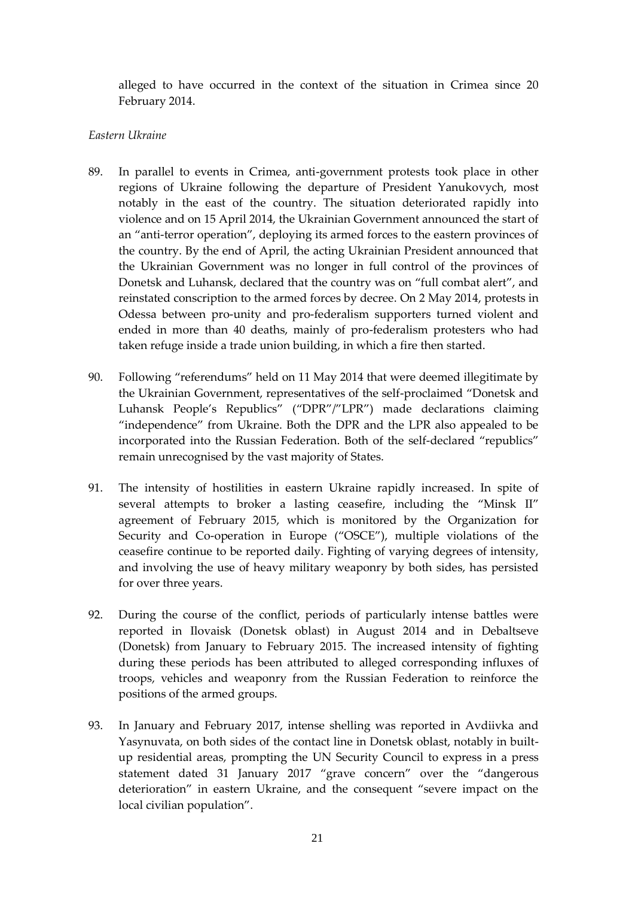alleged to have occurred in the context of the situation in Crimea since 20 February 2014.

*Eastern Ukraine*

89. In parallel to events in Crimea, anti-government protests took place in other regions of Ukraine following the departure of President Yanukovych, most notably in the east of the country. The situation deteriorated rapidly into violence and on 15 April 2014, the Ukrainian Government announced the start of an "anti-terror operation", deploying its armed forces to the eastern provinces of the country. By the end of April, the acting Ukrainian President announced that the Ukrainian Government was no longer in full control of the provinces of Donetsk and Luhansk, declared that the country was on "full combat alert", and reinstated conscription to the armed forces by decree. On 2 May 2014, protests in Odessa between pro-unity and pro-federalism supporters turned violent and ended in more than 40 deaths, mainly of pro-federalism protesters who had taken refuge inside a trade union building, in which a fire then started.

90. Following "referendums" held on 11 May 2014 that were deemed illegitimate by the Ukrainian Government, representatives of the self-proclaimed "Donetsk and Luhansk People's Republics" ("DPR"/"LPR") made declarations claiming "independence" from Ukraine. Both the DPR and the LPR also appealed to be incorporated into the Russian Federation. Both of the self-declared "republics" remain unrecognised by the vast majority of States.

91. The intensity of hostilities in eastern Ukraine rapidly increased. In spite of several attempts to broker a lasting ceasefire, including the "Minsk II" agreement of February 2015, which is monitored by the Organization for Security and Co-operation in Europe ("OSCE"), multiple violations of the ceasefire continue to be reported daily. Fighting of varying degrees of intensity, and involving the use of heavy military weaponry by both sides, has persisted for over three years.

92. During the course of the conflict, periods of particularly intense battles were reported in Ilovaisk (Donetsk oblast) in August 2014 and in Debaltseve (Donetsk) from January to February 2015. The increased intensity of fighting during these periods has been attributed to alleged corresponding influxes of troops, vehicles and weaponry from the Russian Federation to reinforce the positions of the armed groups.

93. In January and February 2017, intense shelling was reported in Avdiivka and Yasynuvata, on both sides of the contact line in Donetsk oblast, notably in built-up residential areas, prompting the UN Security Council to express in a press statement dated 31 January 2017 "grave concern" over the "dangerous deterioration" in eastern Ukraine, and the consequent "severe impact on the local civilian population".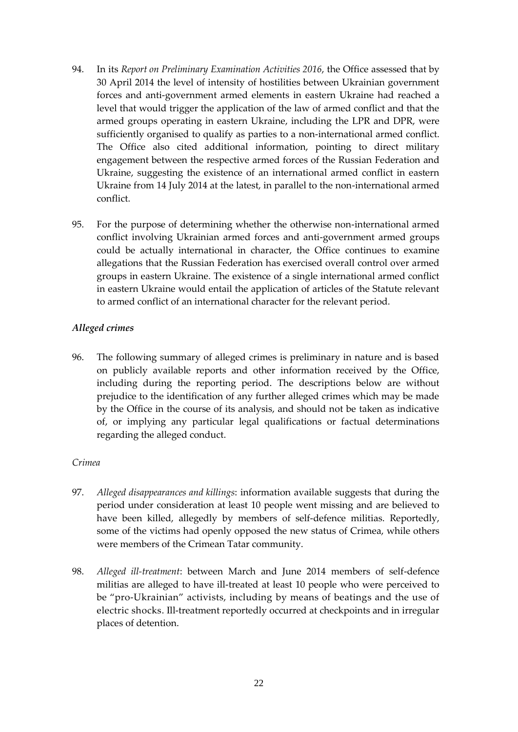94. In its *Report on Preliminary Examination Activities 2016*, the Office assessed that by 30 April 2014 the level of intensity of hostilities between Ukrainian government forces and anti-government armed elements in eastern Ukraine had reached a level that would trigger the application of the law of armed conflict and that the armed groups operating in eastern Ukraine, including the LPR and DPR, were sufficiently organised to qualify as parties to a non-international armed conflict. The Office also cited additional information, pointing to direct military engagement between the respective armed forces of the Russian Federation and Ukraine, suggesting the existence of an international armed conflict in eastern Ukraine from 14 July 2014 at the latest, in parallel to the non-international armed conflict.

95. For the purpose of determining whether the otherwise non-international armed conflict involving Ukrainian armed forces and anti-government armed groups could be actually international in character, the Office continues to examine allegations that the Russian Federation has exercised overall control over armed groups in eastern Ukraine. The existence of a single international armed conflict in eastern Ukraine would entail the application of articles of the Statute relevant to armed conflict of an international character for the relevant period.

### *Alleged crimes*

96. The following summary of alleged crimes is preliminary in nature and is based on publicly available reports and other information received by the Office, including during the reporting period. The descriptions below are without prejudice to the identification of any further alleged crimes which may be made by the Office in the course of its analysis, and should not be taken as indicative of, or implying any particular legal qualifications or factual determinations regarding the alleged conduct.

#### *Crimea*

97. *Alleged disappearances and killings*: information available suggests that during the period under consideration at least 10 people went missing and are believed to have been killed, allegedly by members of self-defence militias. Reportedly, some of the victims had openly opposed the new status of Crimea, while others were members of the Crimean Tatar community.

98. *Alleged ill-treatment*: between March and June 2014 members of self-defence militias are alleged to have ill-treated at least 10 people who were perceived to be "pro-Ukrainian" activists, including by means of beatings and the use of electric shocks. Ill-treatment reportedly occurred at checkpoints and in irregular places of detention.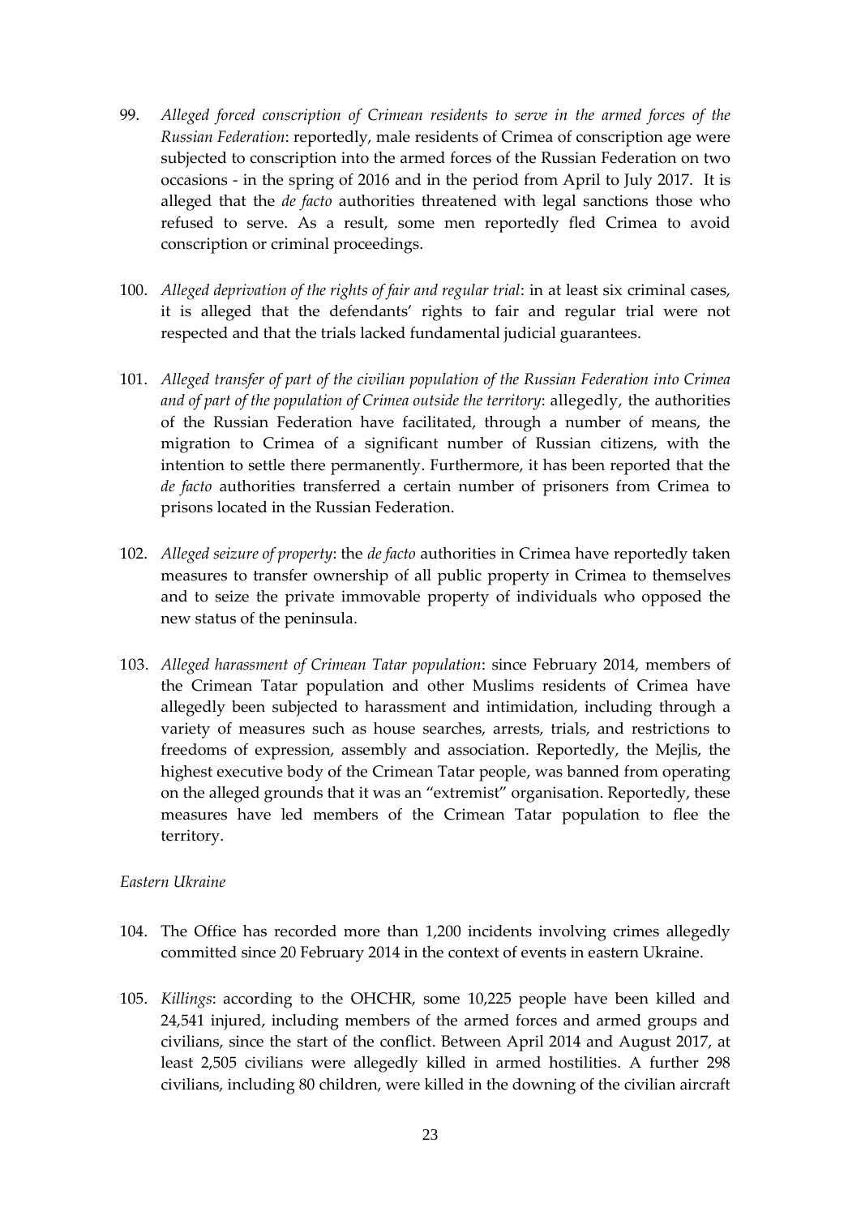99. *Alleged forced conscription of Crimean residents to serve in the armed forces of the Russian Federation*: reportedly, male residents of Crimea of conscription age were subjected to conscription into the armed forces of the Russian Federation on two occasions - in the spring of 2016 and in the period from April to July 2017. It is alleged that the *de facto* authorities threatened with legal sanctions those who refused to serve. As a result, some men reportedly fled Crimea to avoid conscription or criminal proceedings.

100. *Alleged deprivation of the rights of fair and regular trial*: in at least six criminal cases, it is alleged that the defendants' rights to fair and regular trial were not respected and that the trials lacked fundamental judicial guarantees.

101. *Alleged transfer of part of the civilian population of the Russian Federation into Crimea and of part of the population of Crimea outside the territory*: allegedly, the authorities of the Russian Federation have facilitated, through a number of means, the migration to Crimea of a significant number of Russian citizens, with the intention to settle there permanently. Furthermore, it has been reported that the *de facto* authorities transferred a certain number of prisoners from Crimea to prisons located in the Russian Federation.

102. *Alleged seizure of property*: the *de facto* authorities in Crimea have reportedly taken measures to transfer ownership of all public property in Crimea to themselves and to seize the private immovable property of individuals who opposed the new status of the peninsula.

103. *Alleged harassment of Crimean Tatar population*: since February 2014, members of the Crimean Tatar population and other Muslims residents of Crimea have allegedly been subjected to harassment and intimidation, including through a variety of measures such as house searches, arrests, trials, and restrictions to freedoms of expression, assembly and association. Reportedly, the Mejlis, the highest executive body of the Crimean Tatar people, was banned from operating on the alleged grounds that it was an "extremist" organisation. Reportedly, these measures have led members of the Crimean Tatar population to flee the territory.

*Eastern Ukraine*

104. The Office has recorded more than 1,200 incidents involving crimes allegedly committed since 20 February 2014 in the context of events in eastern Ukraine.

105. *Killings*: according to the OHCHR, some 10,225 people have been killed and 24,541 injured, including members of the armed forces and armed groups and civilians, since the start of the conflict. Between April 2014 and August 2017, at least 2,505 civilians were allegedly killed in armed hostilities. A further 298 civilians, including 80 children, were killed in the downing of the civilian aircraft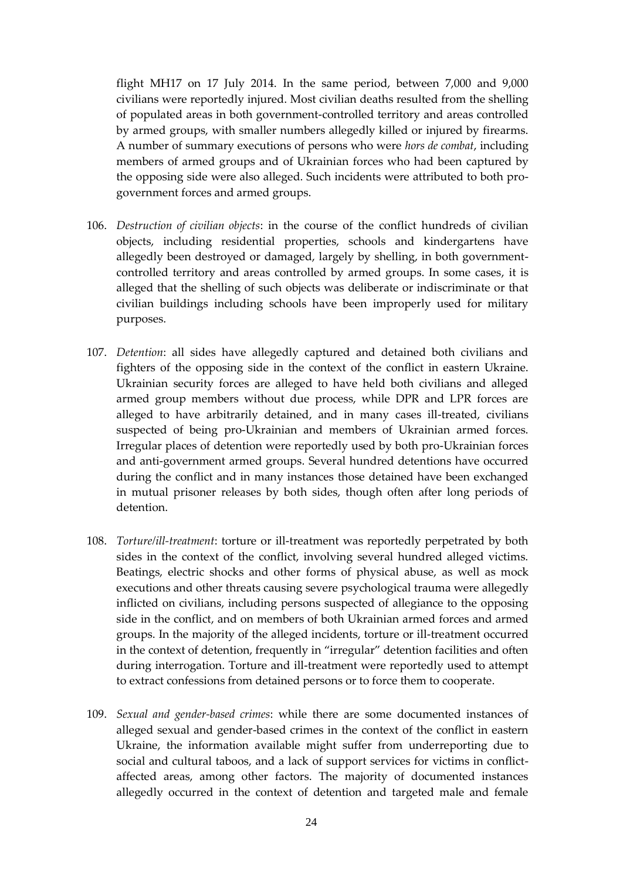flight MH17 on 17 July 2014. In the same period, between 7,000 and 9,000 civilians were reportedly injured. Most civilian deaths resulted from the shelling of populated areas in both government-controlled territory and areas controlled by armed groups, with smaller numbers allegedly killed or injured by firearms. A number of summary executions of persons who were *hors de combat*, including members of armed groups and of Ukrainian forces who had been captured by the opposing side were also alleged. Such incidents were attributed to both pro-government forces and armed groups.

106. *Destruction of civilian objects*: in the course of the conflict hundreds of civilian objects, including residential properties, schools and kindergartens have allegedly been destroyed or damaged, largely by shelling, in both government-controlled territory and areas controlled by armed groups. In some cases, it is alleged that the shelling of such objects was deliberate or indiscriminate or that civilian buildings including schools have been improperly used for military purposes.

107. *Detention*: all sides have allegedly captured and detained both civilians and fighters of the opposing side in the context of the conflict in eastern Ukraine. Ukrainian security forces are alleged to have held both civilians and alleged armed group members without due process, while DPR and LPR forces are alleged to have arbitrarily detained, and in many cases ill-treated, civilians suspected of being pro-Ukrainian and members of Ukrainian armed forces. Irregular places of detention were reportedly used by both pro-Ukrainian forces and anti-government armed groups. Several hundred detentions have occurred during the conflict and in many instances those detained have been exchanged in mutual prisoner releases by both sides, though often after long periods of detention.

108. *Torture/ill-treatment*: torture or ill-treatment was reportedly perpetrated by both sides in the context of the conflict, involving several hundred alleged victims. Beatings, electric shocks and other forms of physical abuse, as well as mock executions and other threats causing severe psychological trauma were allegedly inflicted on civilians, including persons suspected of allegiance to the opposing side in the conflict, and on members of both Ukrainian armed forces and armed groups. In the majority of the alleged incidents, torture or ill-treatment occurred in the context of detention, frequently in "irregular" detention facilities and often during interrogation. Torture and ill-treatment were reportedly used to attempt to extract confessions from detained persons or to force them to cooperate.

109. *Sexual and gender-based crimes*: while there are some documented instances of alleged sexual and gender-based crimes in the context of the conflict in eastern Ukraine, the information available might suffer from underreporting due to social and cultural taboos, and a lack of support services for victims in conflict-affected areas, among other factors. The majority of documented instances allegedly occurred in the context of detention and targeted male and female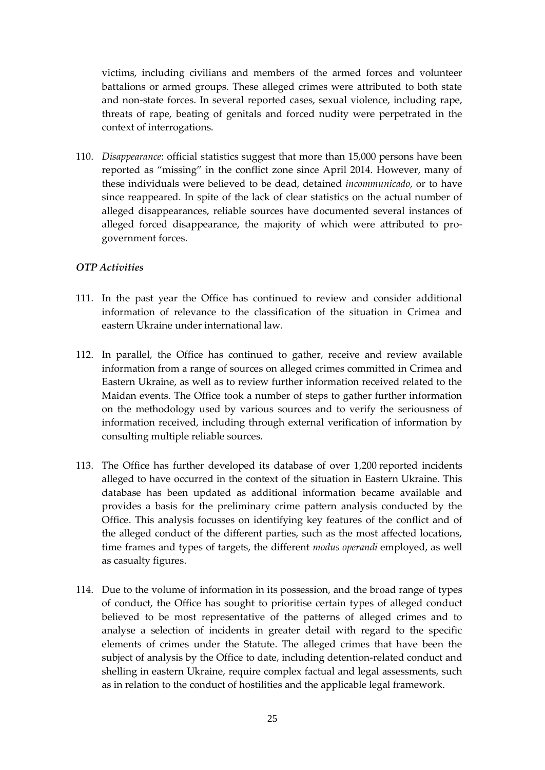victims, including civilians and members of the armed forces and volunteer battalions or armed groups. These alleged crimes were attributed to both state and non-state forces. In several reported cases, sexual violence, including rape, threats of rape, beating of genitals and forced nudity were perpetrated in the context of interrogations.

110. *Disappearance*: official statistics suggest that more than 15,000 persons have been reported as "missing" in the conflict zone since April 2014. However, many of these individuals were believed to be dead, detained *incommunicado*, or to have since reappeared. In spite of the lack of clear statistics on the actual number of alleged disappearances, reliable sources have documented several instances of alleged forced disappearance, the majority of which were attributed to pro-government forces.

### *OTP Activities*

111. In the past year the Office has continued to review and consider additional information of relevance to the classification of the situation in Crimea and eastern Ukraine under international law.

112. In parallel, the Office has continued to gather, receive and review available information from a range of sources on alleged crimes committed in Crimea and Eastern Ukraine, as well as to review further information received related to the Maidan events. The Office took a number of steps to gather further information on the methodology used by various sources and to verify the seriousness of information received, including through external verification of information by consulting multiple reliable sources.

113. The Office has further developed its database of over 1,200 reported incidents alleged to have occurred in the context of the situation in Eastern Ukraine. This database has been updated as additional information became available and provides a basis for the preliminary crime pattern analysis conducted by the Office. This analysis focusses on identifying key features of the conflict and of the alleged conduct of the different parties, such as the most affected locations, time frames and types of targets, the different *modus operandi* employed, as well as casualty figures.

114. Due to the volume of information in its possession, and the broad range of types of conduct, the Office has sought to prioritise certain types of alleged conduct believed to be most representative of the patterns of alleged crimes and to analyse a selection of incidents in greater detail with regard to the specific elements of crimes under the Statute. The alleged crimes that have been the subject of analysis by the Office to date, including detention-related conduct and shelling in eastern Ukraine, require complex factual and legal assessments, such as in relation to the conduct of hostilities and the applicable legal framework.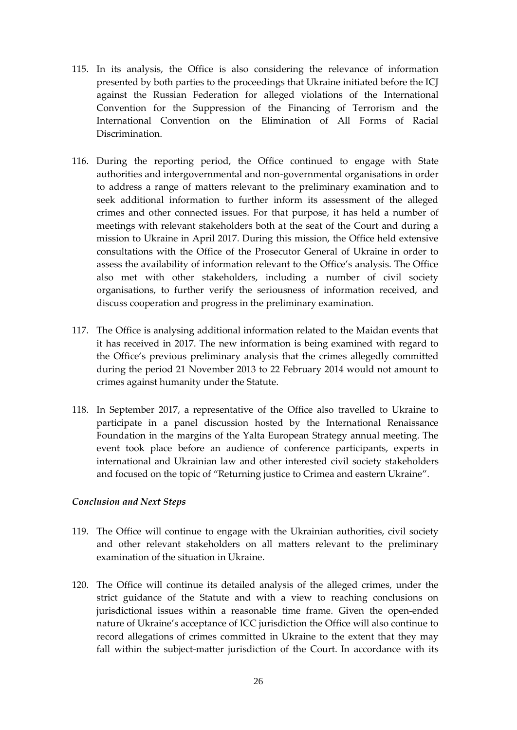115. In its analysis, the Office is also considering the relevance of information presented by both parties to the proceedings that Ukraine initiated before the ICJ against the Russian Federation for alleged violations of the International Convention for the Suppression of the Financing of Terrorism and the International Convention on the Elimination of All Forms of Racial Discrimination.

116. During the reporting period, the Office continued to engage with State authorities and intergovernmental and non-governmental organisations in order to address a range of matters relevant to the preliminary examination and to seek additional information to further inform its assessment of the alleged crimes and other connected issues. For that purpose, it has held a number of meetings with relevant stakeholders both at the seat of the Court and during a mission to Ukraine in April 2017. During this mission, the Office held extensive consultations with the Office of the Prosecutor General of Ukraine in order to assess the availability of information relevant to the Office's analysis. The Office also met with other stakeholders, including a number of civil society organisations, to further verify the seriousness of information received, and discuss cooperation and progress in the preliminary examination.

117. The Office is analysing additional information related to the Maidan events that it has received in 2017. The new information is being examined with regard to the Office's previous preliminary analysis that the crimes allegedly committed during the period 21 November 2013 to 22 February 2014 would not amount to crimes against humanity under the Statute.

118. In September 2017, a representative of the Office also travelled to Ukraine to participate in a panel discussion hosted by the International Renaissance Foundation in the margins of the Yalta European Strategy annual meeting. The event took place before an audience of conference participants, experts in international and Ukrainian law and other interested civil society stakeholders and focused on the topic of "Returning justice to Crimea and eastern Ukraine".

*Conclusion and Next Steps*

119. The Office will continue to engage with the Ukrainian authorities, civil society and other relevant stakeholders on all matters relevant to the preliminary examination of the situation in Ukraine.

120. The Office will continue its detailed analysis of the alleged crimes, under the strict guidance of the Statute and with a view to reaching conclusions on jurisdictional issues within a reasonable time frame. Given the open-ended nature of Ukraine's acceptance of ICC jurisdiction the Office will also continue to record allegations of crimes committed in Ukraine to the extent that they may fall within the subject-matter jurisdiction of the Court. In accordance with its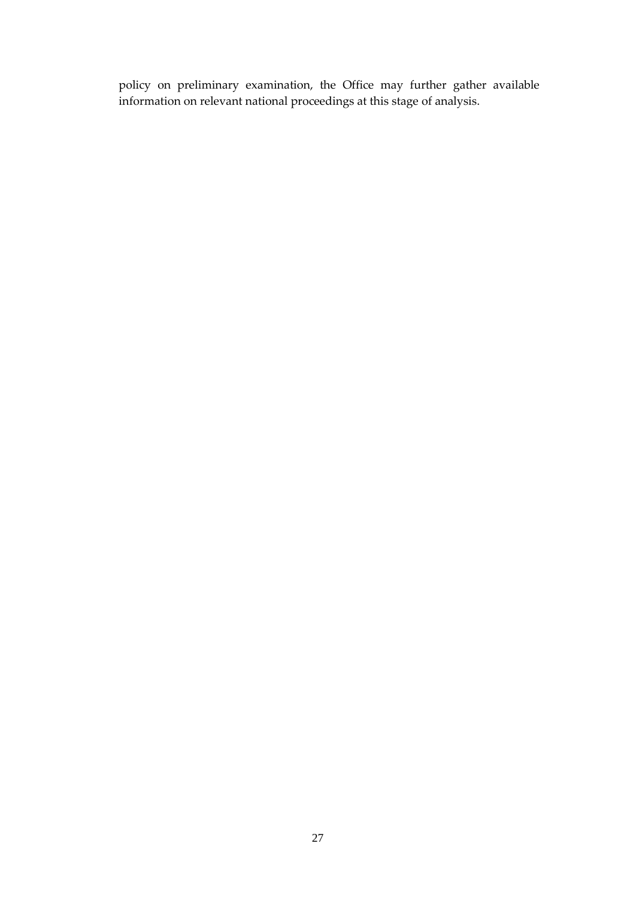policy on preliminary examination, the Office may further gather available information on relevant national proceedings at this stage of analysis.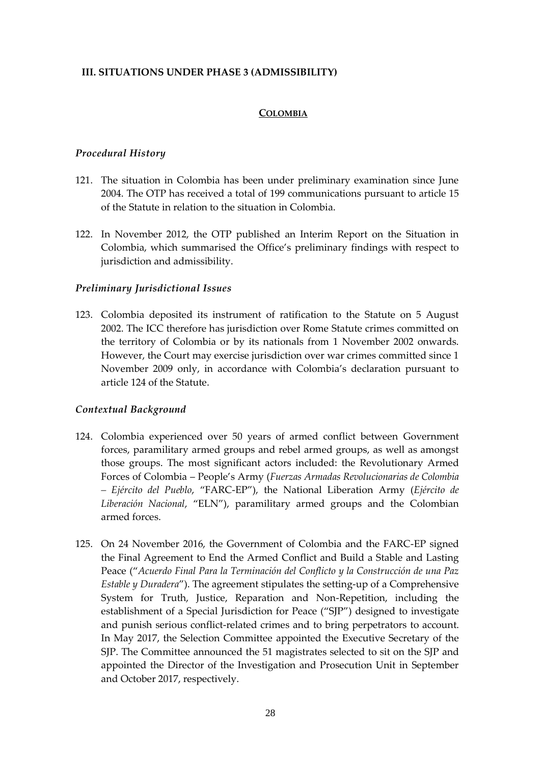## III. SITUATIONS UNDER PHASE 3 (ADMISSIBILITY)

### COLOMBIA

#### *Procedural History*

121. The situation in Colombia has been under preliminary examination since June 2004. The OTP has received a total of 199 communications pursuant to article 15 of the Statute in relation to the situation in Colombia.

122. In November 2012, the OTP published an Interim Report on the Situation in Colombia, which summarised the Office's preliminary findings with respect to jurisdiction and admissibility.

#### *Preliminary Jurisdictional Issues*

123. Colombia deposited its instrument of ratification to the Statute on 5 August 2002. The ICC therefore has jurisdiction over Rome Statute crimes committed on the territory of Colombia or by its nationals from 1 November 2002 onwards. However, the Court may exercise jurisdiction over war crimes committed since 1 November 2009 only, in accordance with Colombia's declaration pursuant to article 124 of the Statute.

#### *Contextual Background*

124. Colombia experienced over 50 years of armed conflict between Government forces, paramilitary armed groups and rebel armed groups, as well as amongst those groups. The most significant actors included: the Revolutionary Armed Forces of Colombia – People's Army (*Fuerzas Armadas Revolucionarias de Colombia – Ejército del Pueblo*, "FARC-EP"), the National Liberation Army (*Ejército de Liberación Nacional*, "ELN"), paramilitary armed groups and the Colombian armed forces.

125. On 24 November 2016, the Government of Colombia and the FARC-EP signed the Final Agreement to End the Armed Conflict and Build a Stable and Lasting Peace ("*Acuerdo Final Para la Terminación del Conflicto y la Construcción de una Paz Estable y Duradera*"). The agreement stipulates the setting-up of a Comprehensive System for Truth, Justice, Reparation and Non-Repetition, including the establishment of a Special Jurisdiction for Peace ("SJP") designed to investigate and punish serious conflict-related crimes and to bring perpetrators to account. In May 2017, the Selection Committee appointed the Executive Secretary of the SJP. The Committee announced the 51 magistrates selected to sit on the SJP and appointed the Director of the Investigation and Prosecution Unit in September and October 2017, respectively.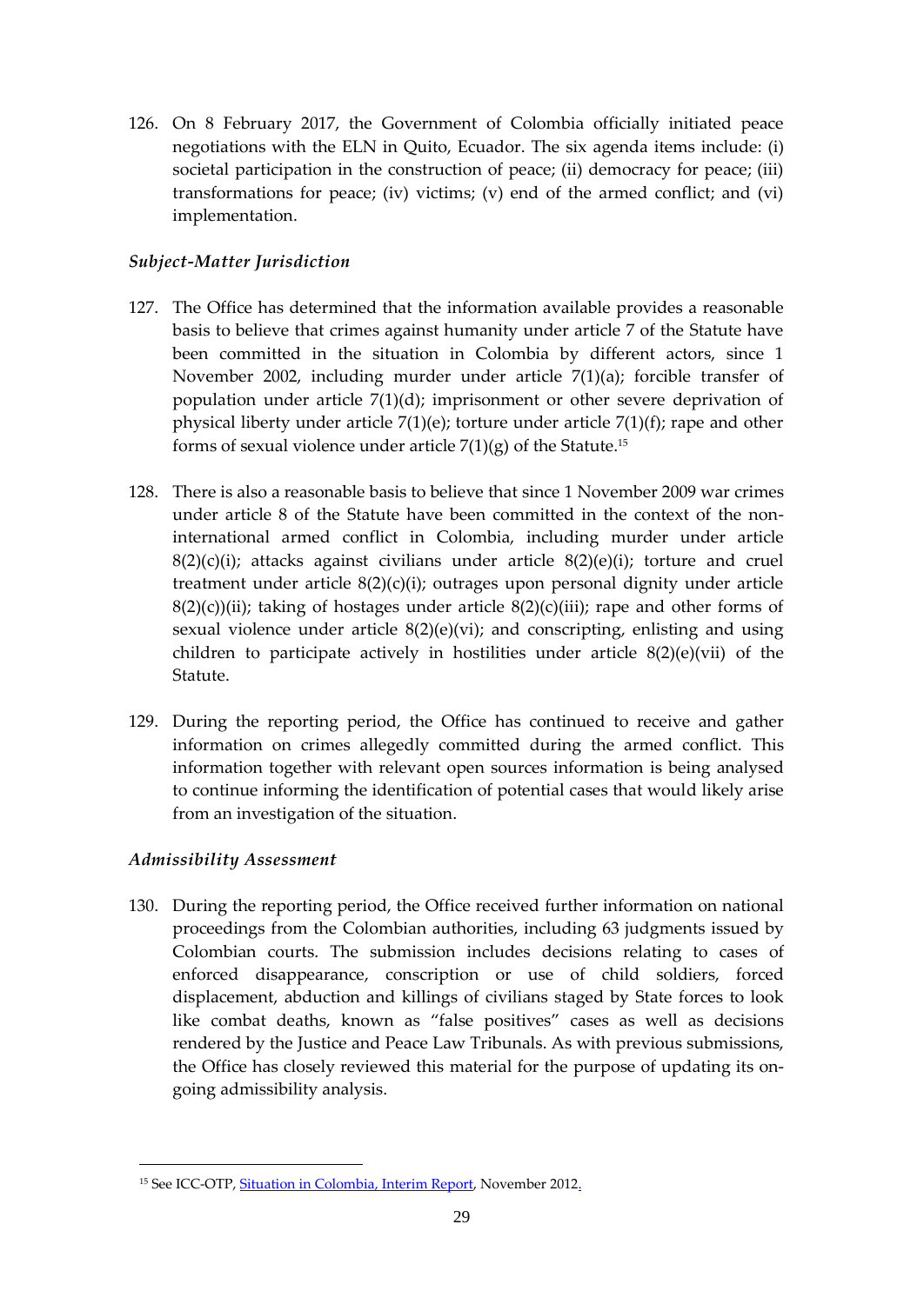126. On 8 February 2017, the Government of Colombia officially initiated peace negotiations with the ELN in Quito, Ecuador. The six agenda items include: (i) societal participation in the construction of peace; (ii) democracy for peace; (iii) transformations for peace; (iv) victims; (v) end of the armed conflict; and (vi) implementation.

### *Subject-Matter Jurisdiction*

127. The Office has determined that the information available provides a reasonable basis to believe that crimes against humanity under article 7 of the Statute have been committed in the situation in Colombia by different actors, since 1 November 2002, including murder under article 7(1)(a); forcible transfer of population under article 7(1)(d); imprisonment or other severe deprivation of physical liberty under article 7(1)(e); torture under article 7(1)(f); rape and other forms of sexual violence under article 7(1)(g) of the Statute.[15]

128. There is also a reasonable basis to believe that since 1 November 2009 war crimes under article 8 of the Statute have been committed in the context of the non-international armed conflict in Colombia, including murder under article 8(2)(c)(i); attacks against civilians under article 8(2)(e)(i); torture and cruel treatment under article 8(2)(c)(i); outrages upon personal dignity under article 8(2)(c))(ii); taking of hostages under article 8(2)(c)(iii); rape and other forms of sexual violence under article 8(2)(e)(vi); and conscripting, enlisting and using children to participate actively in hostilities under article 8(2)(e)(vii) of the Statute.

129. During the reporting period, the Office has continued to receive and gather information on crimes allegedly committed during the armed conflict. This information together with relevant open sources information is being analysed to continue informing the identification of potential cases that would likely arise from an investigation of the situation.

### *Admissibility Assessment*

130. During the reporting period, the Office received further information on national proceedings from the Colombian authorities, including 63 judgments issued by Colombian courts. The submission includes decisions relating to cases of enforced disappearance, conscription or use of child soldiers, forced displacement, abduction and killings of civilians staged by State forces to look like combat deaths, known as "false positives" cases as well as decisions rendered by the Justice and Peace Law Tribunals. As with previous submissions, the Office has closely reviewed this material for the purpose of updating its on-going admissibility analysis.

---

[15] See ICC-OTP, Situation in Colombia, Interim Report, November 2012.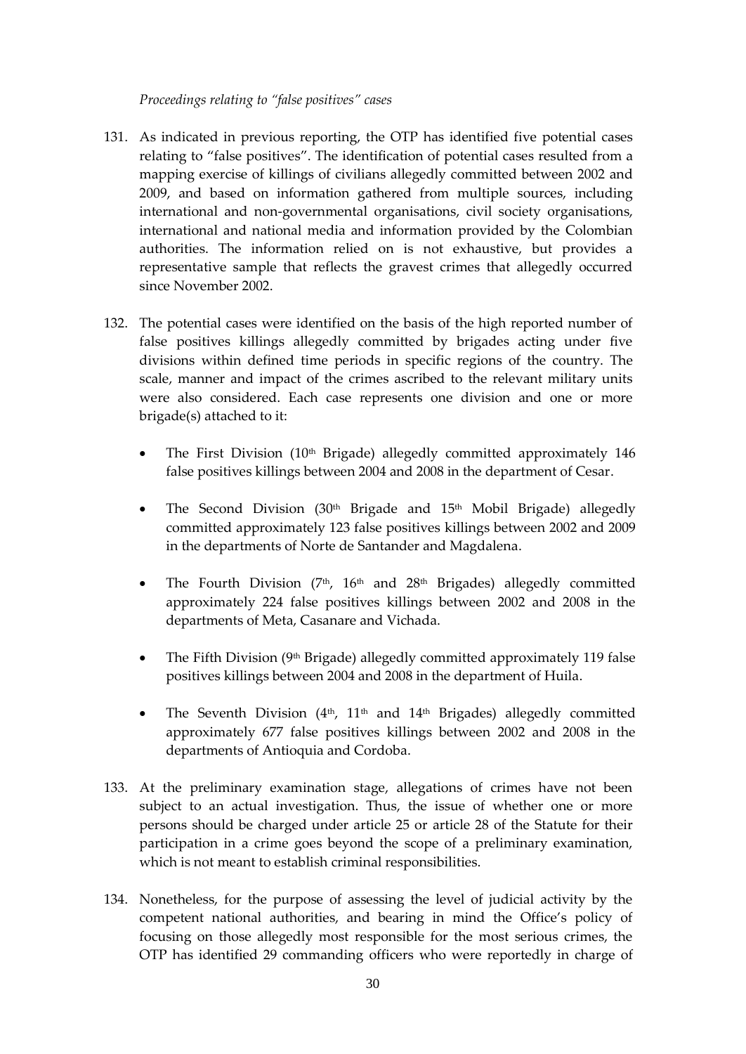*Proceedings relating to "false positives" cases*

131. As indicated in previous reporting, the OTP has identified five potential cases relating to "false positives". The identification of potential cases resulted from a mapping exercise of killings of civilians allegedly committed between 2002 and 2009, and based on information gathered from multiple sources, including international and non-governmental organisations, civil society organisations, international and national media and information provided by the Colombian authorities. The information relied on is not exhaustive, but provides a representative sample that reflects the gravest crimes that allegedly occurred since November 2002.

132. The potential cases were identified on the basis of the high reported number of false positives killings allegedly committed by brigades acting under five divisions within defined time periods in specific regions of the country. The scale, manner and impact of the crimes ascribed to the relevant military units were also considered. Each case represents one division and one or more brigade(s) attached to it:

    - The First Division (10th Brigade) allegedly committed approximately 146 false positives killings between 2004 and 2008 in the department of Cesar.
    - The Second Division (30th Brigade and 15th Mobil Brigade) allegedly committed approximately 123 false positives killings between 2002 and 2009 in the departments of Norte de Santander and Magdalena.
    - The Fourth Division (7th, 16th and 28th Brigades) allegedly committed approximately 224 false positives killings between 2002 and 2008 in the departments of Meta, Casanare and Vichada.
    - The Fifth Division (9th Brigade) allegedly committed approximately 119 false positives killings between 2004 and 2008 in the department of Huila.
    - The Seventh Division (4th, 11th and 14th Brigades) allegedly committed approximately 677 false positives killings between 2002 and 2008 in the departments of Antioquia and Cordoba.

133. At the preliminary examination stage, allegations of crimes have not been subject to an actual investigation. Thus, the issue of whether one or more persons should be charged under article 25 or article 28 of the Statute for their participation in a crime goes beyond the scope of a preliminary examination, which is not meant to establish criminal responsibilities.

134. Nonetheless, for the purpose of assessing the level of judicial activity by the competent national authorities, and bearing in mind the Office's policy of focusing on those allegedly most responsible for the most serious crimes, the OTP has identified 29 commanding officers who were reportedly in charge of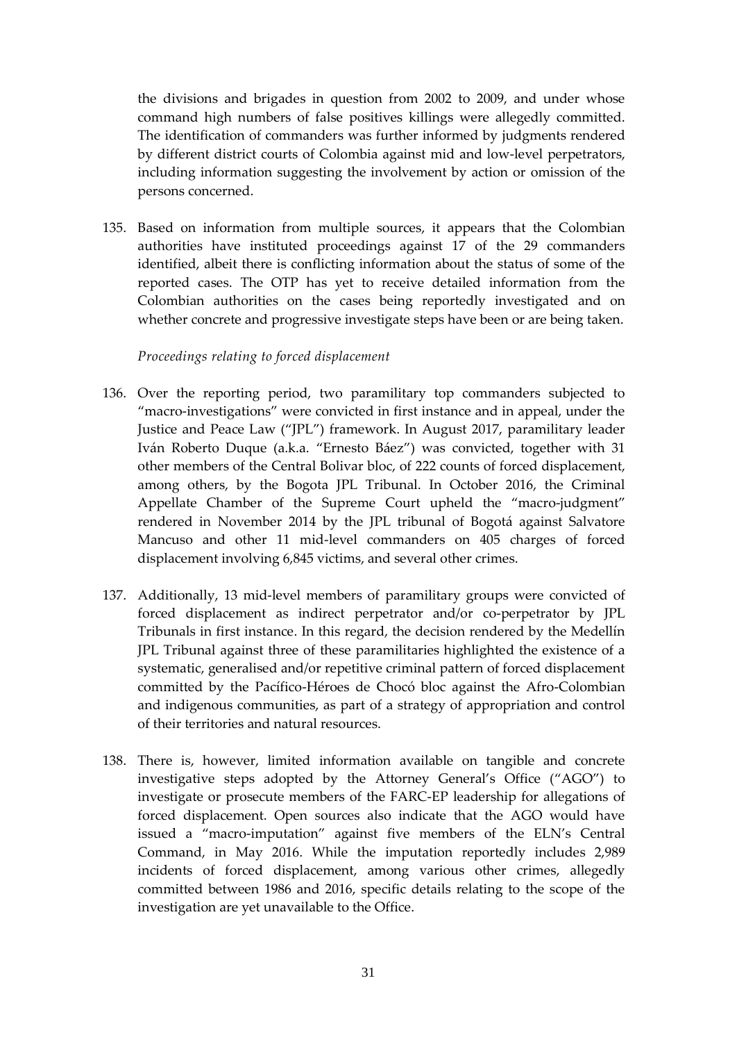the divisions and brigades in question from 2002 to 2009, and under whose command high numbers of false positives killings were allegedly committed. The identification of commanders was further informed by judgments rendered by different district courts of Colombia against mid and low-level perpetrators, including information suggesting the involvement by action or omission of the persons concerned.

135. Based on information from multiple sources, it appears that the Colombian authorities have instituted proceedings against 17 of the 29 commanders identified, albeit there is conflicting information about the status of some of the reported cases. The OTP has yet to receive detailed information from the Colombian authorities on the cases being reportedly investigated and on whether concrete and progressive investigate steps have been or are being taken.

*Proceedings relating to forced displacement*

136. Over the reporting period, two paramilitary top commanders subjected to "macro-investigations" were convicted in first instance and in appeal, under the Justice and Peace Law ("JPL") framework. In August 2017, paramilitary leader Iván Roberto Duque (a.k.a. "Ernesto Báez") was convicted, together with 31 other members of the Central Bolivar bloc, of 222 counts of forced displacement, among others, by the Bogota JPL Tribunal. In October 2016, the Criminal Appellate Chamber of the Supreme Court upheld the "macro-judgment" rendered in November 2014 by the JPL tribunal of Bogotá against Salvatore Mancuso and other 11 mid-level commanders on 405 charges of forced displacement involving 6,845 victims, and several other crimes.

137. Additionally, 13 mid-level members of paramilitary groups were convicted of forced displacement as indirect perpetrator and/or co-perpetrator by JPL Tribunals in first instance. In this regard, the decision rendered by the Medellín JPL Tribunal against three of these paramilitaries highlighted the existence of a systematic, generalised and/or repetitive criminal pattern of forced displacement committed by the Pacífico-Héroes de Chocó bloc against the Afro-Colombian and indigenous communities, as part of a strategy of appropriation and control of their territories and natural resources.

138. There is, however, limited information available on tangible and concrete investigative steps adopted by the Attorney General's Office ("AGO") to investigate or prosecute members of the FARC-EP leadership for allegations of forced displacement. Open sources also indicate that the AGO would have issued a "macro-imputation" against five members of the ELN's Central Command, in May 2016. While the imputation reportedly includes 2,989 incidents of forced displacement, among various other crimes, allegedly committed between 1986 and 2016, specific details relating to the scope of the investigation are yet unavailable to the Office.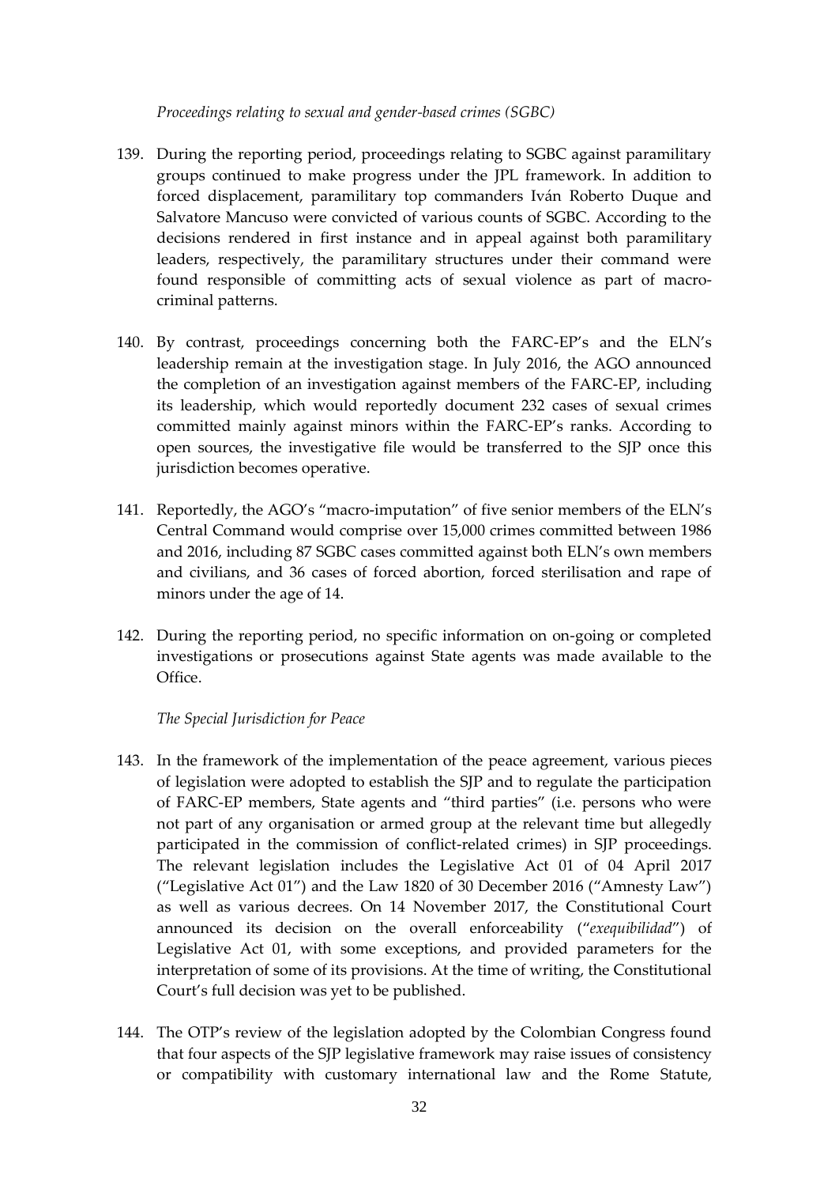*Proceedings relating to sexual and gender-based crimes (SGBC)*

139. During the reporting period, proceedings relating to SGBC against paramilitary groups continued to make progress under the JPL framework. In addition to forced displacement, paramilitary top commanders Iván Roberto Duque and Salvatore Mancuso were convicted of various counts of SGBC. According to the decisions rendered in first instance and in appeal against both paramilitary leaders, respectively, the paramilitary structures under their command were found responsible of committing acts of sexual violence as part of macro-criminal patterns.

140. By contrast, proceedings concerning both the FARC-EP's and the ELN's leadership remain at the investigation stage. In July 2016, the AGO announced the completion of an investigation against members of the FARC-EP, including its leadership, which would reportedly document 232 cases of sexual crimes committed mainly against minors within the FARC-EP's ranks. According to open sources, the investigative file would be transferred to the SJP once this jurisdiction becomes operative.

141. Reportedly, the AGO's "macro-imputation" of five senior members of the ELN's Central Command would comprise over 15,000 crimes committed between 1986 and 2016, including 87 SGBC cases committed against both ELN's own members and civilians, and 36 cases of forced abortion, forced sterilisation and rape of minors under the age of 14.

142. During the reporting period, no specific information on on-going or completed investigations or prosecutions against State agents was made available to the Office.

*The Special Jurisdiction for Peace*

143. In the framework of the implementation of the peace agreement, various pieces of legislation were adopted to establish the SJP and to regulate the participation of FARC-EP members, State agents and "third parties" (i.e. persons who were not part of any organisation or armed group at the relevant time but allegedly participated in the commission of conflict-related crimes) in SJP proceedings. The relevant legislation includes the Legislative Act 01 of 04 April 2017 ("Legislative Act 01") and the Law 1820 of 30 December 2016 ("Amnesty Law") as well as various decrees. On 14 November 2017, the Constitutional Court announced its decision on the overall enforceability ("*exequibilidad*") of Legislative Act 01, with some exceptions, and provided parameters for the interpretation of some of its provisions. At the time of writing, the Constitutional Court's full decision was yet to be published.

144. The OTP's review of the legislation adopted by the Colombian Congress found that four aspects of the SJP legislative framework may raise issues of consistency or compatibility with customary international law and the Rome Statute,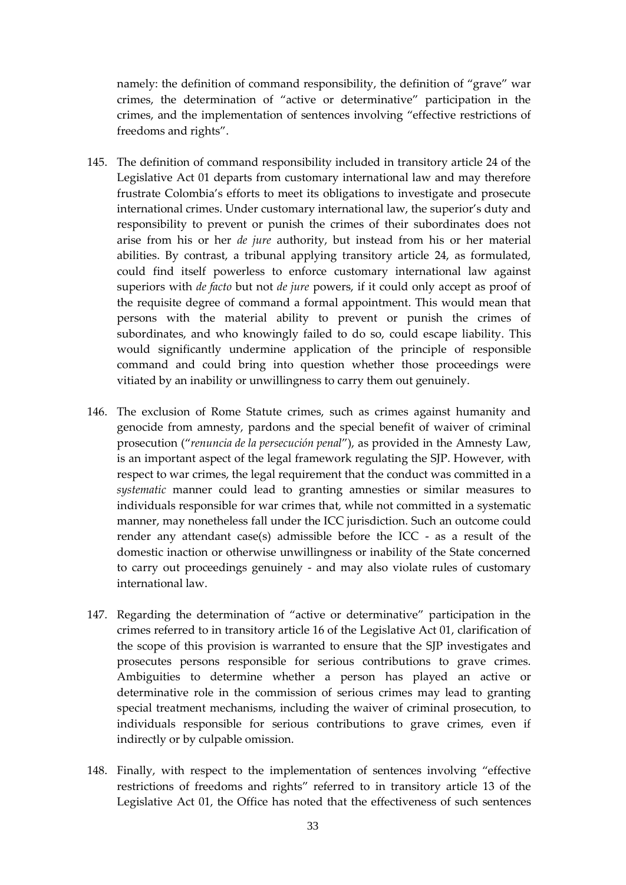namely: the definition of command responsibility, the definition of "grave" war crimes, the determination of "active or determinative" participation in the crimes, and the implementation of sentences involving "effective restrictions of freedoms and rights".

145. The definition of command responsibility included in transitory article 24 of the Legislative Act 01 departs from customary international law and may therefore frustrate Colombia's efforts to meet its obligations to investigate and prosecute international crimes. Under customary international law, the superior's duty and responsibility to prevent or punish the crimes of their subordinates does not arise from his or her *de jure* authority, but instead from his or her material abilities. By contrast, a tribunal applying transitory article 24, as formulated, could find itself powerless to enforce customary international law against superiors with *de facto* but not *de jure* powers, if it could only accept as proof of the requisite degree of command a formal appointment. This would mean that persons with the material ability to prevent or punish the crimes of subordinates, and who knowingly failed to do so, could escape liability. This would significantly undermine application of the principle of responsible command and could bring into question whether those proceedings were vitiated by an inability or unwillingness to carry them out genuinely.

146. The exclusion of Rome Statute crimes, such as crimes against humanity and genocide from amnesty, pardons and the special benefit of waiver of criminal prosecution ("*renuncia de la persecución penal*"), as provided in the Amnesty Law, is an important aspect of the legal framework regulating the SJP. However, with respect to war crimes, the legal requirement that the conduct was committed in a *systematic* manner could lead to granting amnesties or similar measures to individuals responsible for war crimes that, while not committed in a systematic manner, may nonetheless fall under the ICC jurisdiction. Such an outcome could render any attendant case(s) admissible before the ICC - as a result of the domestic inaction or otherwise unwillingness or inability of the State concerned to carry out proceedings genuinely - and may also violate rules of customary international law.

147. Regarding the determination of "active or determinative" participation in the crimes referred to in transitory article 16 of the Legislative Act 01, clarification of the scope of this provision is warranted to ensure that the SJP investigates and prosecutes persons responsible for serious contributions to grave crimes. Ambiguities to determine whether a person has played an active or determinative role in the commission of serious crimes may lead to granting special treatment mechanisms, including the waiver of criminal prosecution, to individuals responsible for serious contributions to grave crimes, even if indirectly or by culpable omission.

148. Finally, with respect to the implementation of sentences involving "effective restrictions of freedoms and rights" referred to in transitory article 13 of the Legislative Act 01, the Office has noted that the effectiveness of such sentences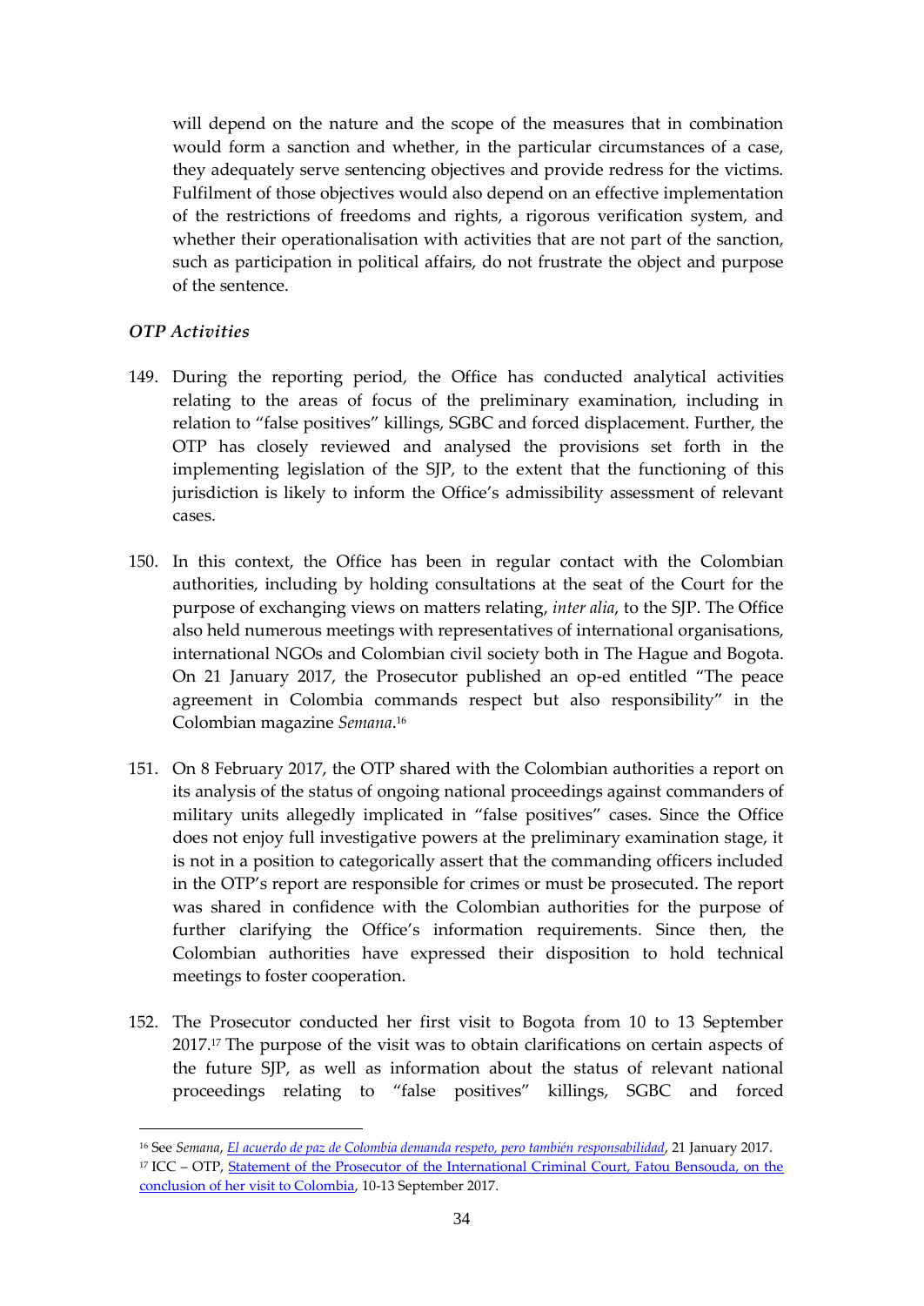will depend on the nature and the scope of the measures that in combination would form a sanction and whether, in the particular circumstances of a case, they adequately serve sentencing objectives and provide redress for the victims. Fulfilment of those objectives would also depend on an effective implementation of the restrictions of freedoms and rights, a rigorous verification system, and whether their operationalisation with activities that are not part of the sanction, such as participation in political affairs, do not frustrate the object and purpose of the sentence.

### *OTP Activities*

149. During the reporting period, the Office has conducted analytical activities relating to the areas of focus of the preliminary examination, including in relation to "false positives" killings, SGBC and forced displacement. Further, the OTP has closely reviewed and analysed the provisions set forth in the implementing legislation of the SJP, to the extent that the functioning of this jurisdiction is likely to inform the Office's admissibility assessment of relevant cases.

150. In this context, the Office has been in regular contact with the Colombian authorities, including by holding consultations at the seat of the Court for the purpose of exchanging views on matters relating, *inter alia*, to the SJP. The Office also held numerous meetings with representatives of international organisations, international NGOs and Colombian civil society both in The Hague and Bogota. On 21 January 2017, the Prosecutor published an op-ed entitled "The peace agreement in Colombia commands respect but also responsibility" in the Colombian magazine *Semana*.[16]

151. On 8 February 2017, the OTP shared with the Colombian authorities a report on its analysis of the status of ongoing national proceedings against commanders of military units allegedly implicated in "false positives" cases. Since the Office does not enjoy full investigative powers at the preliminary examination stage, it is not in a position to categorically assert that the commanding officers included in the OTP's report are responsible for crimes or must be prosecuted. The report was shared in confidence with the Colombian authorities for the purpose of further clarifying the Office's information requirements. Since then, the Colombian authorities have expressed their disposition to hold technical meetings to foster cooperation.

152. The Prosecutor conducted her first visit to Bogota from 10 to 13 September 2017.[17] The purpose of the visit was to obtain clarifications on certain aspects of the future SJP, as well as information about the status of relevant national proceedings relating to "false positives" killings, SGBC and forced

---

[16] See *Semana*, *El acuerdo de paz de Colombia demanda respeto, pero también responsabilidad*, 21 January 2017.

[17] ICC – OTP, Statement of the Prosecutor of the International Criminal Court, Fatou Bensouda, on the conclusion of her visit to Colombia, 10-13 September 2017.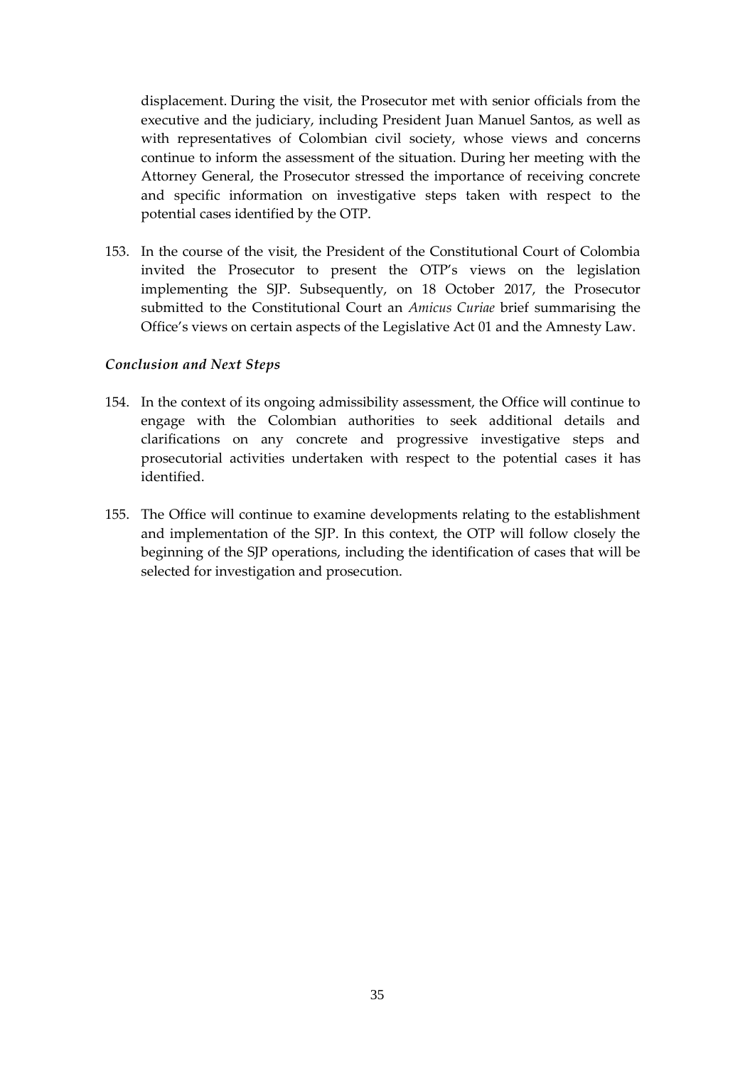displacement. During the visit, the Prosecutor met with senior officials from the executive and the judiciary, including President Juan Manuel Santos, as well as with representatives of Colombian civil society, whose views and concerns continue to inform the assessment of the situation. During her meeting with the Attorney General, the Prosecutor stressed the importance of receiving concrete and specific information on investigative steps taken with respect to the potential cases identified by the OTP.

153. In the course of the visit, the President of the Constitutional Court of Colombia invited the Prosecutor to present the OTP's views on the legislation implementing the SJP. Subsequently, on 18 October 2017, the Prosecutor submitted to the Constitutional Court an *Amicus Curiae* brief summarising the Office's views on certain aspects of the Legislative Act 01 and the Amnesty Law.

***Conclusion and Next Steps***

154. In the context of its ongoing admissibility assessment, the Office will continue to engage with the Colombian authorities to seek additional details and clarifications on any concrete and progressive investigative steps and prosecutorial activities undertaken with respect to the potential cases it has identified.

155. The Office will continue to examine developments relating to the establishment and implementation of the SJP. In this context, the OTP will follow closely the beginning of the SJP operations, including the identification of cases that will be selected for investigation and prosecution.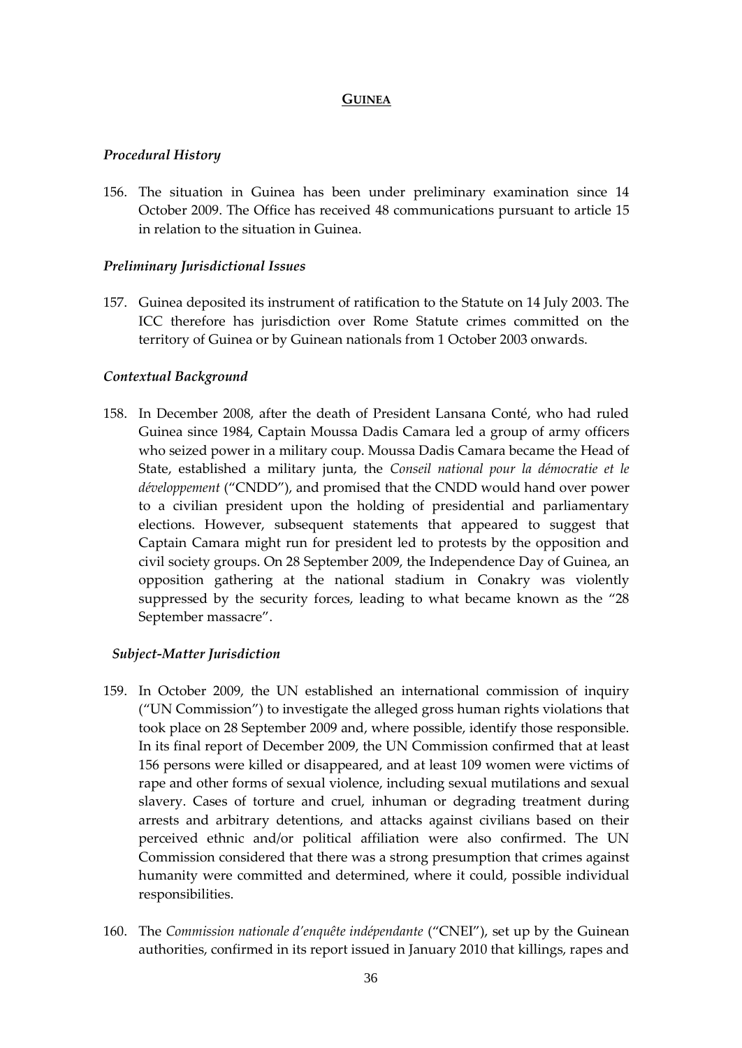## GUINEA

### *Procedural History*

156. The situation in Guinea has been under preliminary examination since 14 October 2009. The Office has received 48 communications pursuant to article 15 in relation to the situation in Guinea.

### *Preliminary Jurisdictional Issues*

157. Guinea deposited its instrument of ratification to the Statute on 14 July 2003. The ICC therefore has jurisdiction over Rome Statute crimes committed on the territory of Guinea or by Guinean nationals from 1 October 2003 onwards.

### *Contextual Background*

158. In December 2008, after the death of President Lansana Conté, who had ruled Guinea since 1984, Captain Moussa Dadis Camara led a group of army officers who seized power in a military coup. Moussa Dadis Camara became the Head of State, established a military junta, the *Conseil national pour la démocratie et le développement* ("CNDD"), and promised that the CNDD would hand over power to a civilian president upon the holding of presidential and parliamentary elections. However, subsequent statements that appeared to suggest that Captain Camara might run for president led to protests by the opposition and civil society groups. On 28 September 2009, the Independence Day of Guinea, an opposition gathering at the national stadium in Conakry was violently suppressed by the security forces, leading to what became known as the "28 September massacre".

### *Subject-Matter Jurisdiction*

159. In October 2009, the UN established an international commission of inquiry ("UN Commission") to investigate the alleged gross human rights violations that took place on 28 September 2009 and, where possible, identify those responsible. In its final report of December 2009, the UN Commission confirmed that at least 156 persons were killed or disappeared, and at least 109 women were victims of rape and other forms of sexual violence, including sexual mutilations and sexual slavery. Cases of torture and cruel, inhuman or degrading treatment during arrests and arbitrary detentions, and attacks against civilians based on their perceived ethnic and/or political affiliation were also confirmed. The UN Commission considered that there was a strong presumption that crimes against humanity were committed and determined, where it could, possible individual responsibilities.

160. The *Commission nationale d'enquête indépendante* ("CNEI"), set up by the Guinean authorities, confirmed in its report issued in January 2010 that killings, rapes and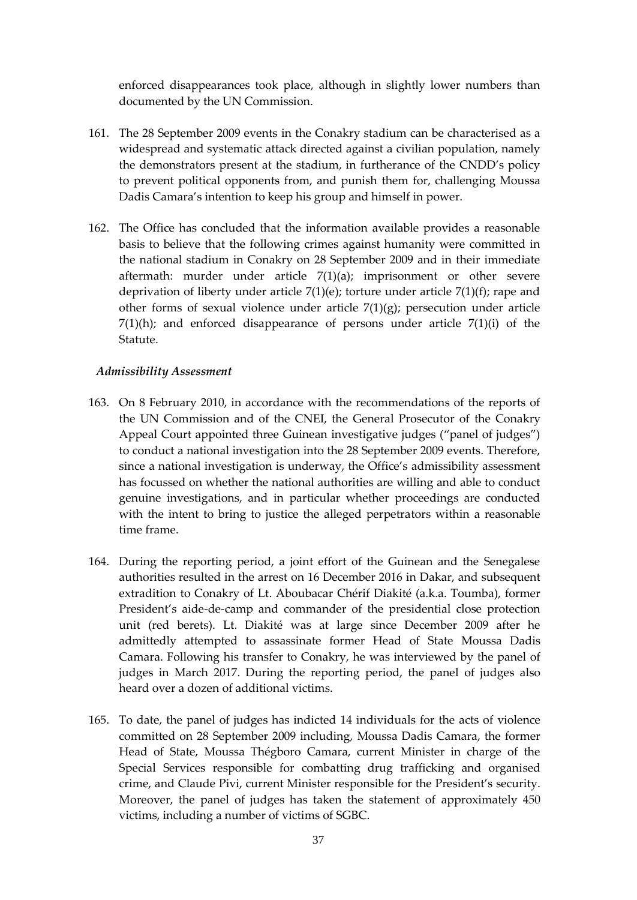enforced disappearances took place, although in slightly lower numbers than documented by the UN Commission.

161. The 28 September 2009 events in the Conakry stadium can be characterised as a widespread and systematic attack directed against a civilian population, namely the demonstrators present at the stadium, in furtherance of the CNDD's policy to prevent political opponents from, and punish them for, challenging Moussa Dadis Camara's intention to keep his group and himself in power.

162. The Office has concluded that the information available provides a reasonable basis to believe that the following crimes against humanity were committed in the national stadium in Conakry on 28 September 2009 and in their immediate aftermath: murder under article 7(1)(a); imprisonment or other severe deprivation of liberty under article 7(1)(e); torture under article 7(1)(f); rape and other forms of sexual violence under article 7(1)(g); persecution under article 7(1)(h); and enforced disappearance of persons under article 7(1)(i) of the Statute.

*Admissibility Assessment*

163. On 8 February 2010, in accordance with the recommendations of the reports of the UN Commission and of the CNEI, the General Prosecutor of the Conakry Appeal Court appointed three Guinean investigative judges ("panel of judges") to conduct a national investigation into the 28 September 2009 events. Therefore, since a national investigation is underway, the Office's admissibility assessment has focussed on whether the national authorities are willing and able to conduct genuine investigations, and in particular whether proceedings are conducted with the intent to bring to justice the alleged perpetrators within a reasonable time frame.

164. During the reporting period, a joint effort of the Guinean and the Senegalese authorities resulted in the arrest on 16 December 2016 in Dakar, and subsequent extradition to Conakry of Lt. Aboubacar Chérif Diakité (a.k.a. Toumba), former President's aide-de-camp and commander of the presidential close protection unit (red berets). Lt. Diakité was at large since December 2009 after he admittedly attempted to assassinate former Head of State Moussa Dadis Camara. Following his transfer to Conakry, he was interviewed by the panel of judges in March 2017. During the reporting period, the panel of judges also heard over a dozen of additional victims.

165. To date, the panel of judges has indicted 14 individuals for the acts of violence committed on 28 September 2009 including, Moussa Dadis Camara, the former Head of State, Moussa Thégboro Camara, current Minister in charge of the Special Services responsible for combatting drug trafficking and organised crime, and Claude Pivi, current Minister responsible for the President's security. Moreover, the panel of judges has taken the statement of approximately 450 victims, including a number of victims of SGBC.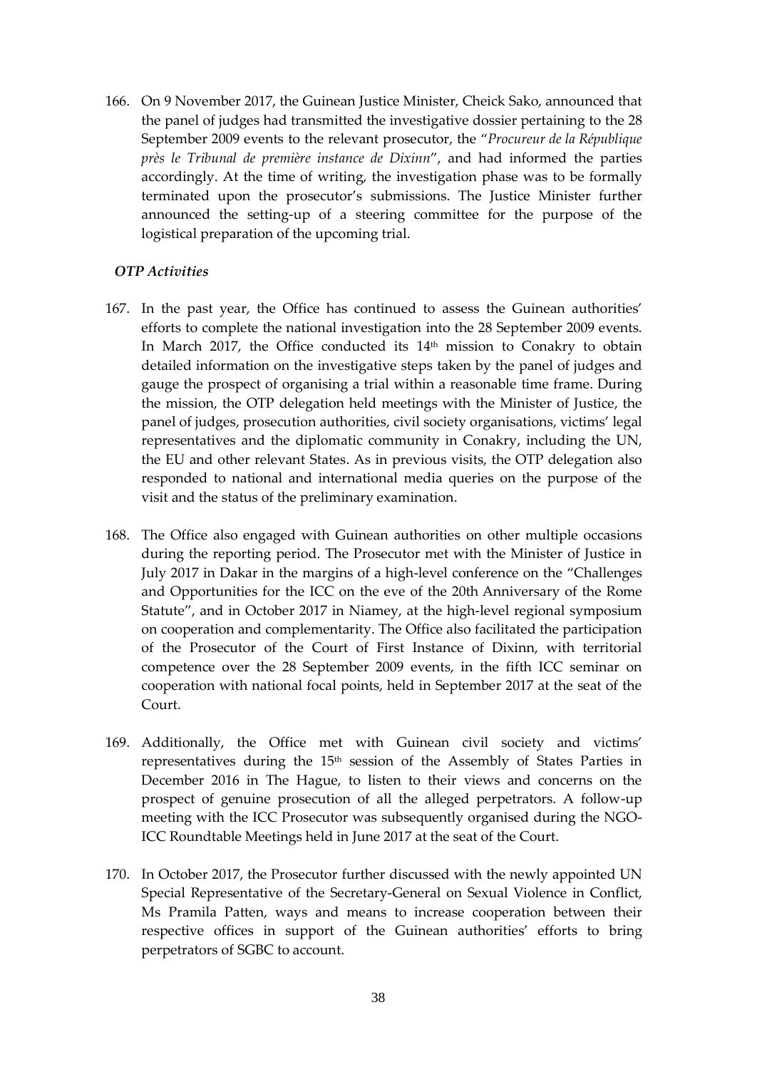166. On 9 November 2017, the Guinean Justice Minister, Cheick Sako, announced that the panel of judges had transmitted the investigative dossier pertaining to the 28 September 2009 events to the relevant prosecutor, the "*Procureur de la République près le Tribunal de première instance de Dixinn*", and had informed the parties accordingly. At the time of writing, the investigation phase was to be formally terminated upon the prosecutor's submissions. The Justice Minister further announced the setting-up of a steering committee for the purpose of the logistical preparation of the upcoming trial.

***OTP Activities***

167. In the past year, the Office has continued to assess the Guinean authorities' efforts to complete the national investigation into the 28 September 2009 events. In March 2017, the Office conducted its 14th mission to Conakry to obtain detailed information on the investigative steps taken by the panel of judges and gauge the prospect of organising a trial within a reasonable time frame. During the mission, the OTP delegation held meetings with the Minister of Justice, the panel of judges, prosecution authorities, civil society organisations, victims' legal representatives and the diplomatic community in Conakry, including the UN, the EU and other relevant States. As in previous visits, the OTP delegation also responded to national and international media queries on the purpose of the visit and the status of the preliminary examination.

168. The Office also engaged with Guinean authorities on other multiple occasions during the reporting period. The Prosecutor met with the Minister of Justice in July 2017 in Dakar in the margins of a high-level conference on the "Challenges and Opportunities for the ICC on the eve of the 20th Anniversary of the Rome Statute", and in October 2017 in Niamey, at the high-level regional symposium on cooperation and complementarity. The Office also facilitated the participation of the Prosecutor of the Court of First Instance of Dixinn, with territorial competence over the 28 September 2009 events, in the fifth ICC seminar on cooperation with national focal points, held in September 2017 at the seat of the Court.

169. Additionally, the Office met with Guinean civil society and victims' representatives during the 15th session of the Assembly of States Parties in December 2016 in The Hague, to listen to their views and concerns on the prospect of genuine prosecution of all the alleged perpetrators. A follow-up meeting with the ICC Prosecutor was subsequently organised during the NGO-ICC Roundtable Meetings held in June 2017 at the seat of the Court.

170. In October 2017, the Prosecutor further discussed with the newly appointed UN Special Representative of the Secretary-General on Sexual Violence in Conflict, Ms Pramila Patten, ways and means to increase cooperation between their respective offices in support of the Guinean authorities' efforts to bring perpetrators of SGBC to account.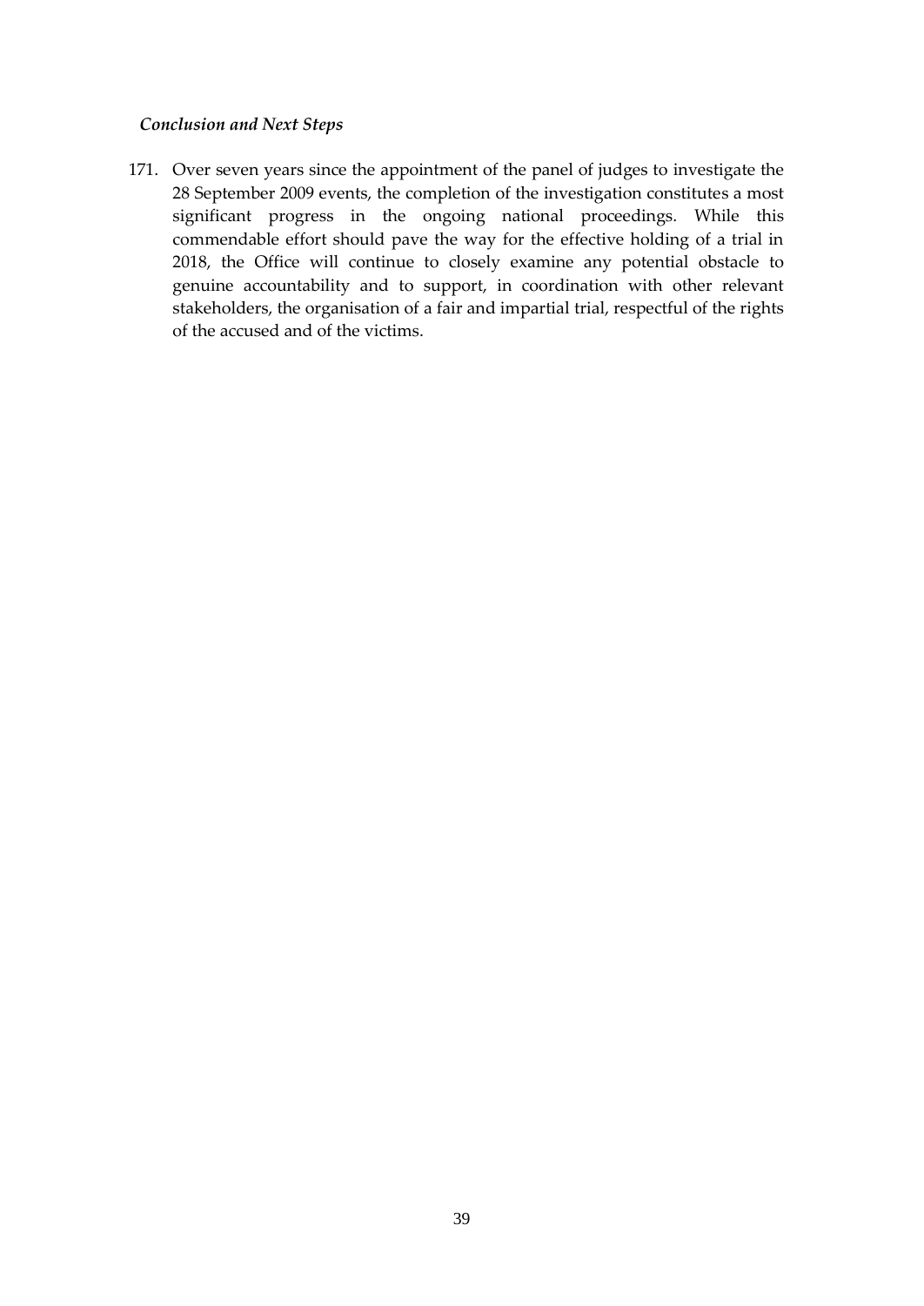*Conclusion and Next Steps*

171. Over seven years since the appointment of the panel of judges to investigate the 28 September 2009 events, the completion of the investigation constitutes a most significant progress in the ongoing national proceedings. While this commendable effort should pave the way for the effective holding of a trial in 2018, the Office will continue to closely examine any potential obstacle to genuine accountability and to support, in coordination with other relevant stakeholders, the organisation of a fair and impartial trial, respectful of the rights of the accused and of the victims.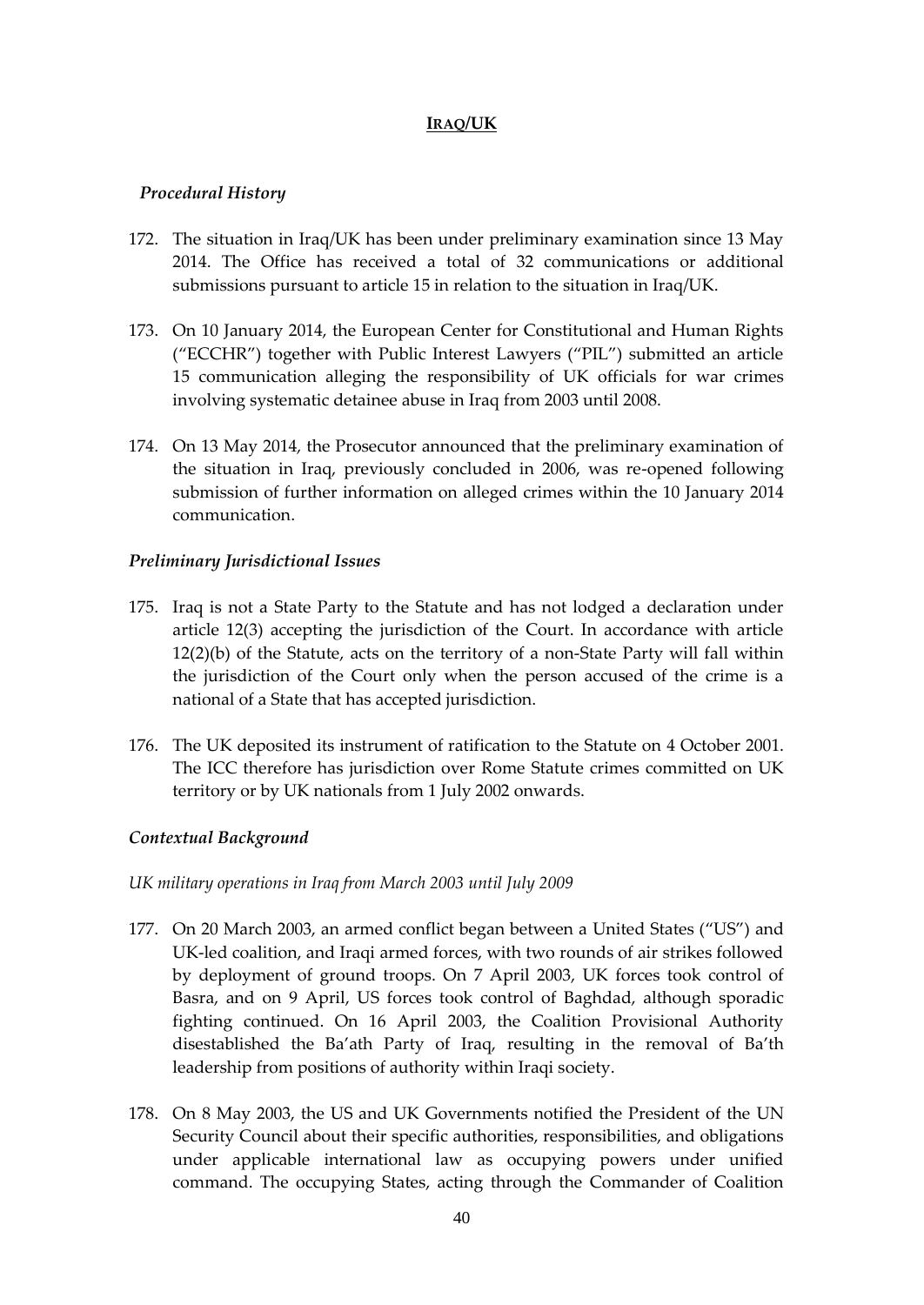## **IRAQ/UK**

### *Procedural History*

172. The situation in Iraq/UK has been under preliminary examination since 13 May 2014. The Office has received a total of 32 communications or additional submissions pursuant to article 15 in relation to the situation in Iraq/UK.

173. On 10 January 2014, the European Center for Constitutional and Human Rights ("ECCHR") together with Public Interest Lawyers ("PIL") submitted an article 15 communication alleging the responsibility of UK officials for war crimes involving systematic detainee abuse in Iraq from 2003 until 2008.

174. On 13 May 2014, the Prosecutor announced that the preliminary examination of the situation in Iraq, previously concluded in 2006, was re-opened following submission of further information on alleged crimes within the 10 January 2014 communication.

### *Preliminary Jurisdictional Issues*

175. Iraq is not a State Party to the Statute and has not lodged a declaration under article 12(3) accepting the jurisdiction of the Court. In accordance with article 12(2)(b) of the Statute, acts on the territory of a non-State Party will fall within the jurisdiction of the Court only when the person accused of the crime is a national of a State that has accepted jurisdiction.

176. The UK deposited its instrument of ratification to the Statute on 4 October 2001. The ICC therefore has jurisdiction over Rome Statute crimes committed on UK territory or by UK nationals from 1 July 2002 onwards.

### *Contextual Background*

*UK military operations in Iraq from March 2003 until July 2009*

177. On 20 March 2003, an armed conflict began between a United States ("US") and UK-led coalition, and Iraqi armed forces, with two rounds of air strikes followed by deployment of ground troops. On 7 April 2003, UK forces took control of Basra, and on 9 April, US forces took control of Baghdad, although sporadic fighting continued. On 16 April 2003, the Coalition Provisional Authority disestablished the Ba'ath Party of Iraq, resulting in the removal of Ba'th leadership from positions of authority within Iraqi society.

178. On 8 May 2003, the US and UK Governments notified the President of the UN Security Council about their specific authorities, responsibilities, and obligations under applicable international law as occupying powers under unified command. The occupying States, acting through the Commander of Coalition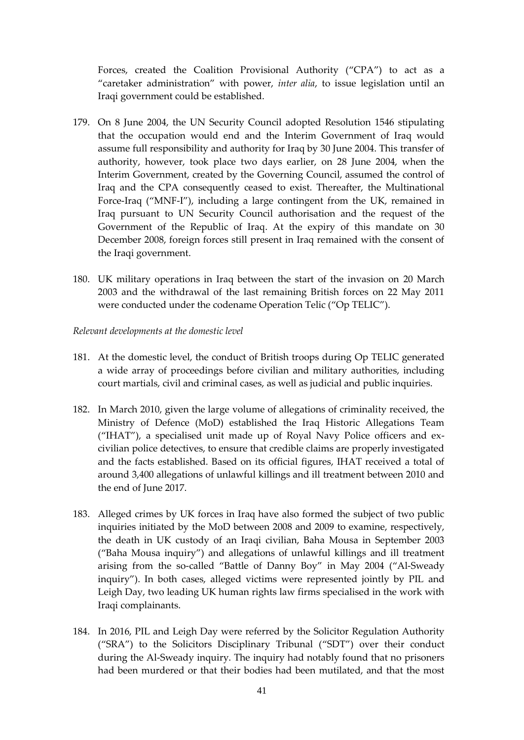Forces, created the Coalition Provisional Authority ("CPA") to act as a "caretaker administration" with power, *inter alia*, to issue legislation until an Iraqi government could be established.

179. On 8 June 2004, the UN Security Council adopted Resolution 1546 stipulating that the occupation would end and the Interim Government of Iraq would assume full responsibility and authority for Iraq by 30 June 2004. This transfer of authority, however, took place two days earlier, on 28 June 2004, when the Interim Government, created by the Governing Council, assumed the control of Iraq and the CPA consequently ceased to exist. Thereafter, the Multinational Force-Iraq ("MNF-I"), including a large contingent from the UK, remained in Iraq pursuant to UN Security Council authorisation and the request of the Government of the Republic of Iraq. At the expiry of this mandate on 30 December 2008, foreign forces still present in Iraq remained with the consent of the Iraqi government.

180. UK military operations in Iraq between the start of the invasion on 20 March 2003 and the withdrawal of the last remaining British forces on 22 May 2011 were conducted under the codename Operation Telic ("Op TELIC").

*Relevant developments at the domestic level*

181. At the domestic level, the conduct of British troops during Op TELIC generated a wide array of proceedings before civilian and military authorities, including court martials, civil and criminal cases, as well as judicial and public inquiries.

182. In March 2010, given the large volume of allegations of criminality received, the Ministry of Defence (MoD) established the Iraq Historic Allegations Team ("IHAT"), a specialised unit made up of Royal Navy Police officers and ex-civilian police detectives, to ensure that credible claims are properly investigated and the facts established. Based on its official figures, IHAT received a total of around 3,400 allegations of unlawful killings and ill treatment between 2010 and the end of June 2017.

183. Alleged crimes by UK forces in Iraq have also formed the subject of two public inquiries initiated by the MoD between 2008 and 2009 to examine, respectively, the death in UK custody of an Iraqi civilian, Baha Mousa in September 2003 ("Baha Mousa inquiry") and allegations of unlawful killings and ill treatment arising from the so-called "Battle of Danny Boy" in May 2004 ("Al-Sweady inquiry"). In both cases, alleged victims were represented jointly by PIL and Leigh Day, two leading UK human rights law firms specialised in the work with Iraqi complainants.

184. In 2016, PIL and Leigh Day were referred by the Solicitor Regulation Authority ("SRA") to the Solicitors Disciplinary Tribunal ("SDT") over their conduct during the Al-Sweady inquiry. The inquiry had notably found that no prisoners had been murdered or that their bodies had been mutilated, and that the most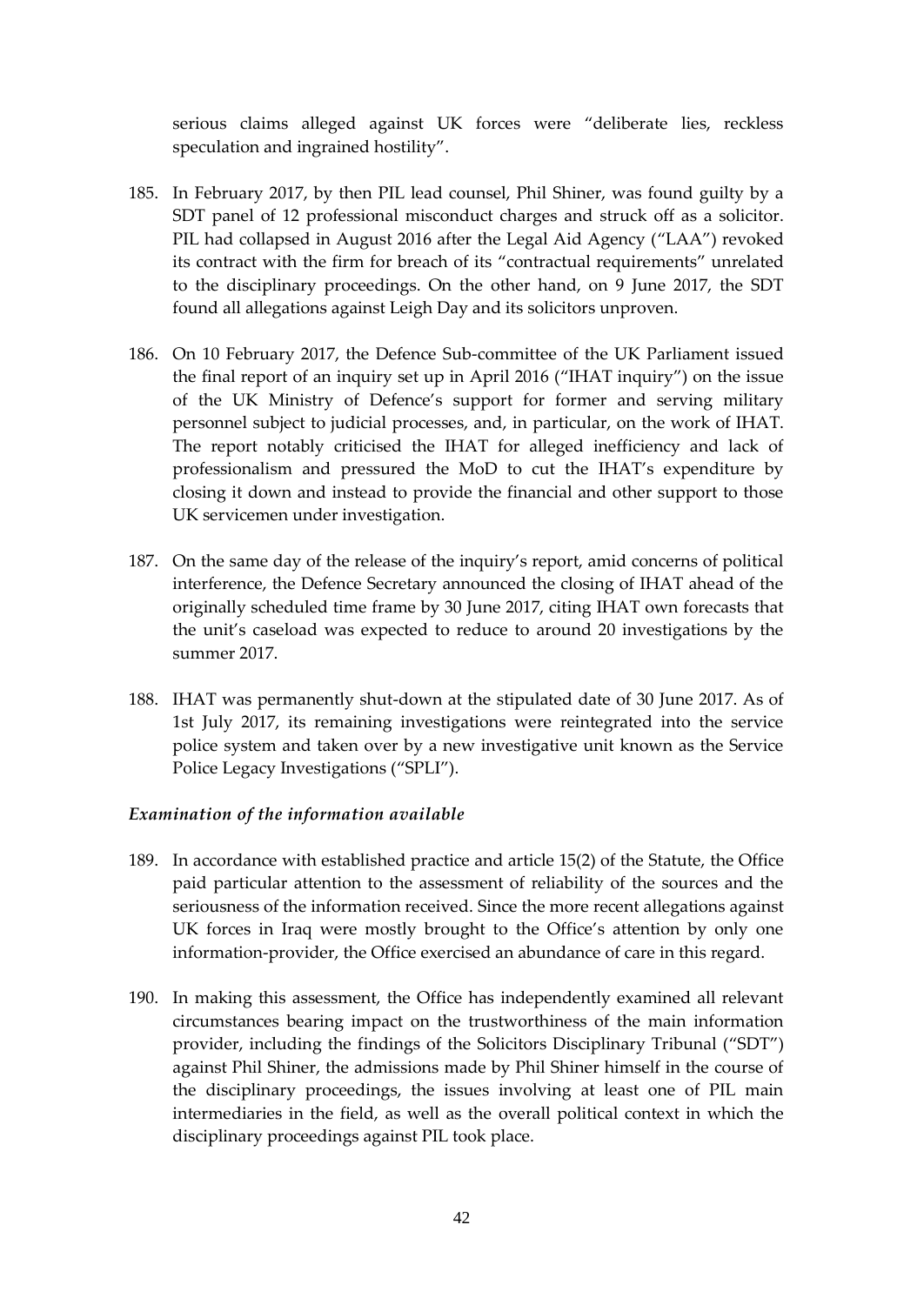serious claims alleged against UK forces were "deliberate lies, reckless speculation and ingrained hostility".

185. In February 2017, by then PIL lead counsel, Phil Shiner, was found guilty by a SDT panel of 12 professional misconduct charges and struck off as a solicitor. PIL had collapsed in August 2016 after the Legal Aid Agency ("LAA") revoked its contract with the firm for breach of its "contractual requirements" unrelated to the disciplinary proceedings. On the other hand, on 9 June 2017, the SDT found all allegations against Leigh Day and its solicitors unproven.

186. On 10 February 2017, the Defence Sub-committee of the UK Parliament issued the final report of an inquiry set up in April 2016 ("IHAT inquiry") on the issue of the UK Ministry of Defence's support for former and serving military personnel subject to judicial processes, and, in particular, on the work of IHAT. The report notably criticised the IHAT for alleged inefficiency and lack of professionalism and pressured the MoD to cut the IHAT's expenditure by closing it down and instead to provide the financial and other support to those UK servicemen under investigation.

187. On the same day of the release of the inquiry's report, amid concerns of political interference, the Defence Secretary announced the closing of IHAT ahead of the originally scheduled time frame by 30 June 2017, citing IHAT own forecasts that the unit's caseload was expected to reduce to around 20 investigations by the summer 2017.

188. IHAT was permanently shut-down at the stipulated date of 30 June 2017. As of 1st July 2017, its remaining investigations were reintegrated into the service police system and taken over by a new investigative unit known as the Service Police Legacy Investigations ("SPLI").

### *Examination of the information available*

189. In accordance with established practice and article 15(2) of the Statute, the Office paid particular attention to the assessment of reliability of the sources and the seriousness of the information received. Since the more recent allegations against UK forces in Iraq were mostly brought to the Office's attention by only one information-provider, the Office exercised an abundance of care in this regard.

190. In making this assessment, the Office has independently examined all relevant circumstances bearing impact on the trustworthiness of the main information provider, including the findings of the Solicitors Disciplinary Tribunal ("SDT") against Phil Shiner, the admissions made by Phil Shiner himself in the course of the disciplinary proceedings, the issues involving at least one of PIL main intermediaries in the field, as well as the overall political context in which the disciplinary proceedings against PIL took place.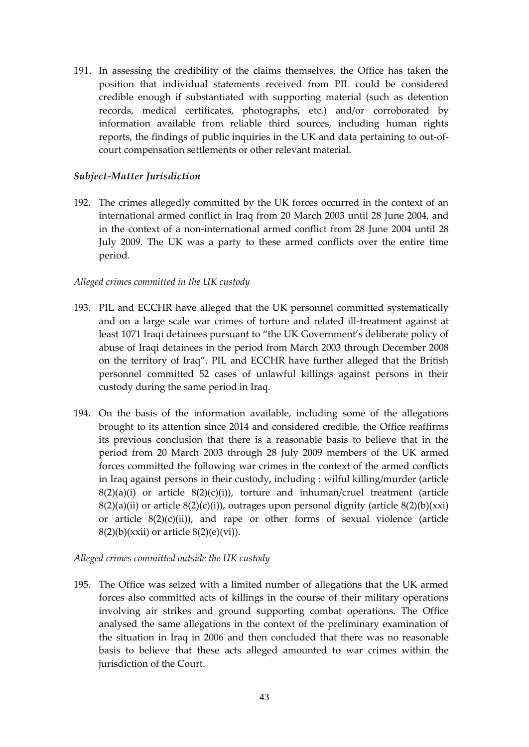191. In assessing the credibility of the claims themselves, the Office has taken the position that individual statements received from PIL could be considered credible enough if substantiated with supporting material (such as detention records, medical certificates, photographs, etc.) and/or corroborated by information available from reliable third sources, including human rights reports, the findings of public inquiries in the UK and data pertaining to out-of-court compensation settlements or other relevant material.

### *Subject-Matter Jurisdiction*

192. The crimes allegedly committed by the UK forces occurred in the context of an international armed conflict in Iraq from 20 March 2003 until 28 June 2004, and in the context of a non-international armed conflict from 28 June 2004 until 28 July 2009. The UK was a party to these armed conflicts over the entire time period.

*Alleged crimes committed in the UK custody*

193. PIL and ECCHR have alleged that the UK personnel committed systematically and on a large scale war crimes of torture and related ill-treatment against at least 1071 Iraqi detainees pursuant to "the UK Government's deliberate policy of abuse of Iraqi detainees in the period from March 2003 through December 2008 on the territory of Iraq". PIL and ECCHR have further alleged that the British personnel committed 52 cases of unlawful killings against persons in their custody during the same period in Iraq.

194. On the basis of the information available, including some of the allegations brought to its attention since 2014 and considered credible, the Office reaffirms its previous conclusion that there is a reasonable basis to believe that in the period from 20 March 2003 through 28 July 2009 members of the UK armed forces committed the following war crimes in the context of the armed conflicts in Iraq against persons in their custody, including : wilful killing/murder (article 8(2)(a)(i) or article 8(2)(c)(i)), torture and inhuman/cruel treatment (article 8(2)(a)(ii) or article 8(2)(c)(i)), outrages upon personal dignity (article 8(2)(b)(xxi) or article 8(2)(c)(ii)), and rape or other forms of sexual violence (article 8(2)(b)(xxii) or article 8(2)(e)(vi)).

*Alleged crimes committed outside the UK custody*

195. The Office was seized with a limited number of allegations that the UK armed forces also committed acts of killings in the course of their military operations involving air strikes and ground supporting combat operations. The Office analysed the same allegations in the context of the preliminary examination of the situation in Iraq in 2006 and then concluded that there was no reasonable basis to believe that these acts alleged amounted to war crimes within the jurisdiction of the Court.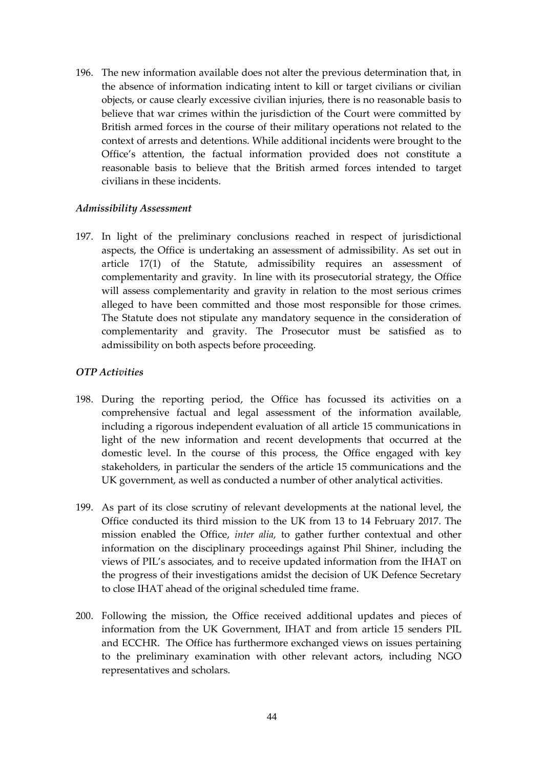196. The new information available does not alter the previous determination that, in the absence of information indicating intent to kill or target civilians or civilian objects, or cause clearly excessive civilian injuries, there is no reasonable basis to believe that war crimes within the jurisdiction of the Court were committed by British armed forces in the course of their military operations not related to the context of arrests and detentions. While additional incidents were brought to the Office's attention, the factual information provided does not constitute a reasonable basis to believe that the British armed forces intended to target civilians in these incidents.

### *Admissibility Assessment*

197. In light of the preliminary conclusions reached in respect of jurisdictional aspects, the Office is undertaking an assessment of admissibility. As set out in article 17(1) of the Statute, admissibility requires an assessment of complementarity and gravity. In line with its prosecutorial strategy, the Office will assess complementarity and gravity in relation to the most serious crimes alleged to have been committed and those most responsible for those crimes. The Statute does not stipulate any mandatory sequence in the consideration of complementarity and gravity. The Prosecutor must be satisfied as to admissibility on both aspects before proceeding.

### *OTP Activities*

198. During the reporting period, the Office has focussed its activities on a comprehensive factual and legal assessment of the information available, including a rigorous independent evaluation of all article 15 communications in light of the new information and recent developments that occurred at the domestic level. In the course of this process, the Office engaged with key stakeholders, in particular the senders of the article 15 communications and the UK government, as well as conducted a number of other analytical activities.

199. As part of its close scrutiny of relevant developments at the national level, the Office conducted its third mission to the UK from 13 to 14 February 2017. The mission enabled the Office, *inter alia*, to gather further contextual and other information on the disciplinary proceedings against Phil Shiner, including the views of PIL's associates, and to receive updated information from the IHAT on the progress of their investigations amidst the decision of UK Defence Secretary to close IHAT ahead of the original scheduled time frame.

200. Following the mission, the Office received additional updates and pieces of information from the UK Government, IHAT and from article 15 senders PIL and ECCHR. The Office has furthermore exchanged views on issues pertaining to the preliminary examination with other relevant actors, including NGO representatives and scholars.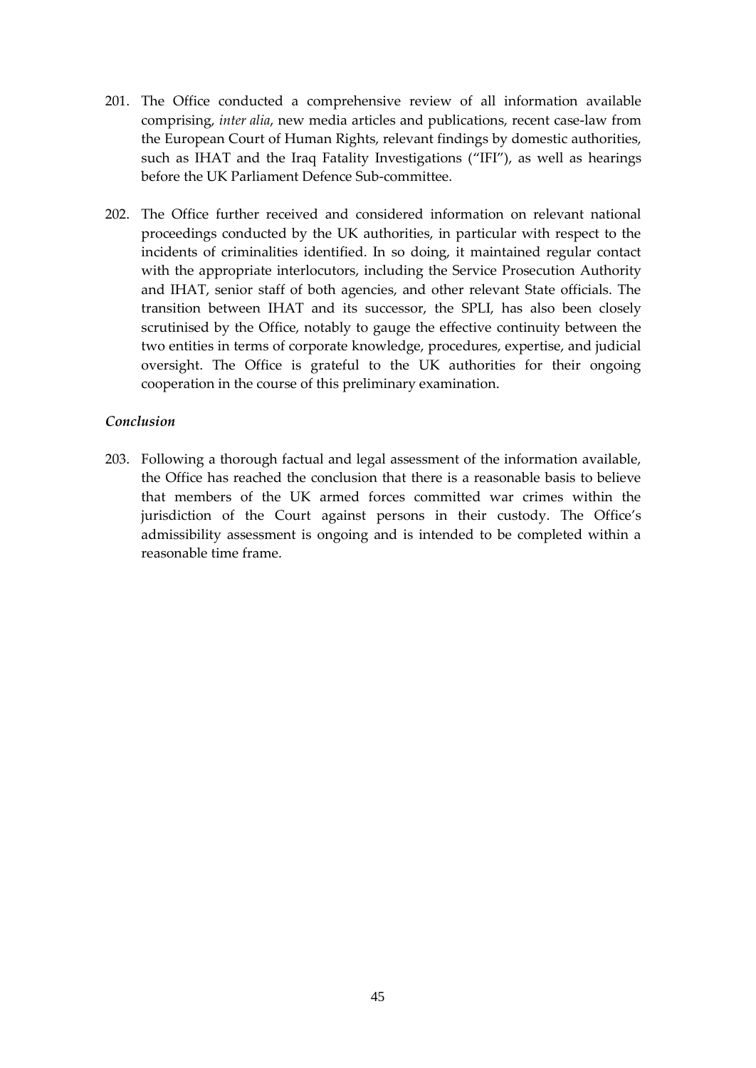201. The Office conducted a comprehensive review of all information available comprising, *inter alia*, new media articles and publications, recent case-law from the European Court of Human Rights, relevant findings by domestic authorities, such as IHAT and the Iraq Fatality Investigations ("IFI"), as well as hearings before the UK Parliament Defence Sub-committee.

202. The Office further received and considered information on relevant national proceedings conducted by the UK authorities, in particular with respect to the incidents of criminalities identified. In so doing, it maintained regular contact with the appropriate interlocutors, including the Service Prosecution Authority and IHAT, senior staff of both agencies, and other relevant State officials. The transition between IHAT and its successor, the SPLI, has also been closely scrutinised by the Office, notably to gauge the effective continuity between the two entities in terms of corporate knowledge, procedures, expertise, and judicial oversight. The Office is grateful to the UK authorities for their ongoing cooperation in the course of this preliminary examination.

***Conclusion***

203. Following a thorough factual and legal assessment of the information available, the Office has reached the conclusion that there is a reasonable basis to believe that members of the UK armed forces committed war crimes within the jurisdiction of the Court against persons in their custody. The Office's admissibility assessment is ongoing and is intended to be completed within a reasonable time frame.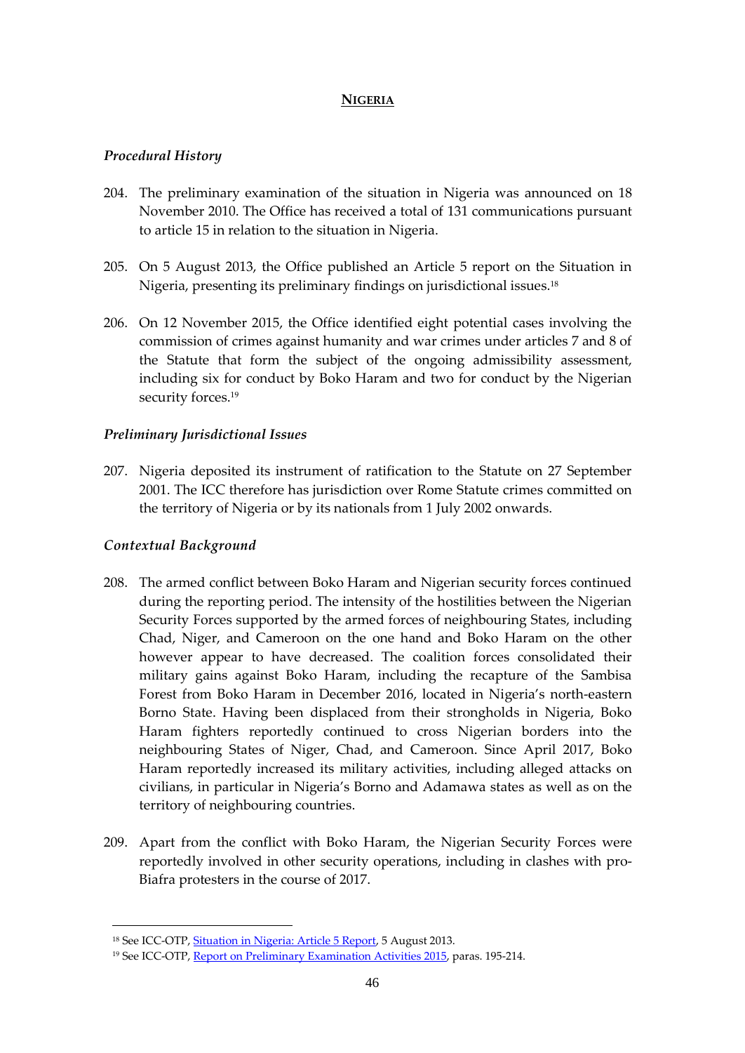## NIGERIA

### *Procedural History*

204. The preliminary examination of the situation in Nigeria was announced on 18 November 2010. The Office has received a total of 131 communications pursuant to article 15 in relation to the situation in Nigeria.

205. On 5 August 2013, the Office published an Article 5 report on the Situation in Nigeria, presenting its preliminary findings on jurisdictional issues.[18]

206. On 12 November 2015, the Office identified eight potential cases involving the commission of crimes against humanity and war crimes under articles 7 and 8 of the Statute that form the subject of the ongoing admissibility assessment, including six for conduct by Boko Haram and two for conduct by the Nigerian security forces.[19]

### *Preliminary Jurisdictional Issues*

207. Nigeria deposited its instrument of ratification to the Statute on 27 September 2001. The ICC therefore has jurisdiction over Rome Statute crimes committed on the territory of Nigeria or by its nationals from 1 July 2002 onwards.

### *Contextual Background*

208. The armed conflict between Boko Haram and Nigerian security forces continued during the reporting period. The intensity of the hostilities between the Nigerian Security Forces supported by the armed forces of neighbouring States, including Chad, Niger, and Cameroon on the one hand and Boko Haram on the other however appear to have decreased. The coalition forces consolidated their military gains against Boko Haram, including the recapture of the Sambisa Forest from Boko Haram in December 2016, located in Nigeria's north-eastern Borno State. Having been displaced from their strongholds in Nigeria, Boko Haram fighters reportedly continued to cross Nigerian borders into the neighbouring States of Niger, Chad, and Cameroon. Since April 2017, Boko Haram reportedly increased its military activities, including alleged attacks on civilians, in particular in Nigeria's Borno and Adamawa states as well as on the territory of neighbouring countries.

209. Apart from the conflict with Boko Haram, the Nigerian Security Forces were reportedly involved in other security operations, including in clashes with pro-Biafra protesters in the course of 2017.

---

[18] See ICC-OTP, Situation in Nigeria: Article 5 Report, 5 August 2013.

[19] See ICC-OTP, Report on Preliminary Examination Activities 2015, paras. 195-214.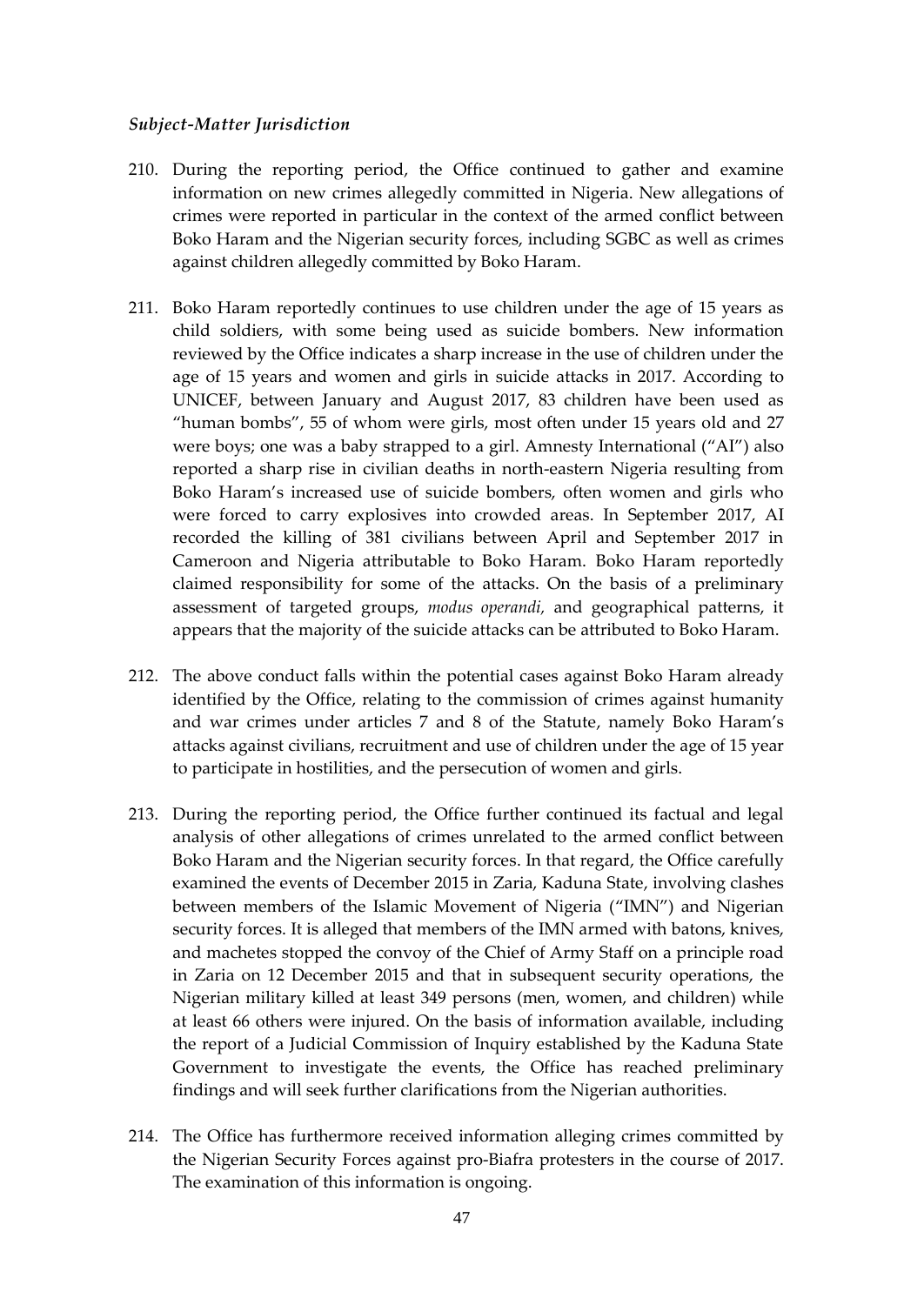### *Subject-Matter Jurisdiction*

210. During the reporting period, the Office continued to gather and examine information on new crimes allegedly committed in Nigeria. New allegations of crimes were reported in particular in the context of the armed conflict between Boko Haram and the Nigerian security forces, including SGBC as well as crimes against children allegedly committed by Boko Haram.

211. Boko Haram reportedly continues to use children under the age of 15 years as child soldiers, with some being used as suicide bombers. New information reviewed by the Office indicates a sharp increase in the use of children under the age of 15 years and women and girls in suicide attacks in 2017. According to UNICEF, between January and August 2017, 83 children have been used as "human bombs", 55 of whom were girls, most often under 15 years old and 27 were boys; one was a baby strapped to a girl. Amnesty International ("AI") also reported a sharp rise in civilian deaths in north-eastern Nigeria resulting from Boko Haram's increased use of suicide bombers, often women and girls who were forced to carry explosives into crowded areas. In September 2017, AI recorded the killing of 381 civilians between April and September 2017 in Cameroon and Nigeria attributable to Boko Haram. Boko Haram reportedly claimed responsibility for some of the attacks. On the basis of a preliminary assessment of targeted groups, *modus operandi,* and geographical patterns, it appears that the majority of the suicide attacks can be attributed to Boko Haram.

212. The above conduct falls within the potential cases against Boko Haram already identified by the Office, relating to the commission of crimes against humanity and war crimes under articles 7 and 8 of the Statute, namely Boko Haram's attacks against civilians, recruitment and use of children under the age of 15 year to participate in hostilities, and the persecution of women and girls.

213. During the reporting period, the Office further continued its factual and legal analysis of other allegations of crimes unrelated to the armed conflict between Boko Haram and the Nigerian security forces. In that regard, the Office carefully examined the events of December 2015 in Zaria, Kaduna State, involving clashes between members of the Islamic Movement of Nigeria ("IMN") and Nigerian security forces. It is alleged that members of the IMN armed with batons, knives, and machetes stopped the convoy of the Chief of Army Staff on a principle road in Zaria on 12 December 2015 and that in subsequent security operations, the Nigerian military killed at least 349 persons (men, women, and children) while at least 66 others were injured. On the basis of information available, including the report of a Judicial Commission of Inquiry established by the Kaduna State Government to investigate the events, the Office has reached preliminary findings and will seek further clarifications from the Nigerian authorities.

214. The Office has furthermore received information alleging crimes committed by the Nigerian Security Forces against pro-Biafra protesters in the course of 2017. The examination of this information is ongoing.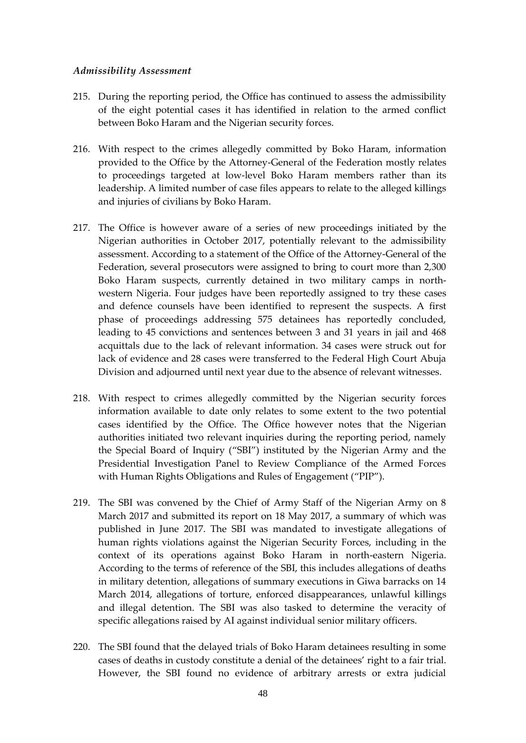*Admissibility Assessment*

215. During the reporting period, the Office has continued to assess the admissibility of the eight potential cases it has identified in relation to the armed conflict between Boko Haram and the Nigerian security forces.

216. With respect to the crimes allegedly committed by Boko Haram, information provided to the Office by the Attorney-General of the Federation mostly relates to proceedings targeted at low-level Boko Haram members rather than its leadership. A limited number of case files appears to relate to the alleged killings and injuries of civilians by Boko Haram.

217. The Office is however aware of a series of new proceedings initiated by the Nigerian authorities in October 2017, potentially relevant to the admissibility assessment. According to a statement of the Office of the Attorney-General of the Federation, several prosecutors were assigned to bring to court more than 2,300 Boko Haram suspects, currently detained in two military camps in north-western Nigeria. Four judges have been reportedly assigned to try these cases and defence counsels have been identified to represent the suspects. A first phase of proceedings addressing 575 detainees has reportedly concluded, leading to 45 convictions and sentences between 3 and 31 years in jail and 468 acquittals due to the lack of relevant information. 34 cases were struck out for lack of evidence and 28 cases were transferred to the Federal High Court Abuja Division and adjourned until next year due to the absence of relevant witnesses.

218. With respect to crimes allegedly committed by the Nigerian security forces information available to date only relates to some extent to the two potential cases identified by the Office. The Office however notes that the Nigerian authorities initiated two relevant inquiries during the reporting period, namely the Special Board of Inquiry ("SBI") instituted by the Nigerian Army and the Presidential Investigation Panel to Review Compliance of the Armed Forces with Human Rights Obligations and Rules of Engagement ("PIP").

219. The SBI was convened by the Chief of Army Staff of the Nigerian Army on 8 March 2017 and submitted its report on 18 May 2017, a summary of which was published in June 2017. The SBI was mandated to investigate allegations of human rights violations against the Nigerian Security Forces, including in the context of its operations against Boko Haram in north-eastern Nigeria. According to the terms of reference of the SBI, this includes allegations of deaths in military detention, allegations of summary executions in Giwa barracks on 14 March 2014, allegations of torture, enforced disappearances, unlawful killings and illegal detention. The SBI was also tasked to determine the veracity of specific allegations raised by AI against individual senior military officers.

220. The SBI found that the delayed trials of Boko Haram detainees resulting in some cases of deaths in custody constitute a denial of the detainees' right to a fair trial. However, the SBI found no evidence of arbitrary arrests or extra judicial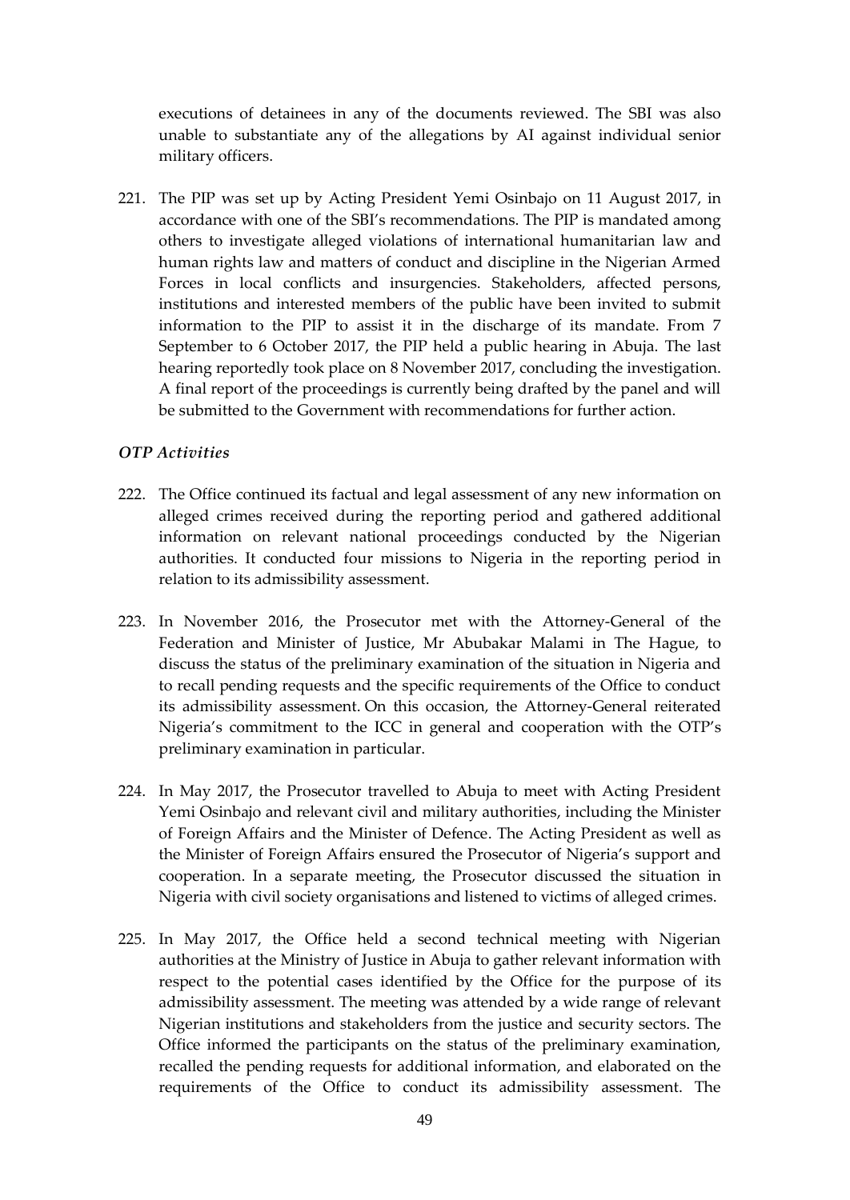executions of detainees in any of the documents reviewed. The SBI was also unable to substantiate any of the allegations by AI against individual senior military officers.

221. The PIP was set up by Acting President Yemi Osinbajo on 11 August 2017, in accordance with one of the SBI's recommendations. The PIP is mandated among others to investigate alleged violations of international humanitarian law and human rights law and matters of conduct and discipline in the Nigerian Armed Forces in local conflicts and insurgencies. Stakeholders, affected persons, institutions and interested members of the public have been invited to submit information to the PIP to assist it in the discharge of its mandate. From 7 September to 6 October 2017, the PIP held a public hearing in Abuja. The last hearing reportedly took place on 8 November 2017, concluding the investigation. A final report of the proceedings is currently being drafted by the panel and will be submitted to the Government with recommendations for further action.

*OTP Activities*

222. The Office continued its factual and legal assessment of any new information on alleged crimes received during the reporting period and gathered additional information on relevant national proceedings conducted by the Nigerian authorities. It conducted four missions to Nigeria in the reporting period in relation to its admissibility assessment.

223. In November 2016, the Prosecutor met with the Attorney-General of the Federation and Minister of Justice, Mr Abubakar Malami in The Hague, to discuss the status of the preliminary examination of the situation in Nigeria and to recall pending requests and the specific requirements of the Office to conduct its admissibility assessment. On this occasion, the Attorney-General reiterated Nigeria's commitment to the ICC in general and cooperation with the OTP's preliminary examination in particular.

224. In May 2017, the Prosecutor travelled to Abuja to meet with Acting President Yemi Osinbajo and relevant civil and military authorities, including the Minister of Foreign Affairs and the Minister of Defence. The Acting President as well as the Minister of Foreign Affairs ensured the Prosecutor of Nigeria's support and cooperation. In a separate meeting, the Prosecutor discussed the situation in Nigeria with civil society organisations and listened to victims of alleged crimes.

225. In May 2017, the Office held a second technical meeting with Nigerian authorities at the Ministry of Justice in Abuja to gather relevant information with respect to the potential cases identified by the Office for the purpose of its admissibility assessment. The meeting was attended by a wide range of relevant Nigerian institutions and stakeholders from the justice and security sectors. The Office informed the participants on the status of the preliminary examination, recalled the pending requests for additional information, and elaborated on the requirements of the Office to conduct its admissibility assessment. The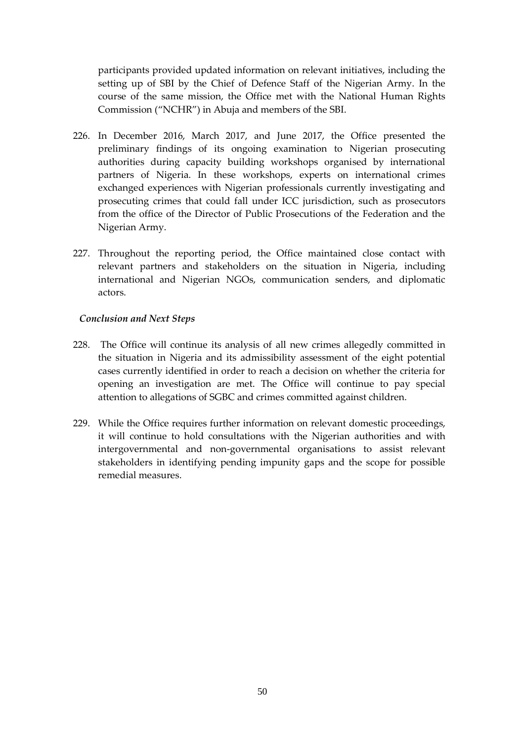participants provided updated information on relevant initiatives, including the setting up of SBI by the Chief of Defence Staff of the Nigerian Army. In the course of the same mission, the Office met with the National Human Rights Commission ("NCHR") in Abuja and members of the SBI.

226. In December 2016, March 2017, and June 2017, the Office presented the preliminary findings of its ongoing examination to Nigerian prosecuting authorities during capacity building workshops organised by international partners of Nigeria. In these workshops, experts on international crimes exchanged experiences with Nigerian professionals currently investigating and prosecuting crimes that could fall under ICC jurisdiction, such as prosecutors from the office of the Director of Public Prosecutions of the Federation and the Nigerian Army.

227. Throughout the reporting period, the Office maintained close contact with relevant partners and stakeholders on the situation in Nigeria, including international and Nigerian NGOs, communication senders, and diplomatic actors.

*Conclusion and Next Steps*

228. The Office will continue its analysis of all new crimes allegedly committed in the situation in Nigeria and its admissibility assessment of the eight potential cases currently identified in order to reach a decision on whether the criteria for opening an investigation are met. The Office will continue to pay special attention to allegations of SGBC and crimes committed against children.

229. While the Office requires further information on relevant domestic proceedings, it will continue to hold consultations with the Nigerian authorities and with intergovernmental and non-governmental organisations to assist relevant stakeholders in identifying pending impunity gaps and the scope for possible remedial measures.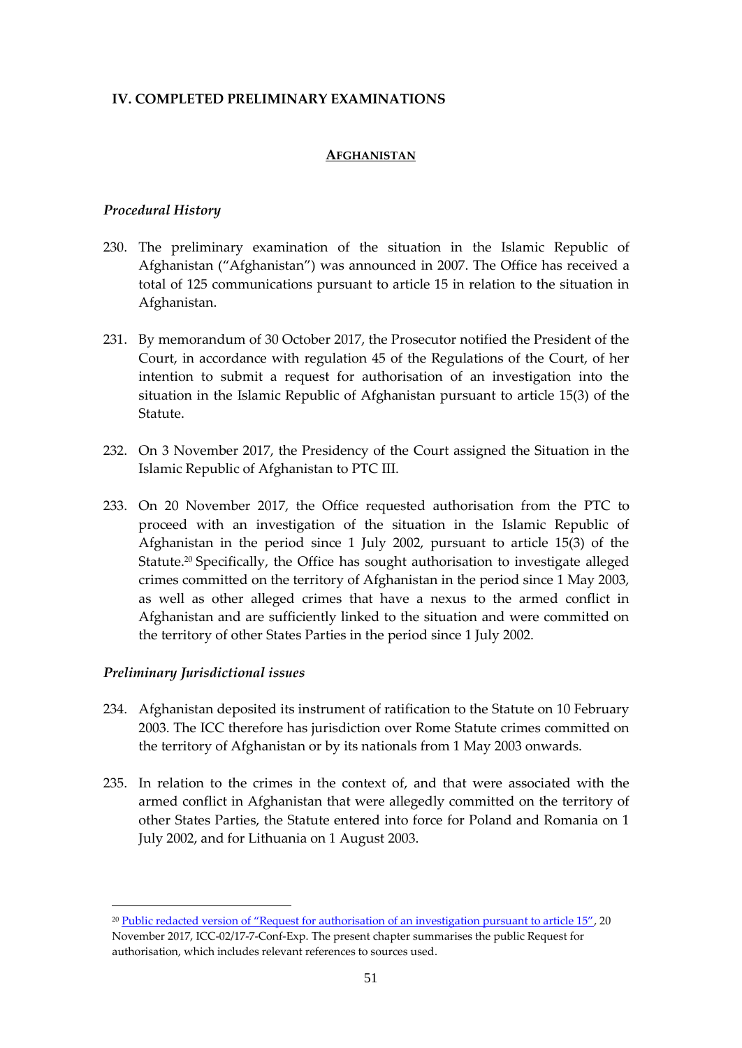## IV. COMPLETED PRELIMINARY EXAMINATIONS

### AFGHANISTAN

#### *Procedural History*

230. The preliminary examination of the situation in the Islamic Republic of Afghanistan ("Afghanistan") was announced in 2007. The Office has received a total of 125 communications pursuant to article 15 in relation to the situation in Afghanistan.

231. By memorandum of 30 October 2017, the Prosecutor notified the President of the Court, in accordance with regulation 45 of the Regulations of the Court, of her intention to submit a request for authorisation of an investigation into the situation in the Islamic Republic of Afghanistan pursuant to article 15(3) of the Statute.

232. On 3 November 2017, the Presidency of the Court assigned the Situation in the Islamic Republic of Afghanistan to PTC III.

233. On 20 November 2017, the Office requested authorisation from the PTC to proceed with an investigation of the situation in the Islamic Republic of Afghanistan in the period since 1 July 2002, pursuant to article 15(3) of the Statute.[20] Specifically, the Office has sought authorisation to investigate alleged crimes committed on the territory of Afghanistan in the period since 1 May 2003, as well as other alleged crimes that have a nexus to the armed conflict in Afghanistan and are sufficiently linked to the situation and were committed on the territory of other States Parties in the period since 1 July 2002.

#### *Preliminary Jurisdictional issues*

234. Afghanistan deposited its instrument of ratification to the Statute on 10 February 2003. The ICC therefore has jurisdiction over Rome Statute crimes committed on the territory of Afghanistan or by its nationals from 1 May 2003 onwards.

235. In relation to the crimes in the context of, and that were associated with the armed conflict in Afghanistan that were allegedly committed on the territory of other States Parties, the Statute entered into force for Poland and Romania on 1 July 2002, and for Lithuania on 1 August 2003.

---

[20] Public redacted version of "Request for authorisation of an investigation pursuant to article 15", 20 November 2017, ICC-02/17-7-Conf-Exp. The present chapter summarises the public Request for authorisation, which includes relevant references to sources used.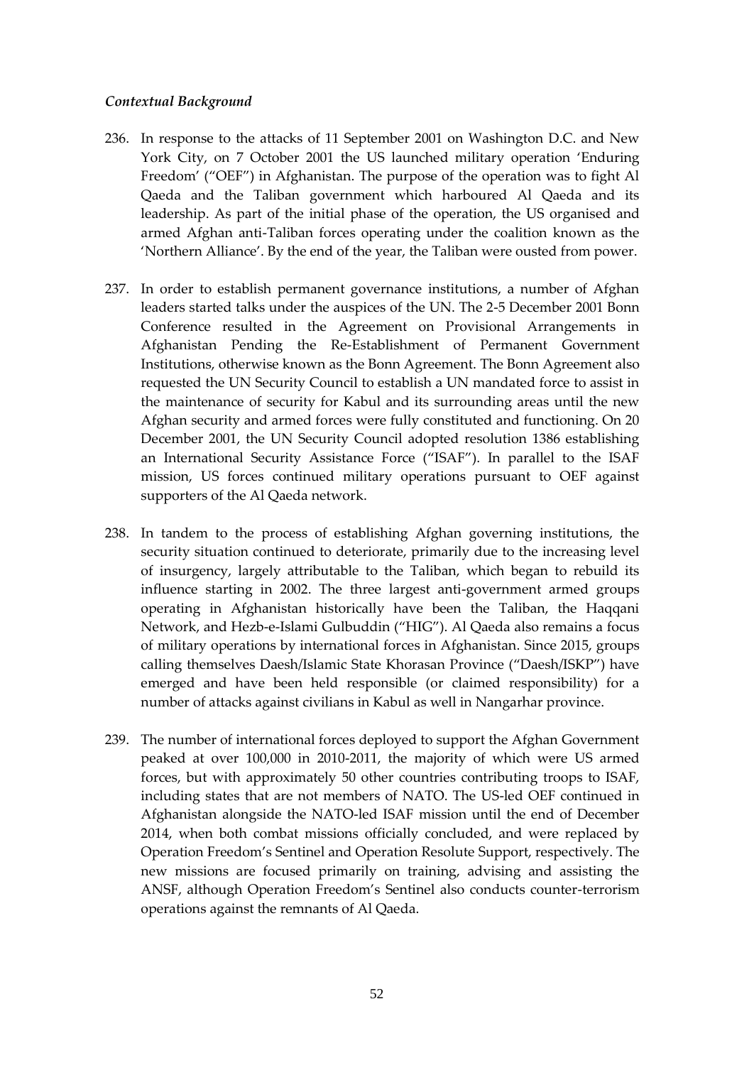*Contextual Background*

236. In response to the attacks of 11 September 2001 on Washington D.C. and New York City, on 7 October 2001 the US launched military operation 'Enduring Freedom' ("OEF") in Afghanistan. The purpose of the operation was to fight Al Qaeda and the Taliban government which harboured Al Qaeda and its leadership. As part of the initial phase of the operation, the US organised and armed Afghan anti-Taliban forces operating under the coalition known as the 'Northern Alliance'. By the end of the year, the Taliban were ousted from power.

237. In order to establish permanent governance institutions, a number of Afghan leaders started talks under the auspices of the UN. The 2-5 December 2001 Bonn Conference resulted in the Agreement on Provisional Arrangements in Afghanistan Pending the Re-Establishment of Permanent Government Institutions, otherwise known as the Bonn Agreement. The Bonn Agreement also requested the UN Security Council to establish a UN mandated force to assist in the maintenance of security for Kabul and its surrounding areas until the new Afghan security and armed forces were fully constituted and functioning. On 20 December 2001, the UN Security Council adopted resolution 1386 establishing an International Security Assistance Force ("ISAF"). In parallel to the ISAF mission, US forces continued military operations pursuant to OEF against supporters of the Al Qaeda network.

238. In tandem to the process of establishing Afghan governing institutions, the security situation continued to deteriorate, primarily due to the increasing level of insurgency, largely attributable to the Taliban, which began to rebuild its influence starting in 2002. The three largest anti-government armed groups operating in Afghanistan historically have been the Taliban, the Haqqani Network, and Hezb-e-Islami Gulbuddin ("HIG"). Al Qaeda also remains a focus of military operations by international forces in Afghanistan. Since 2015, groups calling themselves Daesh/Islamic State Khorasan Province ("Daesh/ISKP") have emerged and have been held responsible (or claimed responsibility) for a number of attacks against civilians in Kabul as well in Nangarhar province.

239. The number of international forces deployed to support the Afghan Government peaked at over 100,000 in 2010-2011, the majority of which were US armed forces, but with approximately 50 other countries contributing troops to ISAF, including states that are not members of NATO. The US-led OEF continued in Afghanistan alongside the NATO-led ISAF mission until the end of December 2014, when both combat missions officially concluded, and were replaced by Operation Freedom's Sentinel and Operation Resolute Support, respectively. The new missions are focused primarily on training, advising and assisting the ANSF, although Operation Freedom's Sentinel also conducts counter-terrorism operations against the remnants of Al Qaeda.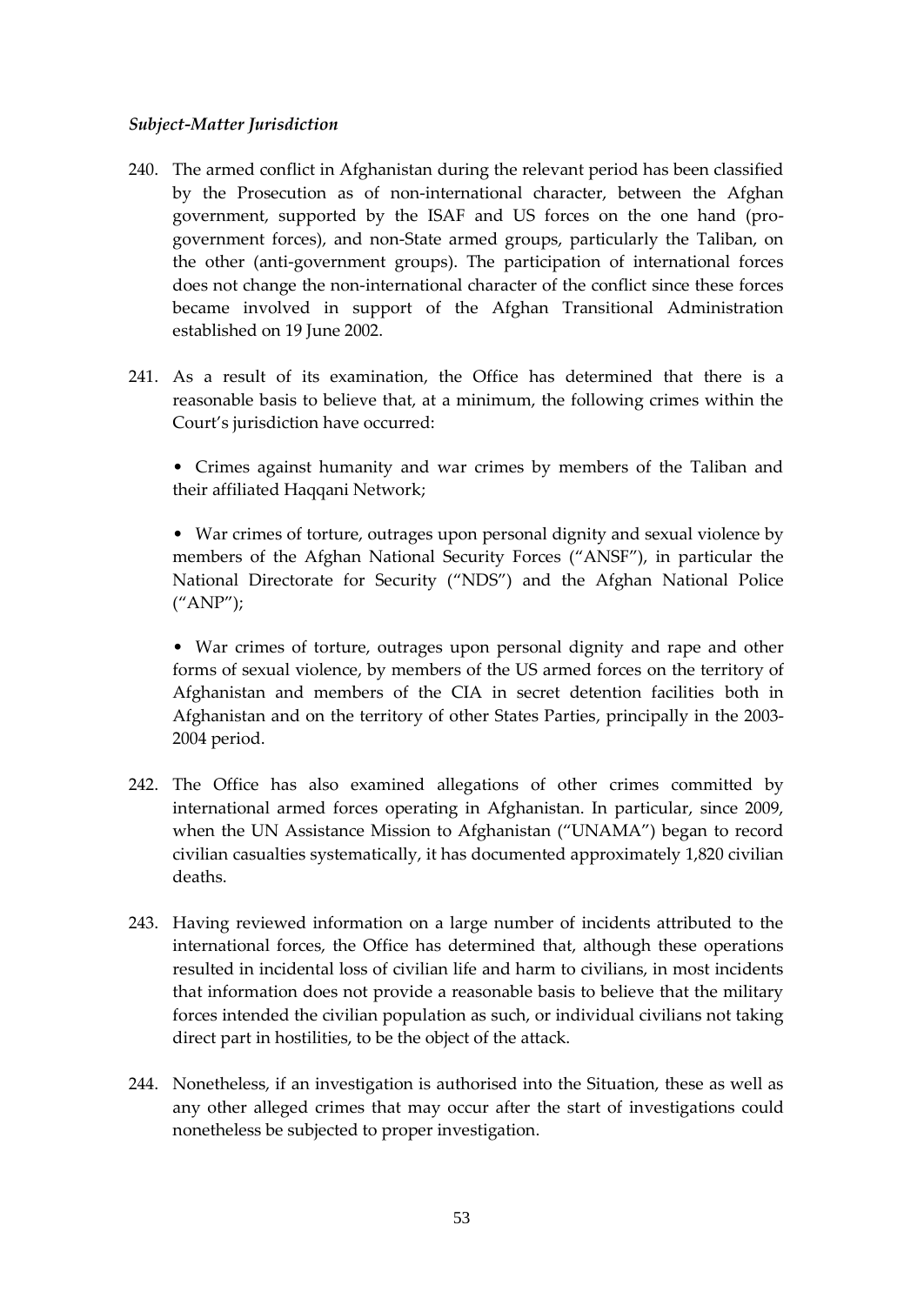*Subject-Matter Jurisdiction*

240. The armed conflict in Afghanistan during the relevant period has been classified by the Prosecution as of non-international character, between the Afghan government, supported by the ISAF and US forces on the one hand (pro-government forces), and non-State armed groups, particularly the Taliban, on the other (anti-government groups). The participation of international forces does not change the non-international character of the conflict since these forces became involved in support of the Afghan Transitional Administration established on 19 June 2002.

241. As a result of its examination, the Office has determined that there is a reasonable basis to believe that, at a minimum, the following crimes within the Court's jurisdiction have occurred:

   - Crimes against humanity and war crimes by members of the Taliban and their affiliated Haqqani Network;

   - War crimes of torture, outrages upon personal dignity and sexual violence by members of the Afghan National Security Forces ("ANSF"), in particular the National Directorate for Security ("NDS") and the Afghan National Police ("ANP");

   - War crimes of torture, outrages upon personal dignity and rape and other forms of sexual violence, by members of the US armed forces on the territory of Afghanistan and members of the CIA in secret detention facilities both in Afghanistan and on the territory of other States Parties, principally in the 2003-2004 period.

242. The Office has also examined allegations of other crimes committed by international armed forces operating in Afghanistan. In particular, since 2009, when the UN Assistance Mission to Afghanistan ("UNAMA") began to record civilian casualties systematically, it has documented approximately 1,820 civilian deaths.

243. Having reviewed information on a large number of incidents attributed to the international forces, the Office has determined that, although these operations resulted in incidental loss of civilian life and harm to civilians, in most incidents that information does not provide a reasonable basis to believe that the military forces intended the civilian population as such, or individual civilians not taking direct part in hostilities, to be the object of the attack.

244. Nonetheless, if an investigation is authorised into the Situation, these as well as any other alleged crimes that may occur after the start of investigations could nonetheless be subjected to proper investigation.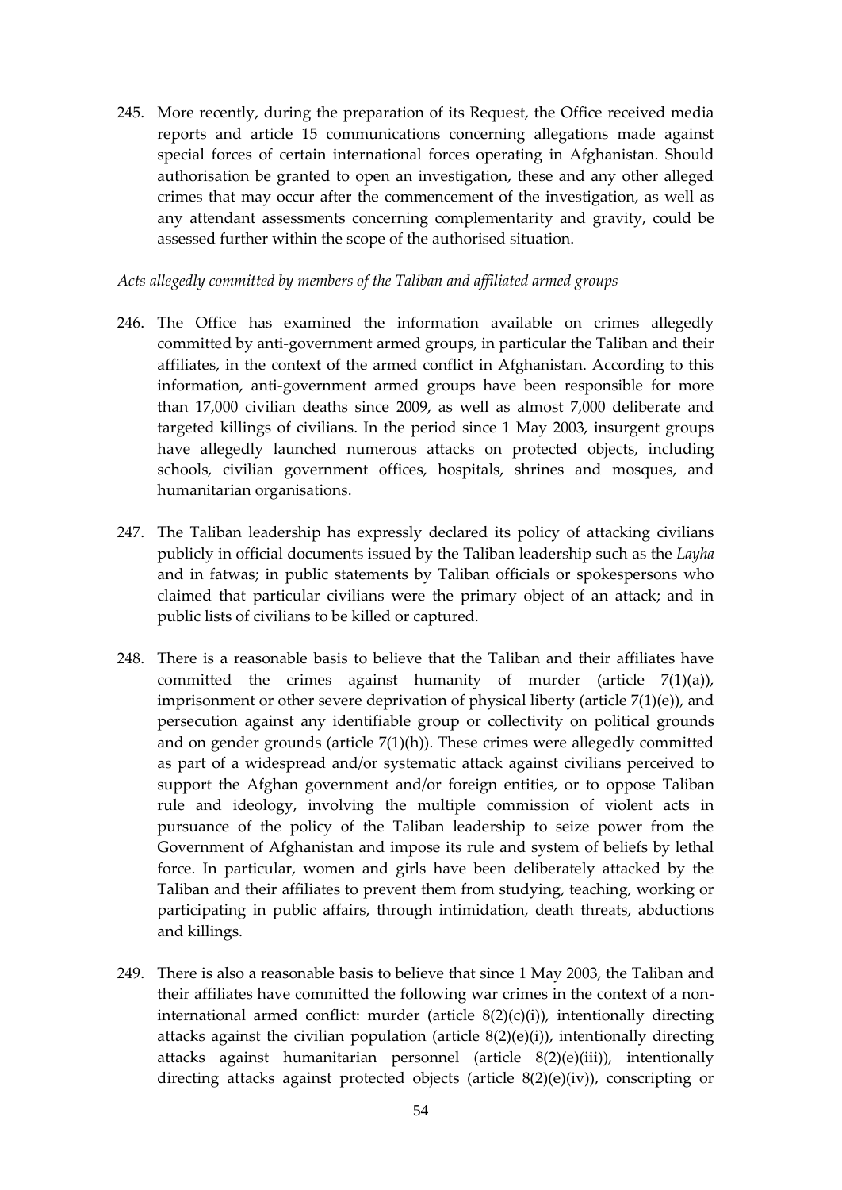245. More recently, during the preparation of its Request, the Office received media reports and article 15 communications concerning allegations made against special forces of certain international forces operating in Afghanistan. Should authorisation be granted to open an investigation, these and any other alleged crimes that may occur after the commencement of the investigation, as well as any attendant assessments concerning complementarity and gravity, could be assessed further within the scope of the authorised situation.

*Acts allegedly committed by members of the Taliban and affiliated armed groups*

246. The Office has examined the information available on crimes allegedly committed by anti-government armed groups, in particular the Taliban and their affiliates, in the context of the armed conflict in Afghanistan. According to this information, anti-government armed groups have been responsible for more than 17,000 civilian deaths since 2009, as well as almost 7,000 deliberate and targeted killings of civilians. In the period since 1 May 2003, insurgent groups have allegedly launched numerous attacks on protected objects, including schools, civilian government offices, hospitals, shrines and mosques, and humanitarian organisations.

247. The Taliban leadership has expressly declared its policy of attacking civilians publicly in official documents issued by the Taliban leadership such as the *Layha* and in fatwas; in public statements by Taliban officials or spokespersons who claimed that particular civilians were the primary object of an attack; and in public lists of civilians to be killed or captured.

248. There is a reasonable basis to believe that the Taliban and their affiliates have committed the crimes against humanity of murder (article 7(1)(a)), imprisonment or other severe deprivation of physical liberty (article 7(1)(e)), and persecution against any identifiable group or collectivity on political grounds and on gender grounds (article 7(1)(h)). These crimes were allegedly committed as part of a widespread and/or systematic attack against civilians perceived to support the Afghan government and/or foreign entities, or to oppose Taliban rule and ideology, involving the multiple commission of violent acts in pursuance of the policy of the Taliban leadership to seize power from the Government of Afghanistan and impose its rule and system of beliefs by lethal force. In particular, women and girls have been deliberately attacked by the Taliban and their affiliates to prevent them from studying, teaching, working or participating in public affairs, through intimidation, death threats, abductions and killings.

249. There is also a reasonable basis to believe that since 1 May 2003, the Taliban and their affiliates have committed the following war crimes in the context of a non-international armed conflict: murder (article 8(2)(c)(i)), intentionally directing attacks against the civilian population (article 8(2)(e)(i)), intentionally directing attacks against humanitarian personnel (article 8(2)(e)(iii)), intentionally directing attacks against protected objects (article 8(2)(e)(iv)), conscripting or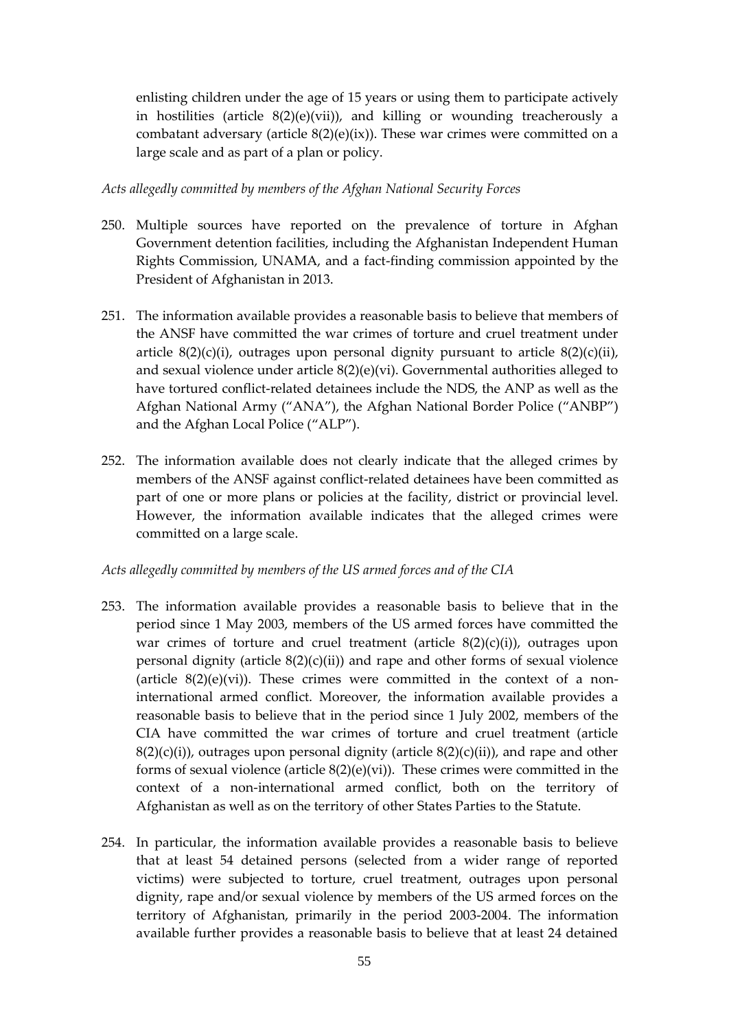enlisting children under the age of 15 years or using them to participate actively in hostilities (article 8(2)(e)(vii)), and killing or wounding treacherously a combatant adversary (article 8(2)(e)(ix)). These war crimes were committed on a large scale and as part of a plan or policy.

*Acts allegedly committed by members of the Afghan National Security Forces*

250. Multiple sources have reported on the prevalence of torture in Afghan Government detention facilities, including the Afghanistan Independent Human Rights Commission, UNAMA, and a fact-finding commission appointed by the President of Afghanistan in 2013.

251. The information available provides a reasonable basis to believe that members of the ANSF have committed the war crimes of torture and cruel treatment under article 8(2)(c)(i), outrages upon personal dignity pursuant to article 8(2)(c)(ii), and sexual violence under article 8(2)(e)(vi). Governmental authorities alleged to have tortured conflict-related detainees include the NDS, the ANP as well as the Afghan National Army ("ANA"), the Afghan National Border Police ("ANBP") and the Afghan Local Police ("ALP").

252. The information available does not clearly indicate that the alleged crimes by members of the ANSF against conflict-related detainees have been committed as part of one or more plans or policies at the facility, district or provincial level. However, the information available indicates that the alleged crimes were committed on a large scale.

*Acts allegedly committed by members of the US armed forces and of the CIA*

253. The information available provides a reasonable basis to believe that in the period since 1 May 2003, members of the US armed forces have committed the war crimes of torture and cruel treatment (article 8(2)(c)(i)), outrages upon personal dignity (article 8(2)(c)(ii)) and rape and other forms of sexual violence (article 8(2)(e)(vi)). These crimes were committed in the context of a non-international armed conflict. Moreover, the information available provides a reasonable basis to believe that in the period since 1 July 2002, members of the CIA have committed the war crimes of torture and cruel treatment (article 8(2)(c)(i)), outrages upon personal dignity (article 8(2)(c)(ii)), and rape and other forms of sexual violence (article 8(2)(e)(vi)). These crimes were committed in the context of a non-international armed conflict, both on the territory of Afghanistan as well as on the territory of other States Parties to the Statute.

254. In particular, the information available provides a reasonable basis to believe that at least 54 detained persons (selected from a wider range of reported victims) were subjected to torture, cruel treatment, outrages upon personal dignity, rape and/or sexual violence by members of the US armed forces on the territory of Afghanistan, primarily in the period 2003-2004. The information available further provides a reasonable basis to believe that at least 24 detained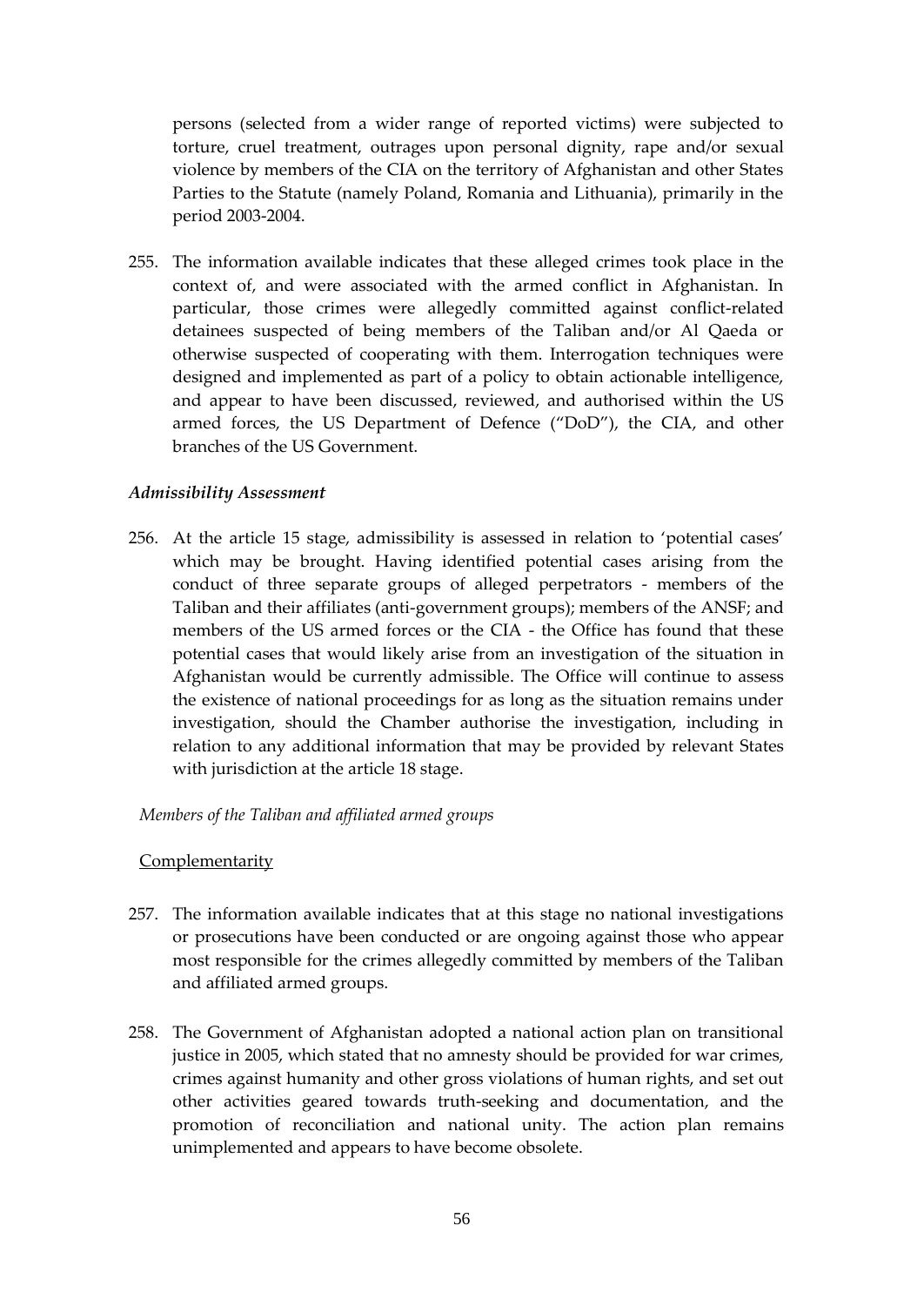persons (selected from a wider range of reported victims) were subjected to torture, cruel treatment, outrages upon personal dignity, rape and/or sexual violence by members of the CIA on the territory of Afghanistan and other States Parties to the Statute (namely Poland, Romania and Lithuania), primarily in the period 2003-2004.

255. The information available indicates that these alleged crimes took place in the context of, and were associated with the armed conflict in Afghanistan. In particular, those crimes were allegedly committed against conflict-related detainees suspected of being members of the Taliban and/or Al Qaeda or otherwise suspected of cooperating with them. Interrogation techniques were designed and implemented as part of a policy to obtain actionable intelligence, and appear to have been discussed, reviewed, and authorised within the US armed forces, the US Department of Defence ("DoD"), the CIA, and other branches of the US Government.

***Admissibility Assessment***

256. At the article 15 stage, admissibility is assessed in relation to 'potential cases' which may be brought. Having identified potential cases arising from the conduct of three separate groups of alleged perpetrators - members of the Taliban and their affiliates (anti-government groups); members of the ANSF; and members of the US armed forces or the CIA - the Office has found that these potential cases that would likely arise from an investigation of the situation in Afghanistan would be currently admissible. The Office will continue to assess the existence of national proceedings for as long as the situation remains under investigation, should the Chamber authorise the investigation, including in relation to any additional information that may be provided by relevant States with jurisdiction at the article 18 stage.

*Members of the Taliban and affiliated armed groups*

<u>Complementarity</u>

257. The information available indicates that at this stage no national investigations or prosecutions have been conducted or are ongoing against those who appear most responsible for the crimes allegedly committed by members of the Taliban and affiliated armed groups.

258. The Government of Afghanistan adopted a national action plan on transitional justice in 2005, which stated that no amnesty should be provided for war crimes, crimes against humanity and other gross violations of human rights, and set out other activities geared towards truth-seeking and documentation, and the promotion of reconciliation and national unity. The action plan remains unimplemented and appears to have become obsolete.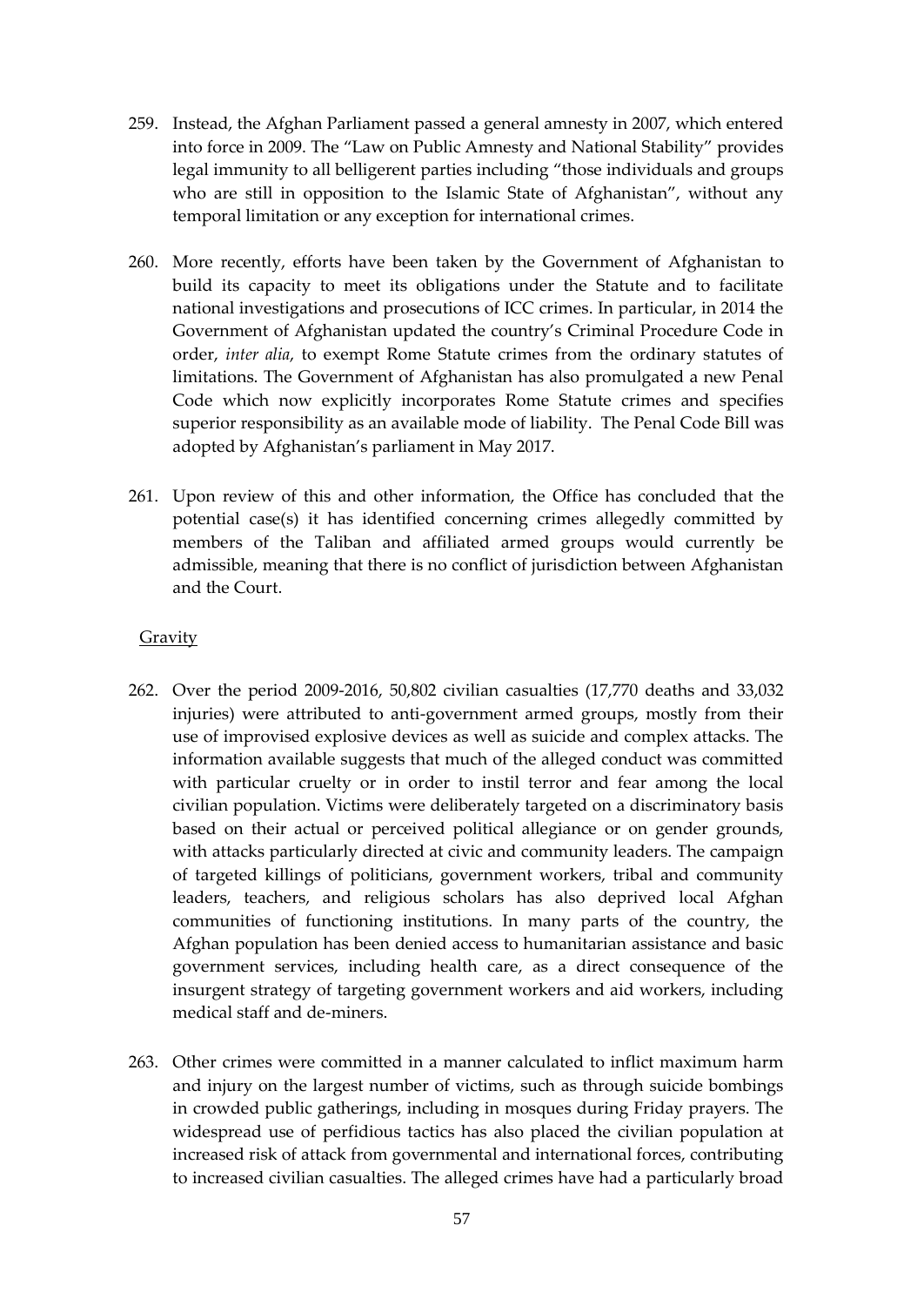259. Instead, the Afghan Parliament passed a general amnesty in 2007, which entered into force in 2009. The "Law on Public Amnesty and National Stability" provides legal immunity to all belligerent parties including "those individuals and groups who are still in opposition to the Islamic State of Afghanistan", without any temporal limitation or any exception for international crimes.

260. More recently, efforts have been taken by the Government of Afghanistan to build its capacity to meet its obligations under the Statute and to facilitate national investigations and prosecutions of ICC crimes. In particular, in 2014 the Government of Afghanistan updated the country's Criminal Procedure Code in order, *inter alia*, to exempt Rome Statute crimes from the ordinary statutes of limitations. The Government of Afghanistan has also promulgated a new Penal Code which now explicitly incorporates Rome Statute crimes and specifies superior responsibility as an available mode of liability. The Penal Code Bill was adopted by Afghanistan's parliament in May 2017.

261. Upon review of this and other information, the Office has concluded that the potential case(s) it has identified concerning crimes allegedly committed by members of the Taliban and affiliated armed groups would currently be admissible, meaning that there is no conflict of jurisdiction between Afghanistan and the Court.

Gravity

262. Over the period 2009-2016, 50,802 civilian casualties (17,770 deaths and 33,032 injuries) were attributed to anti-government armed groups, mostly from their use of improvised explosive devices as well as suicide and complex attacks. The information available suggests that much of the alleged conduct was committed with particular cruelty or in order to instil terror and fear among the local civilian population. Victims were deliberately targeted on a discriminatory basis based on their actual or perceived political allegiance or on gender grounds, with attacks particularly directed at civic and community leaders. The campaign of targeted killings of politicians, government workers, tribal and community leaders, teachers, and religious scholars has also deprived local Afghan communities of functioning institutions. In many parts of the country, the Afghan population has been denied access to humanitarian assistance and basic government services, including health care, as a direct consequence of the insurgent strategy of targeting government workers and aid workers, including medical staff and de-miners.

263. Other crimes were committed in a manner calculated to inflict maximum harm and injury on the largest number of victims, such as through suicide bombings in crowded public gatherings, including in mosques during Friday prayers. The widespread use of perfidious tactics has also placed the civilian population at increased risk of attack from governmental and international forces, contributing to increased civilian casualties. The alleged crimes have had a particularly broad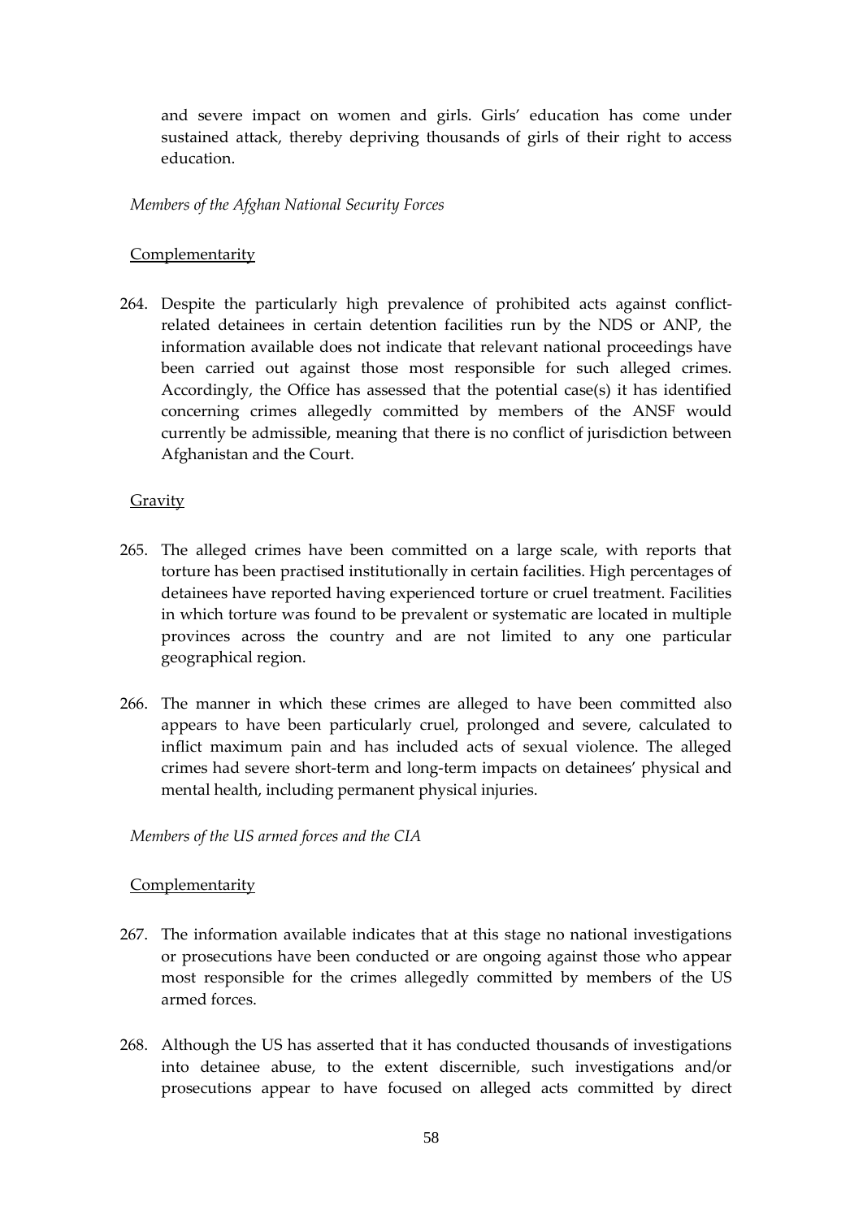and severe impact on women and girls. Girls' education has come under sustained attack, thereby depriving thousands of girls of their right to access education.

*Members of the Afghan National Security Forces*

<u>Complementarity</u>

264. Despite the particularly high prevalence of prohibited acts against conflict-related detainees in certain detention facilities run by the NDS or ANP, the information available does not indicate that relevant national proceedings have been carried out against those most responsible for such alleged crimes. Accordingly, the Office has assessed that the potential case(s) it has identified concerning crimes allegedly committed by members of the ANSF would currently be admissible, meaning that there is no conflict of jurisdiction between Afghanistan and the Court.

<u>Gravity</u>

265. The alleged crimes have been committed on a large scale, with reports that torture has been practised institutionally in certain facilities. High percentages of detainees have reported having experienced torture or cruel treatment. Facilities in which torture was found to be prevalent or systematic are located in multiple provinces across the country and are not limited to any one particular geographical region.

266. The manner in which these crimes are alleged to have been committed also appears to have been particularly cruel, prolonged and severe, calculated to inflict maximum pain and has included acts of sexual violence. The alleged crimes had severe short-term and long-term impacts on detainees' physical and mental health, including permanent physical injuries.

*Members of the US armed forces and the CIA*

<u>Complementarity</u>

267. The information available indicates that at this stage no national investigations or prosecutions have been conducted or are ongoing against those who appear most responsible for the crimes allegedly committed by members of the US armed forces.

268. Although the US has asserted that it has conducted thousands of investigations into detainee abuse, to the extent discernible, such investigations and/or prosecutions appear to have focused on alleged acts committed by direct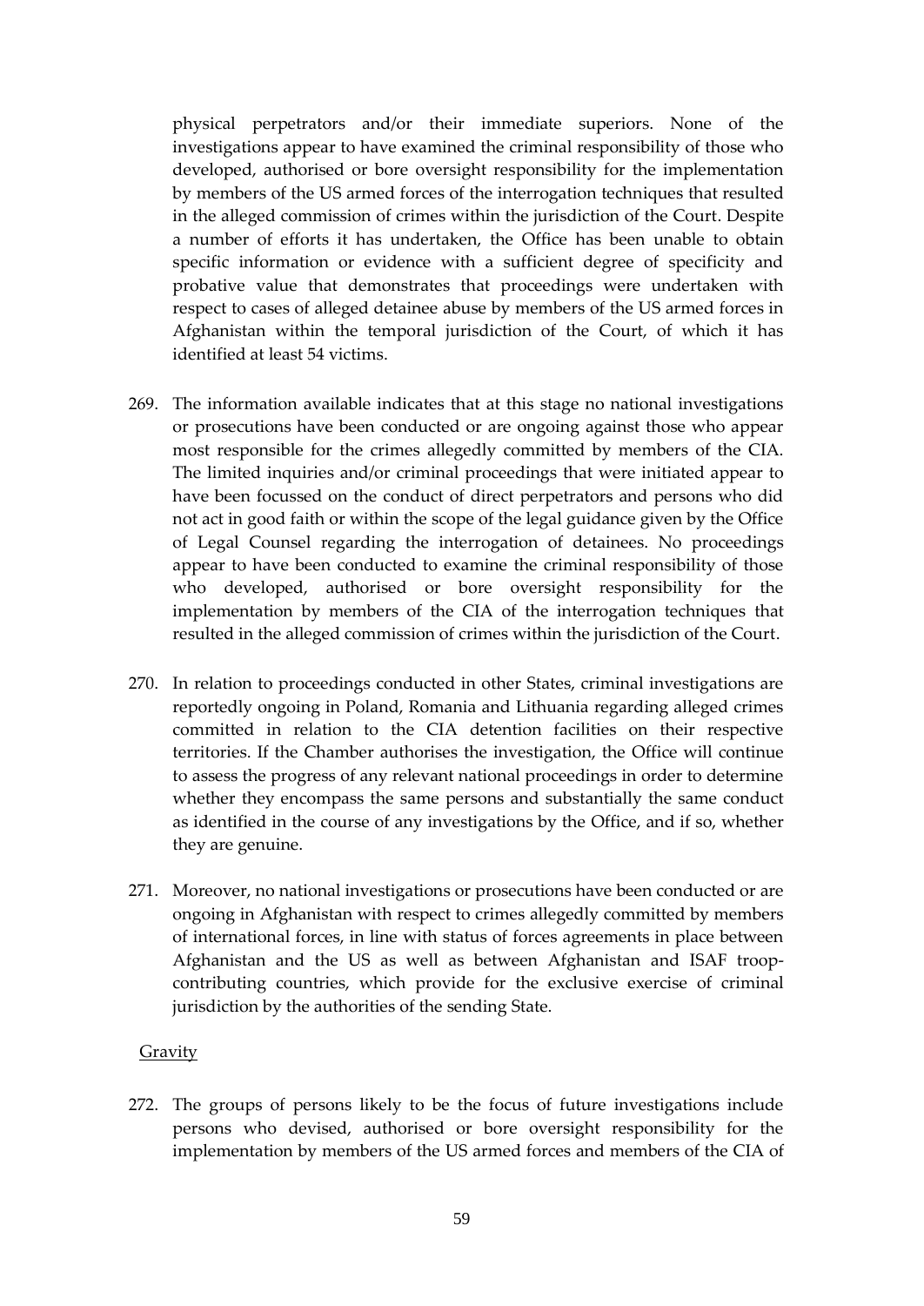physical perpetrators and/or their immediate superiors. None of the investigations appear to have examined the criminal responsibility of those who developed, authorised or bore oversight responsibility for the implementation by members of the US armed forces of the interrogation techniques that resulted in the alleged commission of crimes within the jurisdiction of the Court. Despite a number of efforts it has undertaken, the Office has been unable to obtain specific information or evidence with a sufficient degree of specificity and probative value that demonstrates that proceedings were undertaken with respect to cases of alleged detainee abuse by members of the US armed forces in Afghanistan within the temporal jurisdiction of the Court, of which it has identified at least 54 victims.

269. The information available indicates that at this stage no national investigations or prosecutions have been conducted or are ongoing against those who appear most responsible for the crimes allegedly committed by members of the CIA. The limited inquiries and/or criminal proceedings that were initiated appear to have been focussed on the conduct of direct perpetrators and persons who did not act in good faith or within the scope of the legal guidance given by the Office of Legal Counsel regarding the interrogation of detainees. No proceedings appear to have been conducted to examine the criminal responsibility of those who developed, authorised or bore oversight responsibility for the implementation by members of the CIA of the interrogation techniques that resulted in the alleged commission of crimes within the jurisdiction of the Court.

270. In relation to proceedings conducted in other States, criminal investigations are reportedly ongoing in Poland, Romania and Lithuania regarding alleged crimes committed in relation to the CIA detention facilities on their respective territories. If the Chamber authorises the investigation, the Office will continue to assess the progress of any relevant national proceedings in order to determine whether they encompass the same persons and substantially the same conduct as identified in the course of any investigations by the Office, and if so, whether they are genuine.

271. Moreover, no national investigations or prosecutions have been conducted or are ongoing in Afghanistan with respect to crimes allegedly committed by members of international forces, in line with status of forces agreements in place between Afghanistan and the US as well as between Afghanistan and ISAF troop-contributing countries, which provide for the exclusive exercise of criminal jurisdiction by the authorities of the sending State.

Gravity

272. The groups of persons likely to be the focus of future investigations include persons who devised, authorised or bore oversight responsibility for the implementation by members of the US armed forces and members of the CIA of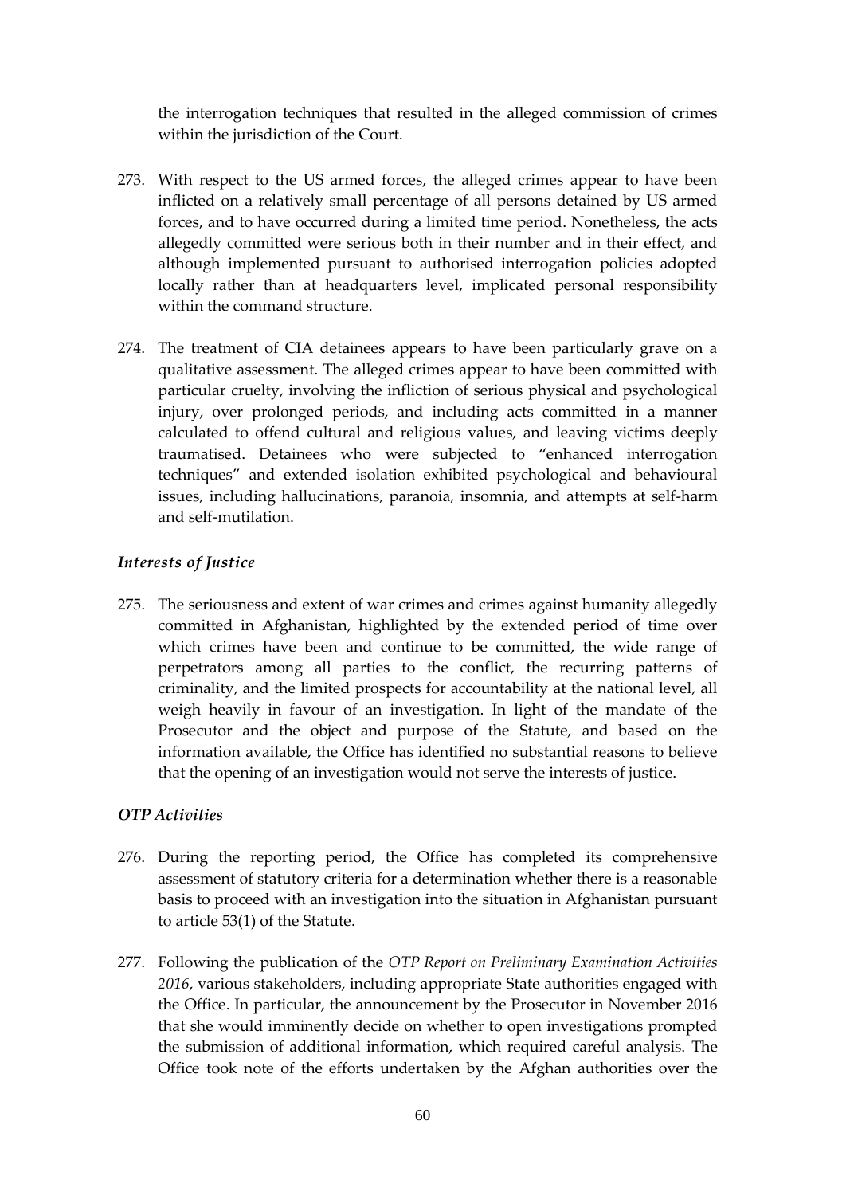the interrogation techniques that resulted in the alleged commission of crimes within the jurisdiction of the Court.

273. With respect to the US armed forces, the alleged crimes appear to have been inflicted on a relatively small percentage of all persons detained by US armed forces, and to have occurred during a limited time period. Nonetheless, the acts allegedly committed were serious both in their number and in their effect, and although implemented pursuant to authorised interrogation policies adopted locally rather than at headquarters level, implicated personal responsibility within the command structure.

274. The treatment of CIA detainees appears to have been particularly grave on a qualitative assessment. The alleged crimes appear to have been committed with particular cruelty, involving the infliction of serious physical and psychological injury, over prolonged periods, and including acts committed in a manner calculated to offend cultural and religious values, and leaving victims deeply traumatised. Detainees who were subjected to "enhanced interrogation techniques" and extended isolation exhibited psychological and behavioural issues, including hallucinations, paranoia, insomnia, and attempts at self-harm and self-mutilation.

### *Interests of Justice*

275. The seriousness and extent of war crimes and crimes against humanity allegedly committed in Afghanistan, highlighted by the extended period of time over which crimes have been and continue to be committed, the wide range of perpetrators among all parties to the conflict, the recurring patterns of criminality, and the limited prospects for accountability at the national level, all weigh heavily in favour of an investigation. In light of the mandate of the Prosecutor and the object and purpose of the Statute, and based on the information available, the Office has identified no substantial reasons to believe that the opening of an investigation would not serve the interests of justice.

### *OTP Activities*

276. During the reporting period, the Office has completed its comprehensive assessment of statutory criteria for a determination whether there is a reasonable basis to proceed with an investigation into the situation in Afghanistan pursuant to article 53(1) of the Statute.

277. Following the publication of the *OTP Report on Preliminary Examination Activities 2016*, various stakeholders, including appropriate State authorities engaged with the Office. In particular, the announcement by the Prosecutor in November 2016 that she would imminently decide on whether to open investigations prompted the submission of additional information, which required careful analysis. The Office took note of the efforts undertaken by the Afghan authorities over the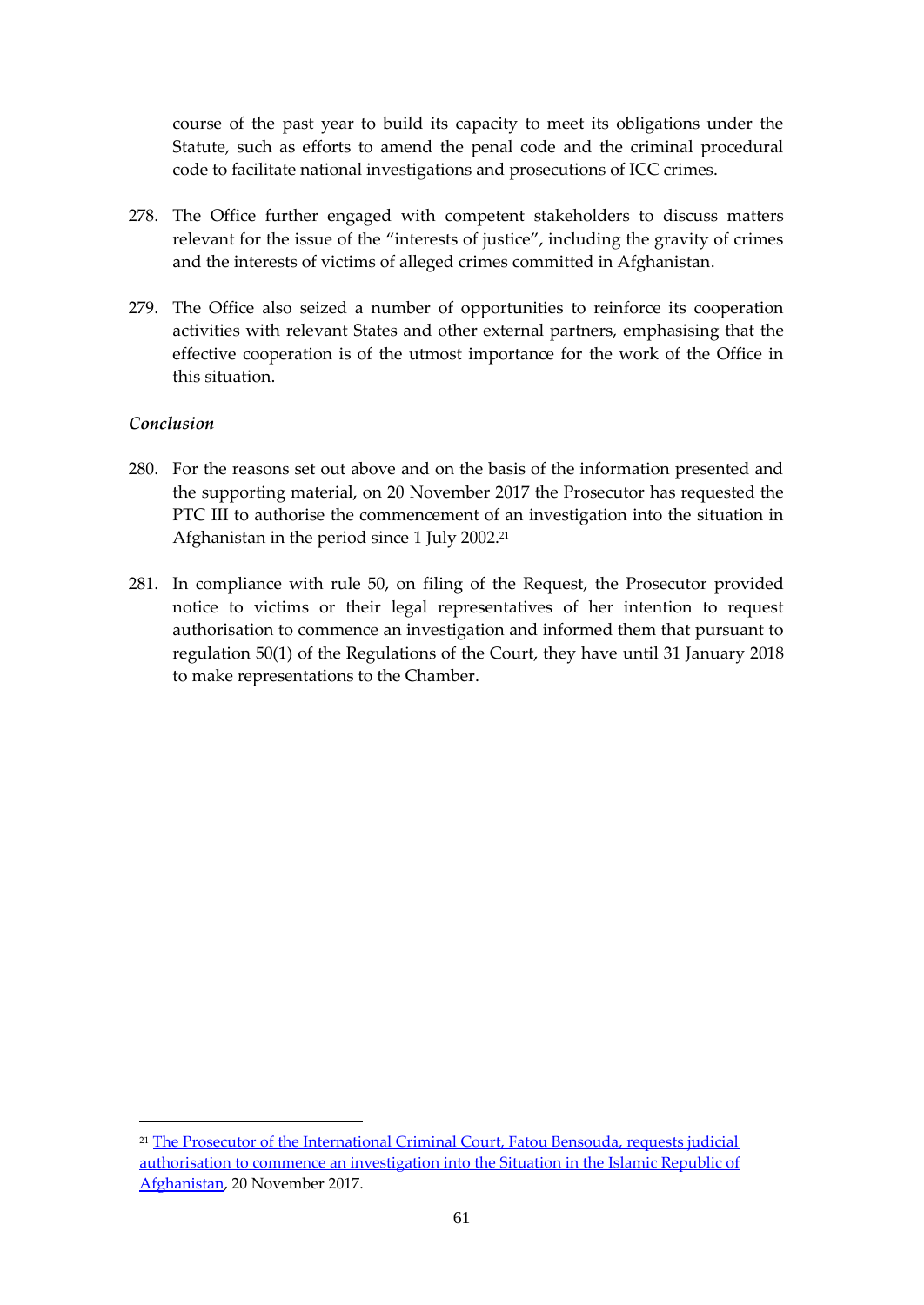course of the past year to build its capacity to meet its obligations under the Statute, such as efforts to amend the penal code and the criminal procedural code to facilitate national investigations and prosecutions of ICC crimes.

278. The Office further engaged with competent stakeholders to discuss matters relevant for the issue of the "interests of justice", including the gravity of crimes and the interests of victims of alleged crimes committed in Afghanistan.

279. The Office also seized a number of opportunities to reinforce its cooperation activities with relevant States and other external partners, emphasising that the effective cooperation is of the utmost importance for the work of the Office in this situation.

*Conclusion*

280. For the reasons set out above and on the basis of the information presented and the supporting material, on 20 November 2017 the Prosecutor has requested the PTC III to authorise the commencement of an investigation into the situation in Afghanistan in the period since 1 July 2002.[21]

281. In compliance with rule 50, on filing of the Request, the Prosecutor provided notice to victims or their legal representatives of her intention to request authorisation to commence an investigation and informed them that pursuant to regulation 50(1) of the Regulations of the Court, they have until 31 January 2018 to make representations to the Chamber.

---

[21] The Prosecutor of the International Criminal Court, Fatou Bensouda, requests judicial authorisation to commence an investigation into the Situation in the Islamic Republic of Afghanistan, 20 November 2017.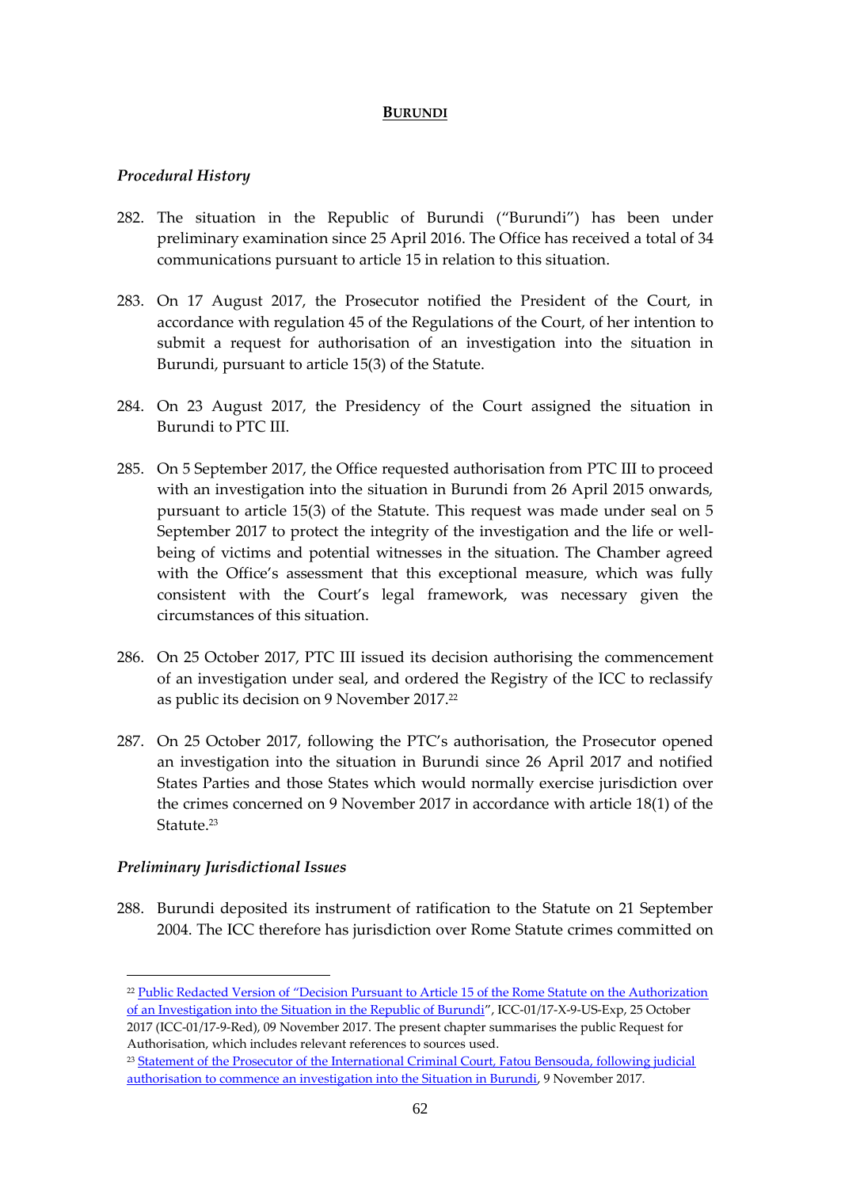# BURUNDI

### *Procedural History*

282. The situation in the Republic of Burundi ("Burundi") has been under preliminary examination since 25 April 2016. The Office has received a total of 34 communications pursuant to article 15 in relation to this situation.

283. On 17 August 2017, the Prosecutor notified the President of the Court, in accordance with regulation 45 of the Regulations of the Court, of her intention to submit a request for authorisation of an investigation into the situation in Burundi, pursuant to article 15(3) of the Statute.

284. On 23 August 2017, the Presidency of the Court assigned the situation in Burundi to PTC III.

285. On 5 September 2017, the Office requested authorisation from PTC III to proceed with an investigation into the situation in Burundi from 26 April 2015 onwards, pursuant to article 15(3) of the Statute. This request was made under seal on 5 September 2017 to protect the integrity of the investigation and the life or well-being of victims and potential witnesses in the situation. The Chamber agreed with the Office's assessment that this exceptional measure, which was fully consistent with the Court's legal framework, was necessary given the circumstances of this situation.

286. On 25 October 2017, PTC III issued its decision authorising the commencement of an investigation under seal, and ordered the Registry of the ICC to reclassify as public its decision on 9 November 2017.[22]

287. On 25 October 2017, following the PTC's authorisation, the Prosecutor opened an investigation into the situation in Burundi since 26 April 2017 and notified States Parties and those States which would normally exercise jurisdiction over the crimes concerned on 9 November 2017 in accordance with article 18(1) of the Statute.[23]

### *Preliminary Jurisdictional Issues*

288. Burundi deposited its instrument of ratification to the Statute on 21 September 2004. The ICC therefore has jurisdiction over Rome Statute crimes committed on

---

[22] Public Redacted Version of "Decision Pursuant to Article 15 of the Rome Statute on the Authorization of an Investigation into the Situation in the Republic of Burundi", ICC-01/17-X-9-US-Exp, 25 October 2017 (ICC-01/17-9-Red), 09 November 2017. The present chapter summarises the public Request for Authorisation, which includes relevant references to sources used.

[23] Statement of the Prosecutor of the International Criminal Court, Fatou Bensouda, following judicial authorisation to commence an investigation into the Situation in Burundi, 9 November 2017.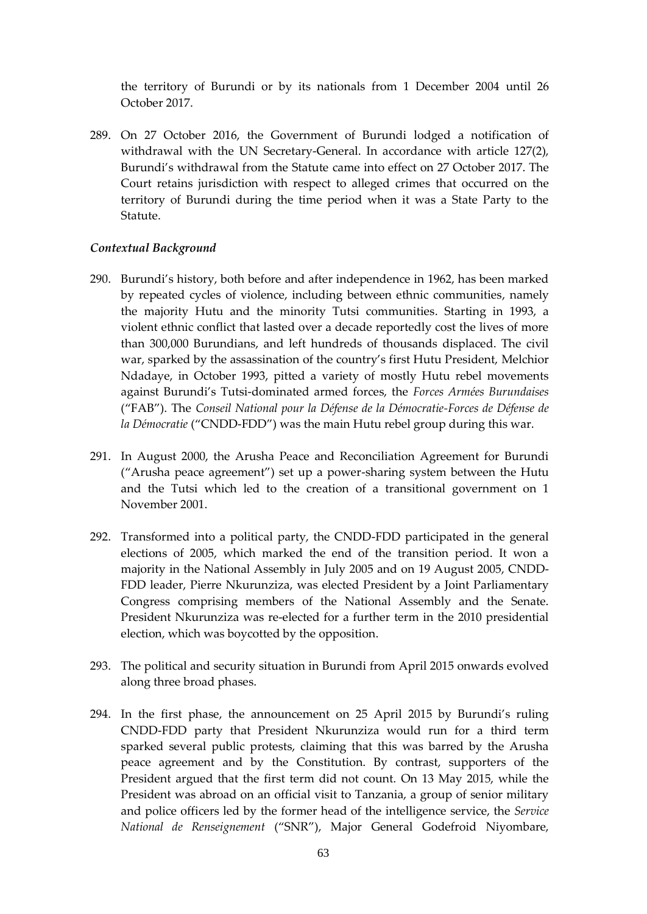the territory of Burundi or by its nationals from 1 December 2004 until 26 October 2017.

289. On 27 October 2016, the Government of Burundi lodged a notification of withdrawal with the UN Secretary-General. In accordance with article 127(2), Burundi's withdrawal from the Statute came into effect on 27 October 2017. The Court retains jurisdiction with respect to alleged crimes that occurred on the territory of Burundi during the time period when it was a State Party to the Statute.

### *Contextual Background*

290. Burundi's history, both before and after independence in 1962, has been marked by repeated cycles of violence, including between ethnic communities, namely the majority Hutu and the minority Tutsi communities. Starting in 1993, a violent ethnic conflict that lasted over a decade reportedly cost the lives of more than 300,000 Burundians, and left hundreds of thousands displaced. The civil war, sparked by the assassination of the country's first Hutu President, Melchior Ndadaye, in October 1993, pitted a variety of mostly Hutu rebel movements against Burundi's Tutsi-dominated armed forces, the *Forces Armées Burundaises* ("FAB"). The *Conseil National pour la Défense de la Démocratie-Forces de Défense de la Démocratie* ("CNDD-FDD") was the main Hutu rebel group during this war.

291. In August 2000, the Arusha Peace and Reconciliation Agreement for Burundi ("Arusha peace agreement") set up a power-sharing system between the Hutu and the Tutsi which led to the creation of a transitional government on 1 November 2001.

292. Transformed into a political party, the CNDD-FDD participated in the general elections of 2005, which marked the end of the transition period. It won a majority in the National Assembly in July 2005 and on 19 August 2005, CNDD-FDD leader, Pierre Nkurunziza, was elected President by a Joint Parliamentary Congress comprising members of the National Assembly and the Senate. President Nkurunziza was re-elected for a further term in the 2010 presidential election, which was boycotted by the opposition.

293. The political and security situation in Burundi from April 2015 onwards evolved along three broad phases.

294. In the first phase, the announcement on 25 April 2015 by Burundi's ruling CNDD-FDD party that President Nkurunziza would run for a third term sparked several public protests, claiming that this was barred by the Arusha peace agreement and by the Constitution. By contrast, supporters of the President argued that the first term did not count. On 13 May 2015, while the President was abroad on an official visit to Tanzania, a group of senior military and police officers led by the former head of the intelligence service, the *Service National de Renseignement* ("SNR"), Major General Godefroid Niyombare,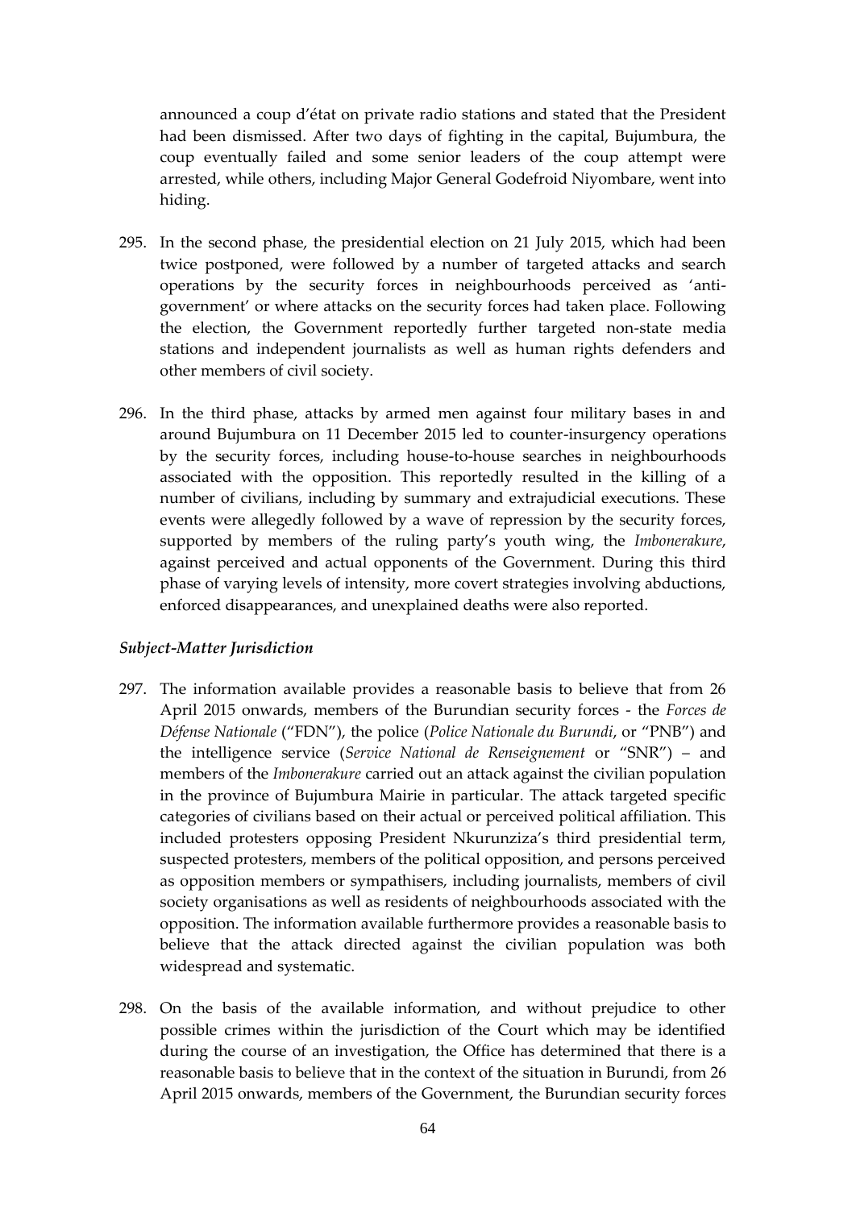announced a coup d'état on private radio stations and stated that the President had been dismissed. After two days of fighting in the capital, Bujumbura, the coup eventually failed and some senior leaders of the coup attempt were arrested, while others, including Major General Godefroid Niyombare, went into hiding.

295. In the second phase, the presidential election on 21 July 2015, which had been twice postponed, were followed by a number of targeted attacks and search operations by the security forces in neighbourhoods perceived as 'anti-government' or where attacks on the security forces had taken place. Following the election, the Government reportedly further targeted non-state media stations and independent journalists as well as human rights defenders and other members of civil society.

296. In the third phase, attacks by armed men against four military bases in and around Bujumbura on 11 December 2015 led to counter-insurgency operations by the security forces, including house-to-house searches in neighbourhoods associated with the opposition. This reportedly resulted in the killing of a number of civilians, including by summary and extrajudicial executions. These events were allegedly followed by a wave of repression by the security forces, supported by members of the ruling party's youth wing, the *Imbonerakure*, against perceived and actual opponents of the Government. During this third phase of varying levels of intensity, more covert strategies involving abductions, enforced disappearances, and unexplained deaths were also reported.

***Subject-Matter Jurisdiction***

297. The information available provides a reasonable basis to believe that from 26 April 2015 onwards, members of the Burundian security forces - the *Forces de Défense Nationale* ("FDN"), the police (*Police Nationale du Burundi*, or "PNB") and the intelligence service (*Service National de Renseignement* or "SNR") – and members of the *Imbonerakure* carried out an attack against the civilian population in the province of Bujumbura Mairie in particular. The attack targeted specific categories of civilians based on their actual or perceived political affiliation. This included protesters opposing President Nkurunziza's third presidential term, suspected protesters, members of the political opposition, and persons perceived as opposition members or sympathisers, including journalists, members of civil society organisations as well as residents of neighbourhoods associated with the opposition. The information available furthermore provides a reasonable basis to believe that the attack directed against the civilian population was both widespread and systematic.

298. On the basis of the available information, and without prejudice to other possible crimes within the jurisdiction of the Court which may be identified during the course of an investigation, the Office has determined that there is a reasonable basis to believe that in the context of the situation in Burundi, from 26 April 2015 onwards, members of the Government, the Burundian security forces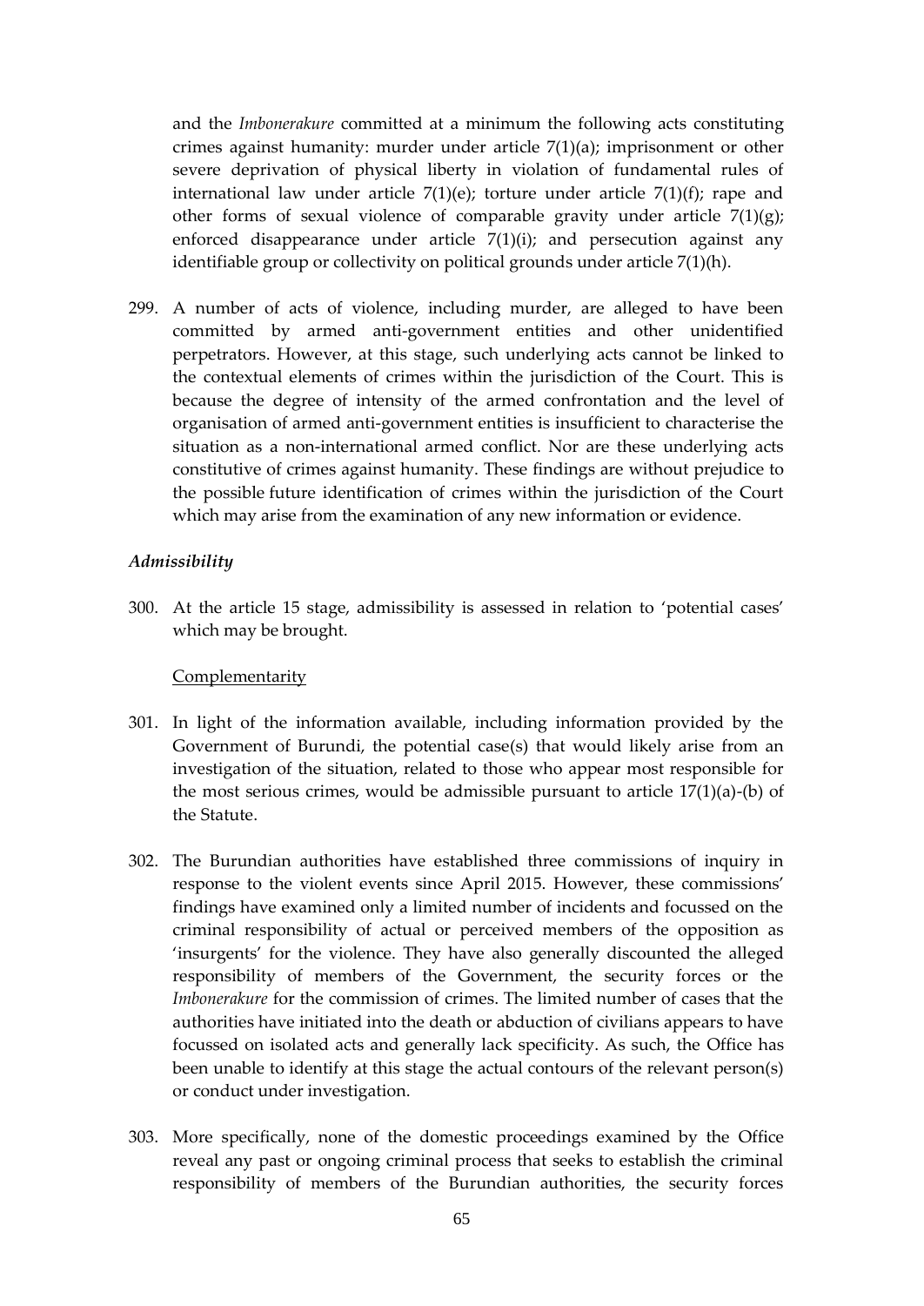and the *Imbonerakure* committed at a minimum the following acts constituting crimes against humanity: murder under article 7(1)(a); imprisonment or other severe deprivation of physical liberty in violation of fundamental rules of international law under article 7(1)(e); torture under article 7(1)(f); rape and other forms of sexual violence of comparable gravity under article 7(1)(g); enforced disappearance under article 7(1)(i); and persecution against any identifiable group or collectivity on political grounds under article 7(1)(h).

299. A number of acts of violence, including murder, are alleged to have been committed by armed anti-government entities and other unidentified perpetrators. However, at this stage, such underlying acts cannot be linked to the contextual elements of crimes within the jurisdiction of the Court. This is because the degree of intensity of the armed confrontation and the level of organisation of armed anti-government entities is insufficient to characterise the situation as a non-international armed conflict. Nor are these underlying acts constitutive of crimes against humanity. These findings are without prejudice to the possible future identification of crimes within the jurisdiction of the Court which may arise from the examination of any new information or evidence.

### *Admissibility*

300. At the article 15 stage, admissibility is assessed in relation to 'potential cases' which may be brought.

Complementarity

301. In light of the information available, including information provided by the Government of Burundi, the potential case(s) that would likely arise from an investigation of the situation, related to those who appear most responsible for the most serious crimes, would be admissible pursuant to article 17(1)(a)-(b) of the Statute.

302. The Burundian authorities have established three commissions of inquiry in response to the violent events since April 2015. However, these commissions' findings have examined only a limited number of incidents and focussed on the criminal responsibility of actual or perceived members of the opposition as 'insurgents' for the violence. They have also generally discounted the alleged responsibility of members of the Government, the security forces or the *Imbonerakure* for the commission of crimes. The limited number of cases that the authorities have initiated into the death or abduction of civilians appears to have focussed on isolated acts and generally lack specificity. As such, the Office has been unable to identify at this stage the actual contours of the relevant person(s) or conduct under investigation.

303. More specifically, none of the domestic proceedings examined by the Office reveal any past or ongoing criminal process that seeks to establish the criminal responsibility of members of the Burundian authorities, the security forces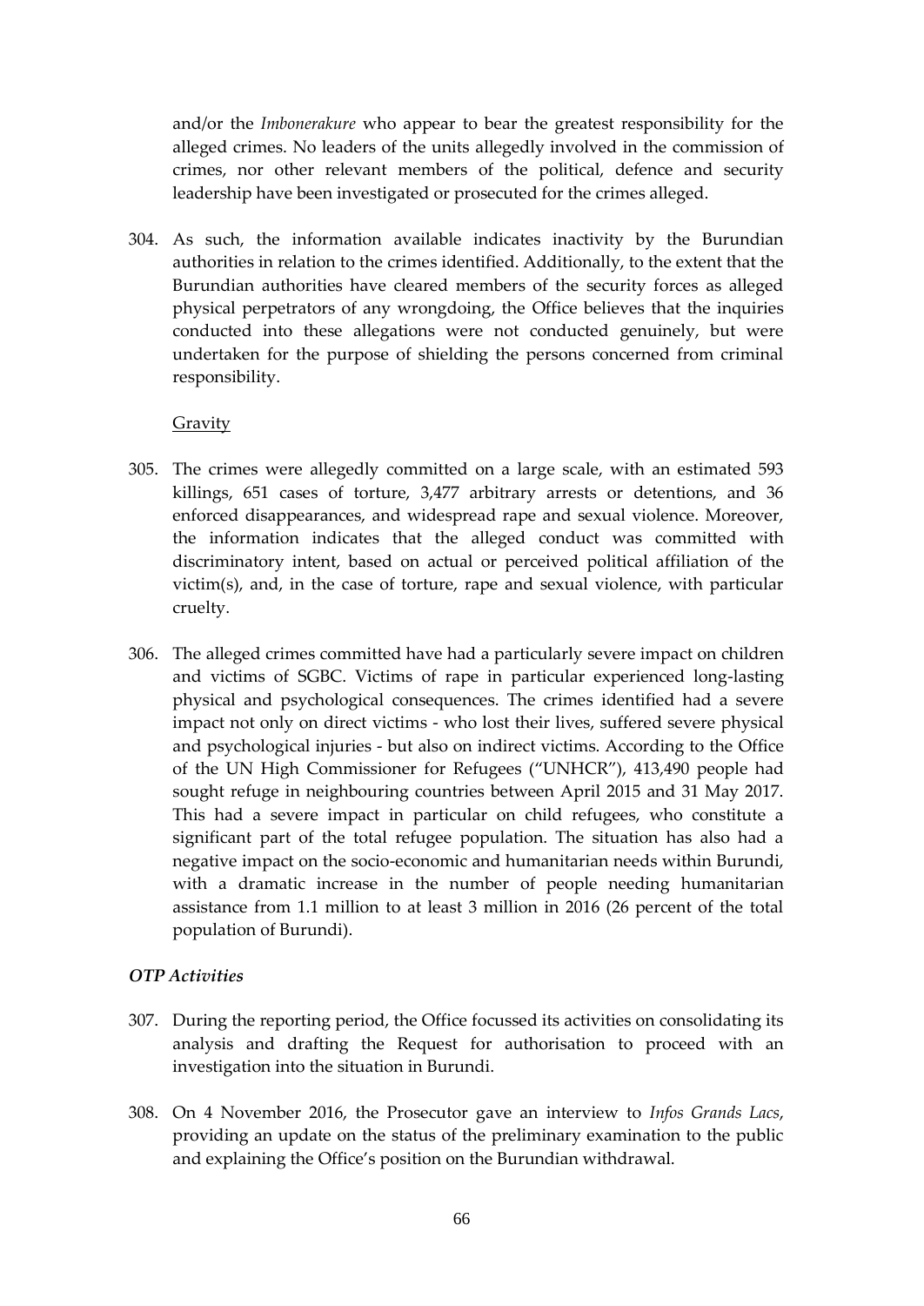and/or the *Imbonerakure* who appear to bear the greatest responsibility for the alleged crimes. No leaders of the units allegedly involved in the commission of crimes, nor other relevant members of the political, defence and security leadership have been investigated or prosecuted for the crimes alleged.

304. As such, the information available indicates inactivity by the Burundian authorities in relation to the crimes identified. Additionally, to the extent that the Burundian authorities have cleared members of the security forces as alleged physical perpetrators of any wrongdoing, the Office believes that the inquiries conducted into these allegations were not conducted genuinely, but were undertaken for the purpose of shielding the persons concerned from criminal responsibility.

Gravity

305. The crimes were allegedly committed on a large scale, with an estimated 593 killings, 651 cases of torture, 3,477 arbitrary arrests or detentions, and 36 enforced disappearances, and widespread rape and sexual violence. Moreover, the information indicates that the alleged conduct was committed with discriminatory intent, based on actual or perceived political affiliation of the victim(s), and, in the case of torture, rape and sexual violence, with particular cruelty.

306. The alleged crimes committed have had a particularly severe impact on children and victims of SGBC. Victims of rape in particular experienced long-lasting physical and psychological consequences. The crimes identified had a severe impact not only on direct victims - who lost their lives, suffered severe physical and psychological injuries - but also on indirect victims. According to the Office of the UN High Commissioner for Refugees ("UNHCR"), 413,490 people had sought refuge in neighbouring countries between April 2015 and 31 May 2017. This had a severe impact in particular on child refugees, who constitute a significant part of the total refugee population. The situation has also had a negative impact on the socio-economic and humanitarian needs within Burundi, with a dramatic increase in the number of people needing humanitarian assistance from 1.1 million to at least 3 million in 2016 (26 percent of the total population of Burundi).

### *OTP Activities*

307. During the reporting period, the Office focussed its activities on consolidating its analysis and drafting the Request for authorisation to proceed with an investigation into the situation in Burundi.

308. On 4 November 2016, the Prosecutor gave an interview to *Infos Grands Lacs*, providing an update on the status of the preliminary examination to the public and explaining the Office's position on the Burundian withdrawal.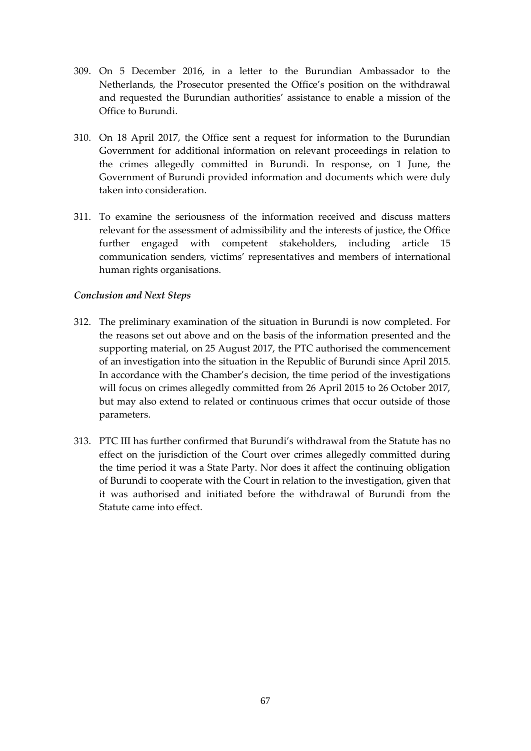309. On 5 December 2016, in a letter to the Burundian Ambassador to the Netherlands, the Prosecutor presented the Office's position on the withdrawal and requested the Burundian authorities' assistance to enable a mission of the Office to Burundi.

310. On 18 April 2017, the Office sent a request for information to the Burundian Government for additional information on relevant proceedings in relation to the crimes allegedly committed in Burundi. In response, on 1 June, the Government of Burundi provided information and documents which were duly taken into consideration.

311. To examine the seriousness of the information received and discuss matters relevant for the assessment of admissibility and the interests of justice, the Office further engaged with competent stakeholders, including article 15 communication senders, victims' representatives and members of international human rights organisations.

*Conclusion and Next Steps*

312. The preliminary examination of the situation in Burundi is now completed. For the reasons set out above and on the basis of the information presented and the supporting material, on 25 August 2017, the PTC authorised the commencement of an investigation into the situation in the Republic of Burundi since April 2015. In accordance with the Chamber's decision, the time period of the investigations will focus on crimes allegedly committed from 26 April 2015 to 26 October 2017, but may also extend to related or continuous crimes that occur outside of those parameters.

313. PTC III has further confirmed that Burundi's withdrawal from the Statute has no effect on the jurisdiction of the Court over crimes allegedly committed during the time period it was a State Party. Nor does it affect the continuing obligation of Burundi to cooperate with the Court in relation to the investigation, given that it was authorised and initiated before the withdrawal of Burundi from the Statute came into effect.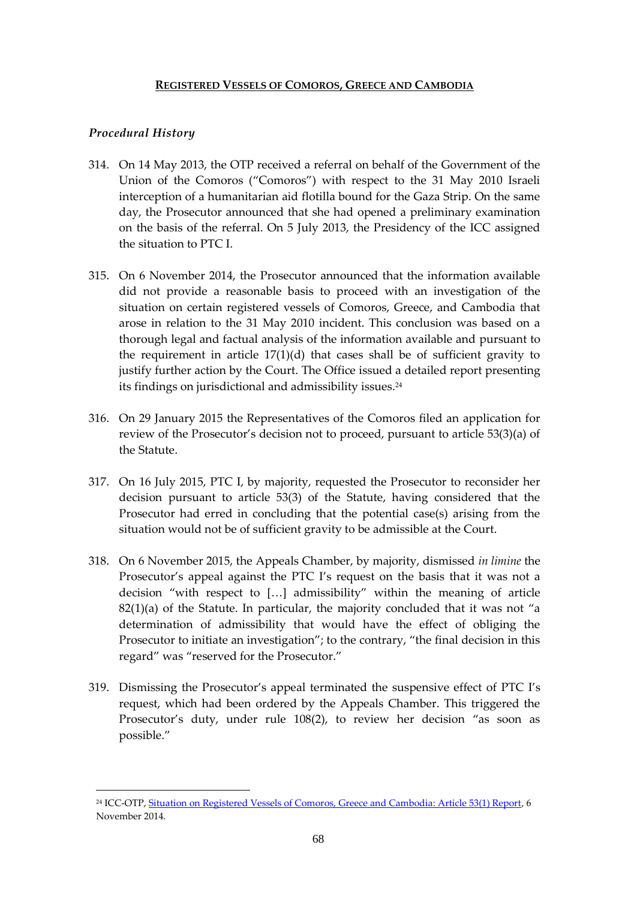## **REGISTERED VESSELS OF COMOROS, GREECE AND CAMBODIA**

### ***Procedural History***

314. On 14 May 2013, the OTP received a referral on behalf of the Government of the Union of the Comoros ("Comoros") with respect to the 31 May 2010 Israeli interception of a humanitarian aid flotilla bound for the Gaza Strip. On the same day, the Prosecutor announced that she had opened a preliminary examination on the basis of the referral. On 5 July 2013, the Presidency of the ICC assigned the situation to PTC I.

315. On 6 November 2014, the Prosecutor announced that the information available did not provide a reasonable basis to proceed with an investigation of the situation on certain registered vessels of Comoros, Greece, and Cambodia that arose in relation to the 31 May 2010 incident. This conclusion was based on a thorough legal and factual analysis of the information available and pursuant to the requirement in article 17(1)(d) that cases shall be of sufficient gravity to justify further action by the Court. The Office issued a detailed report presenting its findings on jurisdictional and admissibility issues.[24]

316. On 29 January 2015 the Representatives of the Comoros filed an application for review of the Prosecutor's decision not to proceed, pursuant to article 53(3)(a) of the Statute.

317. On 16 July 2015, PTC I, by majority, requested the Prosecutor to reconsider her decision pursuant to article 53(3) of the Statute, having considered that the Prosecutor had erred in concluding that the potential case(s) arising from the situation would not be of sufficient gravity to be admissible at the Court.

318. On 6 November 2015, the Appeals Chamber, by majority, dismissed *in limine* the Prosecutor's appeal against the PTC I's request on the basis that it was not a decision "with respect to […] admissibility" within the meaning of article 82(1)(a) of the Statute. In particular, the majority concluded that it was not "a determination of admissibility that would have the effect of obliging the Prosecutor to initiate an investigation"; to the contrary, "the final decision in this regard" was "reserved for the Prosecutor."

319. Dismissing the Prosecutor's appeal terminated the suspensive effect of PTC I's request, which had been ordered by the Appeals Chamber. This triggered the Prosecutor's duty, under rule 108(2), to review her decision "as soon as possible."

---

[24] ICC-OTP, Situation on Registered Vessels of Comoros, Greece and Cambodia: Article 53(1) Report, 6 November 2014.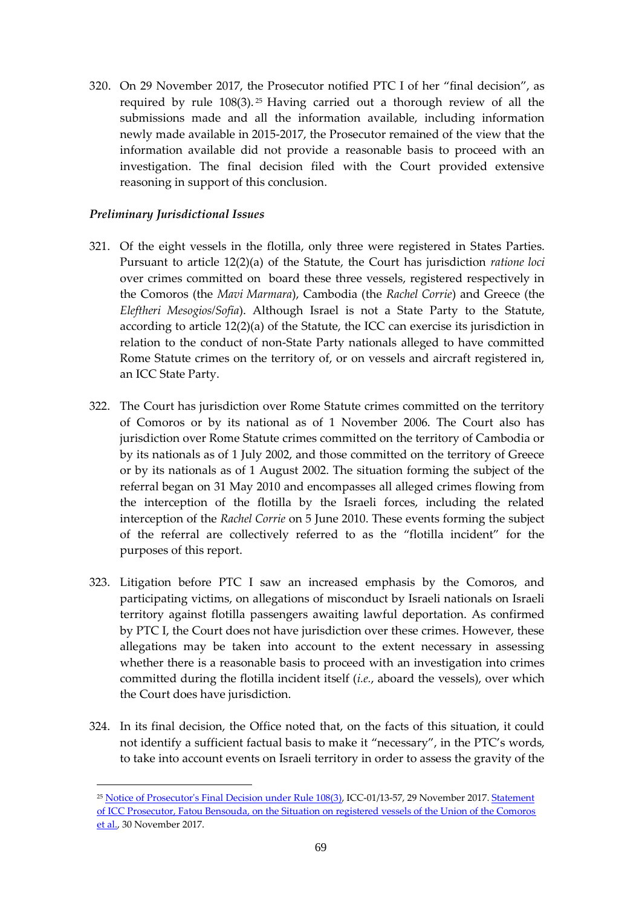320. On 29 November 2017, the Prosecutor notified PTC I of her "final decision", as required by rule 108(3).[25] Having carried out a thorough review of all the submissions made and all the information available, including information newly made available in 2015-2017, the Prosecutor remained of the view that the information available did not provide a reasonable basis to proceed with an investigation. The final decision filed with the Court provided extensive reasoning in support of this conclusion.

***Preliminary Jurisdictional Issues***

321. Of the eight vessels in the flotilla, only three were registered in States Parties. Pursuant to article 12(2)(a) of the Statute, the Court has jurisdiction *ratione loci* over crimes committed on board these three vessels, registered respectively in the Comoros (the *Mavi Marmara*), Cambodia (the *Rachel Corrie*) and Greece (the *Eleftheri Mesogios/Sofia*). Although Israel is not a State Party to the Statute, according to article 12(2)(a) of the Statute, the ICC can exercise its jurisdiction in relation to the conduct of non-State Party nationals alleged to have committed Rome Statute crimes on the territory of, or on vessels and aircraft registered in, an ICC State Party.

322. The Court has jurisdiction over Rome Statute crimes committed on the territory of Comoros or by its national as of 1 November 2006. The Court also has jurisdiction over Rome Statute crimes committed on the territory of Cambodia or by its nationals as of 1 July 2002, and those committed on the territory of Greece or by its nationals as of 1 August 2002. The situation forming the subject of the referral began on 31 May 2010 and encompasses all alleged crimes flowing from the interception of the flotilla by the Israeli forces, including the related interception of the *Rachel Corrie* on 5 June 2010. These events forming the subject of the referral are collectively referred to as the "flotilla incident" for the purposes of this report.

323. Litigation before PTC I saw an increased emphasis by the Comoros, and participating victims, on allegations of misconduct by Israeli nationals on Israeli territory against flotilla passengers awaiting lawful deportation. As confirmed by PTC I, the Court does not have jurisdiction over these crimes. However, these allegations may be taken into account to the extent necessary in assessing whether there is a reasonable basis to proceed with an investigation into crimes committed during the flotilla incident itself (*i.e.*, aboard the vessels), over which the Court does have jurisdiction.

324. In its final decision, the Office noted that, on the facts of this situation, it could not identify a sufficient factual basis to make it "necessary", in the PTC's words, to take into account events on Israeli territory in order to assess the gravity of the

[25] Notice of Prosecutor's Final Decision under Rule 108(3), ICC-01/13-57, 29 November 2017. Statement of ICC Prosecutor, Fatou Bensouda, on the Situation on registered vessels of the Union of the Comoros et al., 30 November 2017.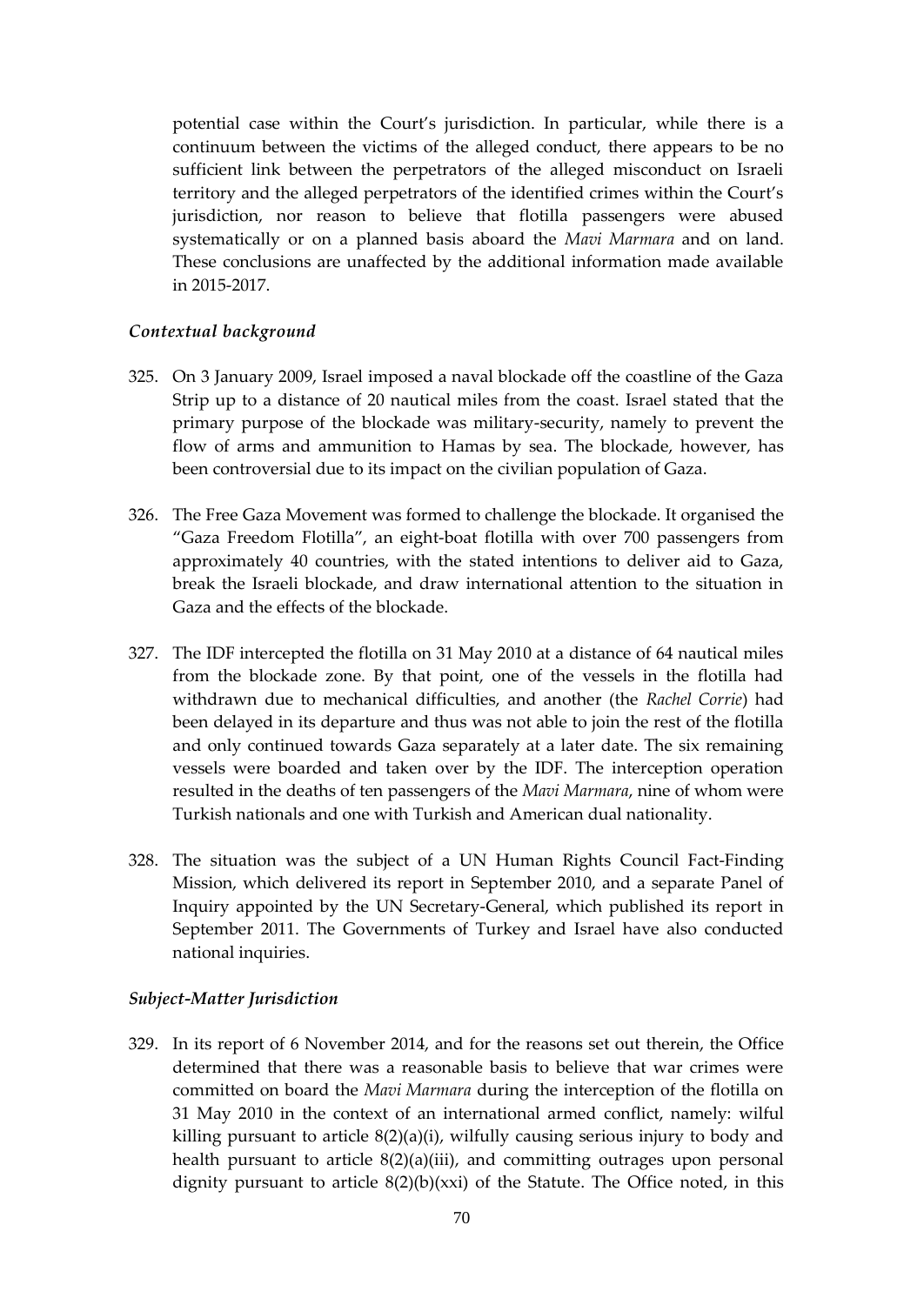potential case within the Court's jurisdiction. In particular, while there is a continuum between the victims of the alleged conduct, there appears to be no sufficient link between the perpetrators of the alleged misconduct on Israeli territory and the alleged perpetrators of the identified crimes within the Court's jurisdiction, nor reason to believe that flotilla passengers were abused systematically or on a planned basis aboard the *Mavi Marmara* and on land. These conclusions are unaffected by the additional information made available in 2015-2017.

### *Contextual background*

325. On 3 January 2009, Israel imposed a naval blockade off the coastline of the Gaza Strip up to a distance of 20 nautical miles from the coast. Israel stated that the primary purpose of the blockade was military-security, namely to prevent the flow of arms and ammunition to Hamas by sea. The blockade, however, has been controversial due to its impact on the civilian population of Gaza.

326. The Free Gaza Movement was formed to challenge the blockade. It organised the "Gaza Freedom Flotilla", an eight-boat flotilla with over 700 passengers from approximately 40 countries, with the stated intentions to deliver aid to Gaza, break the Israeli blockade, and draw international attention to the situation in Gaza and the effects of the blockade.

327. The IDF intercepted the flotilla on 31 May 2010 at a distance of 64 nautical miles from the blockade zone. By that point, one of the vessels in the flotilla had withdrawn due to mechanical difficulties, and another (the *Rachel Corrie*) had been delayed in its departure and thus was not able to join the rest of the flotilla and only continued towards Gaza separately at a later date. The six remaining vessels were boarded and taken over by the IDF. The interception operation resulted in the deaths of ten passengers of the *Mavi Marmara*, nine of whom were Turkish nationals and one with Turkish and American dual nationality.

328. The situation was the subject of a UN Human Rights Council Fact-Finding Mission, which delivered its report in September 2010, and a separate Panel of Inquiry appointed by the UN Secretary-General, which published its report in September 2011. The Governments of Turkey and Israel have also conducted national inquiries.

### *Subject-Matter Jurisdiction*

329. In its report of 6 November 2014, and for the reasons set out therein, the Office determined that there was a reasonable basis to believe that war crimes were committed on board the *Mavi Marmara* during the interception of the flotilla on 31 May 2010 in the context of an international armed conflict, namely: wilful killing pursuant to article 8(2)(a)(i), wilfully causing serious injury to body and health pursuant to article 8(2)(a)(iii), and committing outrages upon personal dignity pursuant to article 8(2)(b)(xxi) of the Statute. The Office noted, in this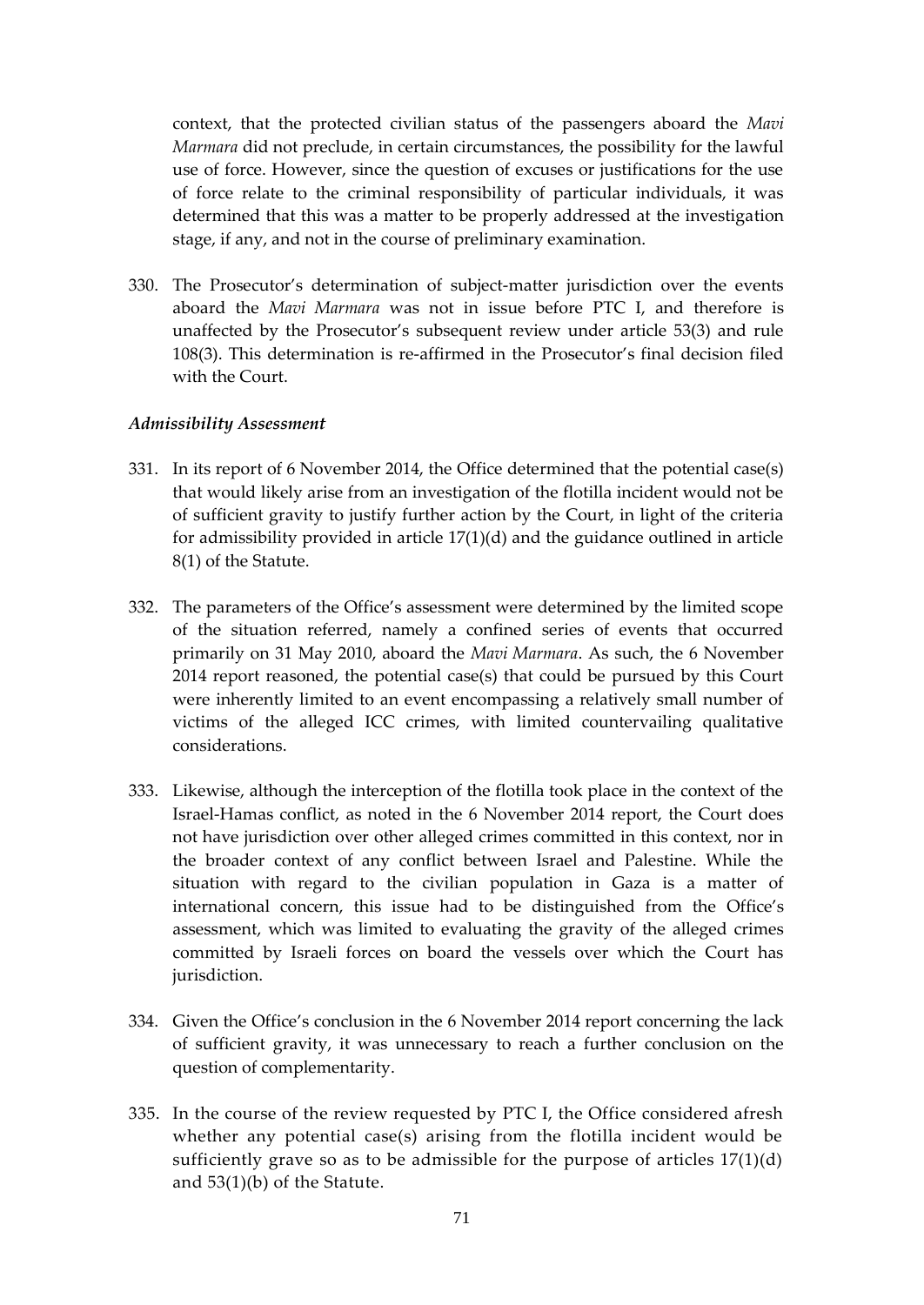context, that the protected civilian status of the passengers aboard the *Mavi Marmara* did not preclude, in certain circumstances, the possibility for the lawful use of force. However, since the question of excuses or justifications for the use of force relate to the criminal responsibility of particular individuals, it was determined that this was a matter to be properly addressed at the investigation stage, if any, and not in the course of preliminary examination.

330. The Prosecutor's determination of subject-matter jurisdiction over the events aboard the *Mavi Marmara* was not in issue before PTC I, and therefore is unaffected by the Prosecutor's subsequent review under article 53(3) and rule 108(3). This determination is re-affirmed in the Prosecutor's final decision filed with the Court.

### *Admissibility Assessment*

331. In its report of 6 November 2014, the Office determined that the potential case(s) that would likely arise from an investigation of the flotilla incident would not be of sufficient gravity to justify further action by the Court, in light of the criteria for admissibility provided in article 17(1)(d) and the guidance outlined in article 8(1) of the Statute.

332. The parameters of the Office's assessment were determined by the limited scope of the situation referred, namely a confined series of events that occurred primarily on 31 May 2010, aboard the *Mavi Marmara*. As such, the 6 November 2014 report reasoned, the potential case(s) that could be pursued by this Court were inherently limited to an event encompassing a relatively small number of victims of the alleged ICC crimes, with limited countervailing qualitative considerations.

333. Likewise, although the interception of the flotilla took place in the context of the Israel-Hamas conflict, as noted in the 6 November 2014 report, the Court does not have jurisdiction over other alleged crimes committed in this context, nor in the broader context of any conflict between Israel and Palestine. While the situation with regard to the civilian population in Gaza is a matter of international concern, this issue had to be distinguished from the Office's assessment, which was limited to evaluating the gravity of the alleged crimes committed by Israeli forces on board the vessels over which the Court has jurisdiction.

334. Given the Office's conclusion in the 6 November 2014 report concerning the lack of sufficient gravity, it was unnecessary to reach a further conclusion on the question of complementarity.

335. In the course of the review requested by PTC I, the Office considered afresh whether any potential case(s) arising from the flotilla incident would be sufficiently grave so as to be admissible for the purpose of articles 17(1)(d) and 53(1)(b) of the Statute.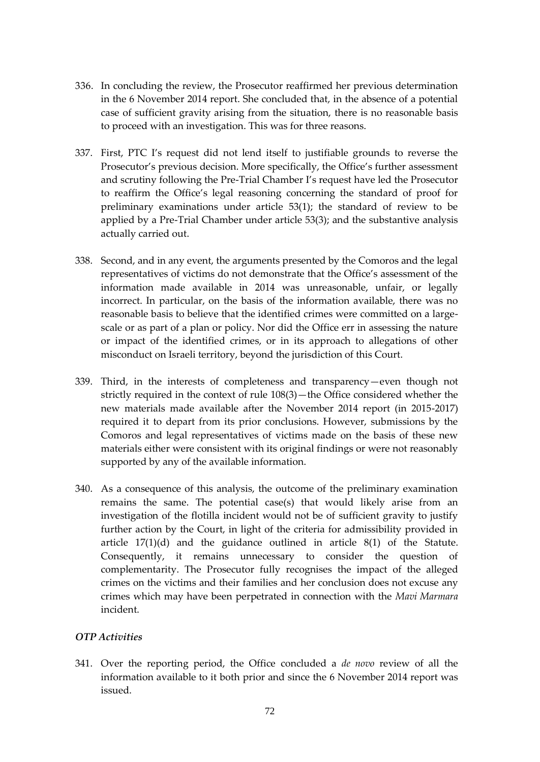336. In concluding the review, the Prosecutor reaffirmed her previous determination in the 6 November 2014 report. She concluded that, in the absence of a potential case of sufficient gravity arising from the situation, there is no reasonable basis to proceed with an investigation. This was for three reasons.

337. First, PTC I's request did not lend itself to justifiable grounds to reverse the Prosecutor's previous decision. More specifically, the Office's further assessment and scrutiny following the Pre-Trial Chamber I's request have led the Prosecutor to reaffirm the Office's legal reasoning concerning the standard of proof for preliminary examinations under article 53(1); the standard of review to be applied by a Pre-Trial Chamber under article 53(3); and the substantive analysis actually carried out.

338. Second, and in any event, the arguments presented by the Comoros and the legal representatives of victims do not demonstrate that the Office's assessment of the information made available in 2014 was unreasonable, unfair, or legally incorrect. In particular, on the basis of the information available, there was no reasonable basis to believe that the identified crimes were committed on a large-scale or as part of a plan or policy. Nor did the Office err in assessing the nature or impact of the identified crimes, or in its approach to allegations of other misconduct on Israeli territory, beyond the jurisdiction of this Court.

339. Third, in the interests of completeness and transparency—even though not strictly required in the context of rule 108(3)—the Office considered whether the new materials made available after the November 2014 report (in 2015-2017) required it to depart from its prior conclusions. However, submissions by the Comoros and legal representatives of victims made on the basis of these new materials either were consistent with its original findings or were not reasonably supported by any of the available information.

340. As a consequence of this analysis, the outcome of the preliminary examination remains the same. The potential case(s) that would likely arise from an investigation of the flotilla incident would not be of sufficient gravity to justify further action by the Court, in light of the criteria for admissibility provided in article 17(1)(d) and the guidance outlined in article 8(1) of the Statute. Consequently, it remains unnecessary to consider the question of complementarity. The Prosecutor fully recognises the impact of the alleged crimes on the victims and their families and her conclusion does not excuse any crimes which may have been perpetrated in connection with the *Mavi Marmara* incident.

### *OTP Activities*

341. Over the reporting period, the Office concluded a *de novo* review of all the information available to it both prior and since the 6 November 2014 report was issued.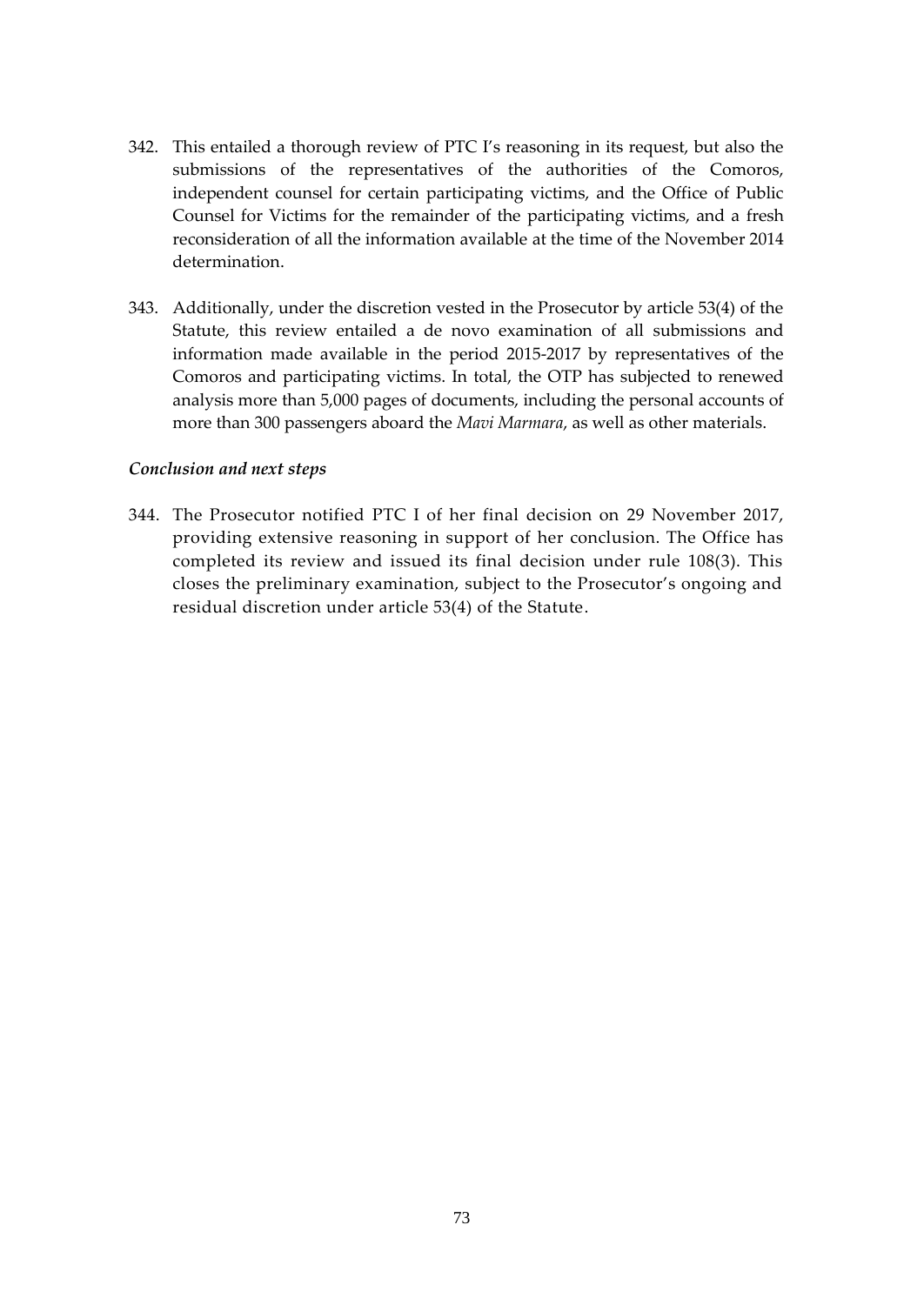342. This entailed a thorough review of PTC I's reasoning in its request, but also the submissions of the representatives of the authorities of the Comoros, independent counsel for certain participating victims, and the Office of Public Counsel for Victims for the remainder of the participating victims, and a fresh reconsideration of all the information available at the time of the November 2014 determination.

343. Additionally, under the discretion vested in the Prosecutor by article 53(4) of the Statute, this review entailed a de novo examination of all submissions and information made available in the period 2015-2017 by representatives of the Comoros and participating victims. In total, the OTP has subjected to renewed analysis more than 5,000 pages of documents, including the personal accounts of more than 300 passengers aboard the *Mavi Marmara*, as well as other materials.

### *Conclusion and next steps*

344. The Prosecutor notified PTC I of her final decision on 29 November 2017, providing extensive reasoning in support of her conclusion. The Office has completed its review and issued its final decision under rule 108(3). This closes the preliminary examination, subject to the Prosecutor's ongoing and residual discretion under article 53(4) of the Statute.